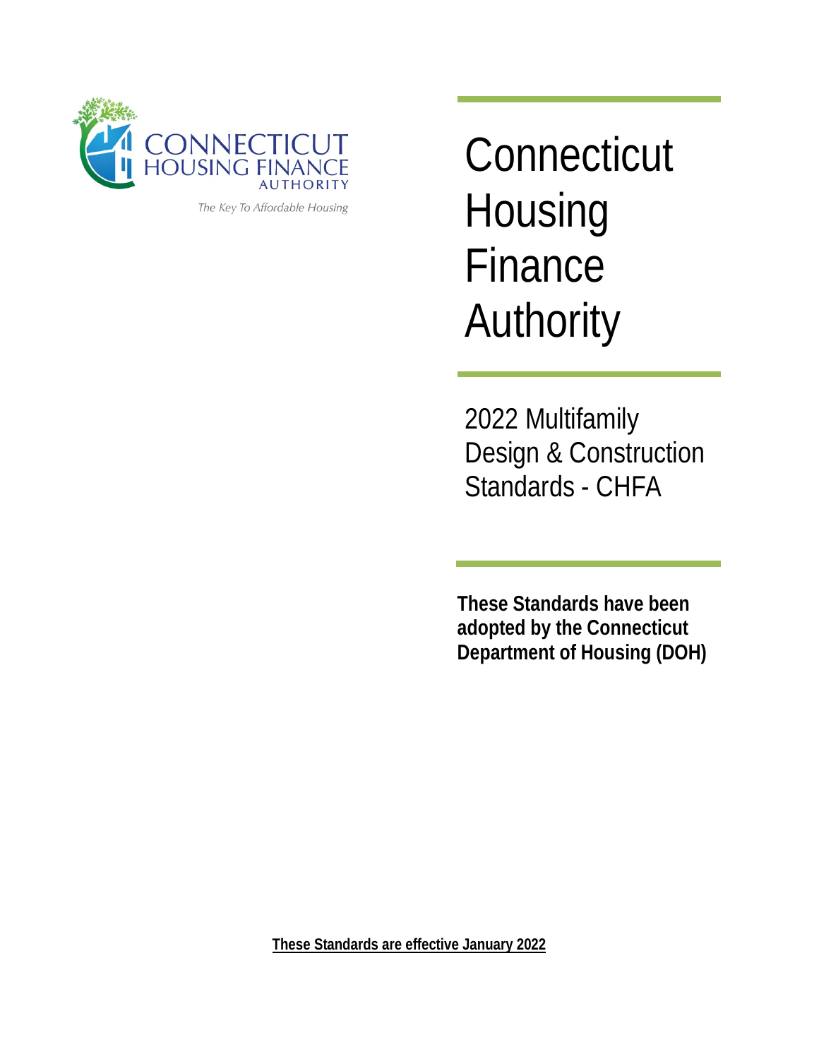CONNECTICUT HOUSING FINANCE AUTHORITY

*The Key To Affordable Housing*

# Connecticut Housing Finance Authority

## 2022 Multifamily Design & Construction Standards - CHFA

**These Standards have been adopted by the Connecticut Department of Housing (DOH)**

**These Standards are effective January 2022**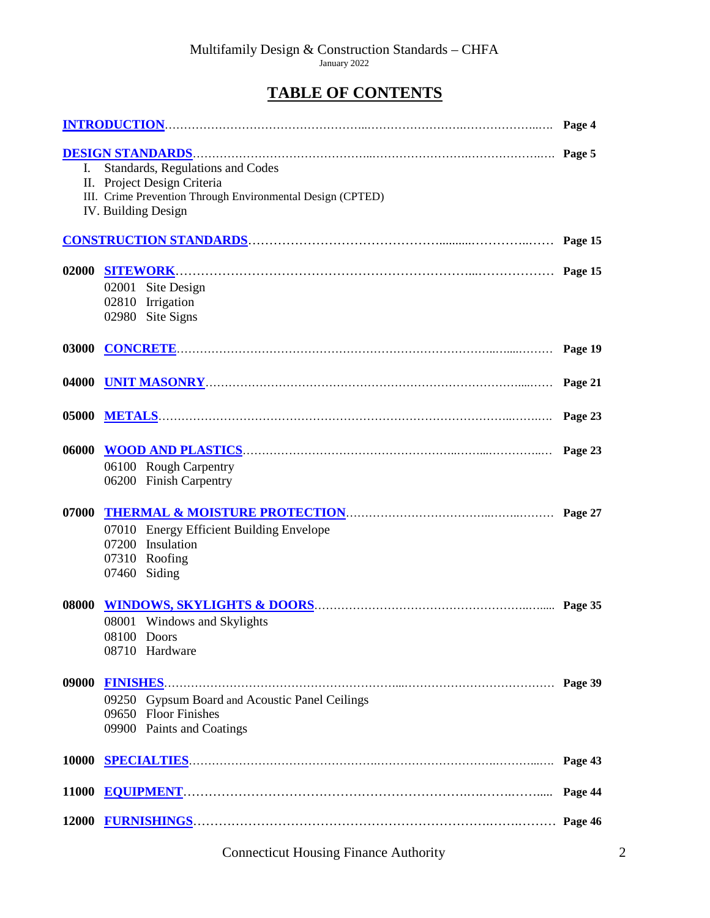Multifamily Design & Construction Standards – CHFA
January 2022

# TABLE OF CONTENTS

**INTRODUCTION** ........................................................................................ **Page 4**

**DESIGN STANDARDS** ................................................................................. **Page 5**

I. Standards, Regulations and Codes
II. Project Design Criteria
III. Crime Prevention Through Environmental Design (CPTED)
IV. Building Design

**CONSTRUCTION STANDARDS** .................................................................... **Page 15**

**02000 SITEWORK** ....................................................................................... **Page 15**

02001 Site Design
02810 Irrigation
02980 Site Signs

**03000 CONCRETE** ...................................................................................... **Page 19**

**04000 UNIT MASONRY** .............................................................................. **Page 21**

**05000 METALS** ............................................................................................ **Page 23**

**06000 WOOD AND PLASTICS** ................................................................... **Page 23**

06100 Rough Carpentry
06200 Finish Carpentry

**07000 THERMAL & MOISTURE PROTECTION** ........................................ **Page 27**

07010 Energy Efficient Building Envelope
07200 Insulation
07310 Roofing
07460 Siding

**08000 WINDOWS, SKYLIGHTS & DOORS** ................................................ **Page 35**

08001 Windows and Skylights
08100 Doors
08710 Hardware

**09000 FINISHES** .......................................................................................... **Page 39**

09250 Gypsum Board and Acoustic Panel Ceilings
09650 Floor Finishes
09900 Paints and Coatings

**10000 SPECIALTIES** .................................................................................... **Page 43**

**11000 EQUIPMENT** ..................................................................................... **Page 44**

**12000 FURNISHINGS** .................................................................................. **Page 46**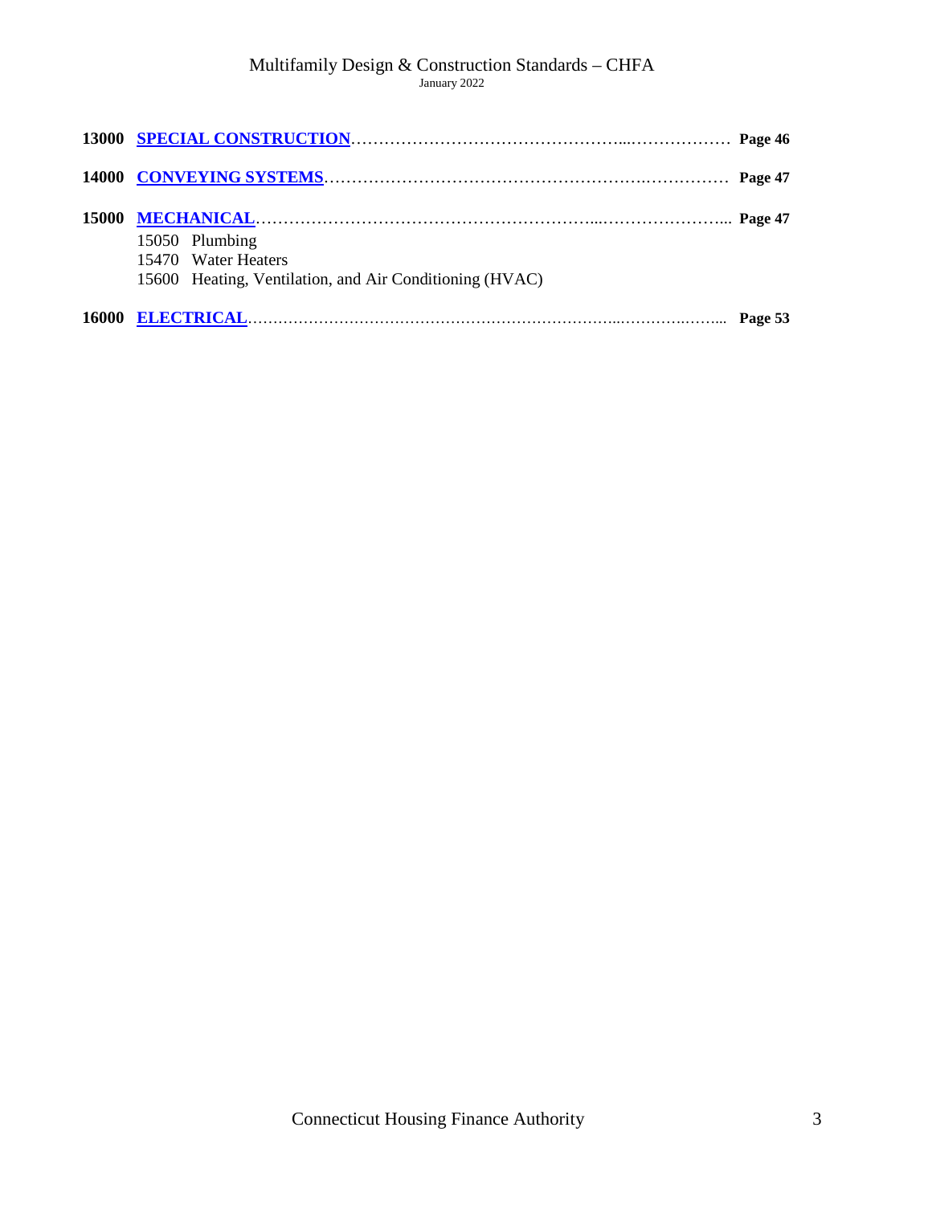**13000 SPECIAL CONSTRUCTION**……………………………………………...……………… **Page 46**

**14000 CONVEYING SYSTEMS**…………………………………………………….…………… **Page 47**

**15000 MECHANICAL**…………………………………………………...…………………... **Page 47**

15050 Plumbing
15470 Water Heaters
15600 Heating, Ventilation, and Air Conditioning (HVAC)

**16000 ELECTRICAL**……………………………………………………………...………..……... **Page 53**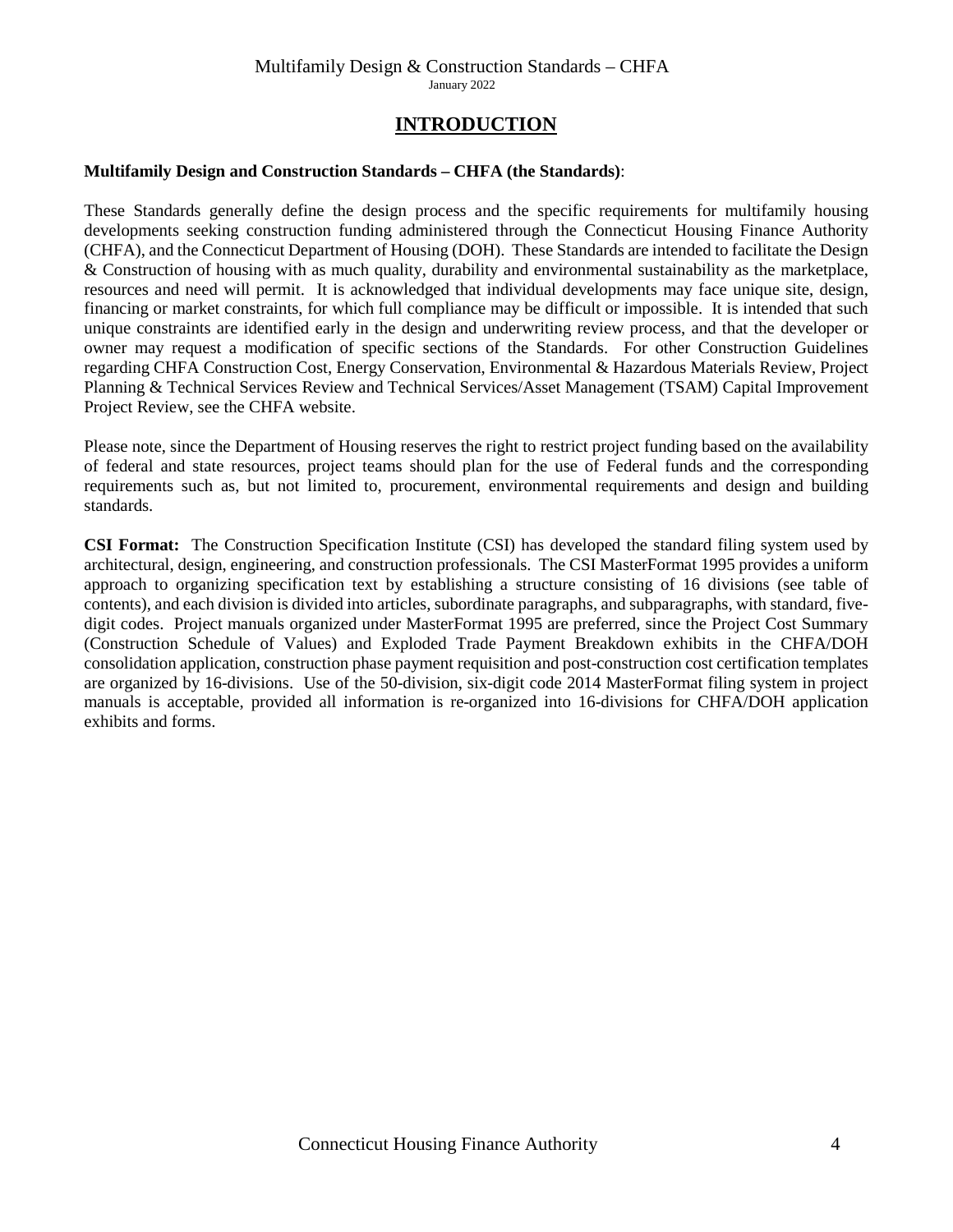# INTRODUCTION

**Multifamily Design and Construction Standards – CHFA (the Standards)**:

These Standards generally define the design process and the specific requirements for multifamily housing developments seeking construction funding administered through the Connecticut Housing Finance Authority (CHFA), and the Connecticut Department of Housing (DOH). These Standards are intended to facilitate the Design & Construction of housing with as much quality, durability and environmental sustainability as the marketplace, resources and need will permit. It is acknowledged that individual developments may face unique site, design, financing or market constraints, for which full compliance may be difficult or impossible. It is intended that such unique constraints are identified early in the design and underwriting review process, and that the developer or owner may request a modification of specific sections of the Standards. For other Construction Guidelines regarding CHFA Construction Cost, Energy Conservation, Environmental & Hazardous Materials Review, Project Planning & Technical Services Review and Technical Services/Asset Management (TSAM) Capital Improvement Project Review, see the CHFA website.

Please note, since the Department of Housing reserves the right to restrict project funding based on the availability of federal and state resources, project teams should plan for the use of Federal funds and the corresponding requirements such as, but not limited to, procurement, environmental requirements and design and building standards.

**CSI Format:** The Construction Specification Institute (CSI) has developed the standard filing system used by architectural, design, engineering, and construction professionals. The CSI MasterFormat 1995 provides a uniform approach to organizing specification text by establishing a structure consisting of 16 divisions (see table of contents), and each division is divided into articles, subordinate paragraphs, and subparagraphs, with standard, five-digit codes. Project manuals organized under MasterFormat 1995 are preferred, since the Project Cost Summary (Construction Schedule of Values) and Exploded Trade Payment Breakdown exhibits in the CHFA/DOH consolidation application, construction phase payment requisition and post-construction cost certification templates are organized by 16-divisions. Use of the 50-division, six-digit code 2014 MasterFormat filing system in project manuals is acceptable, provided all information is re-organized into 16-divisions for CHFA/DOH application exhibits and forms.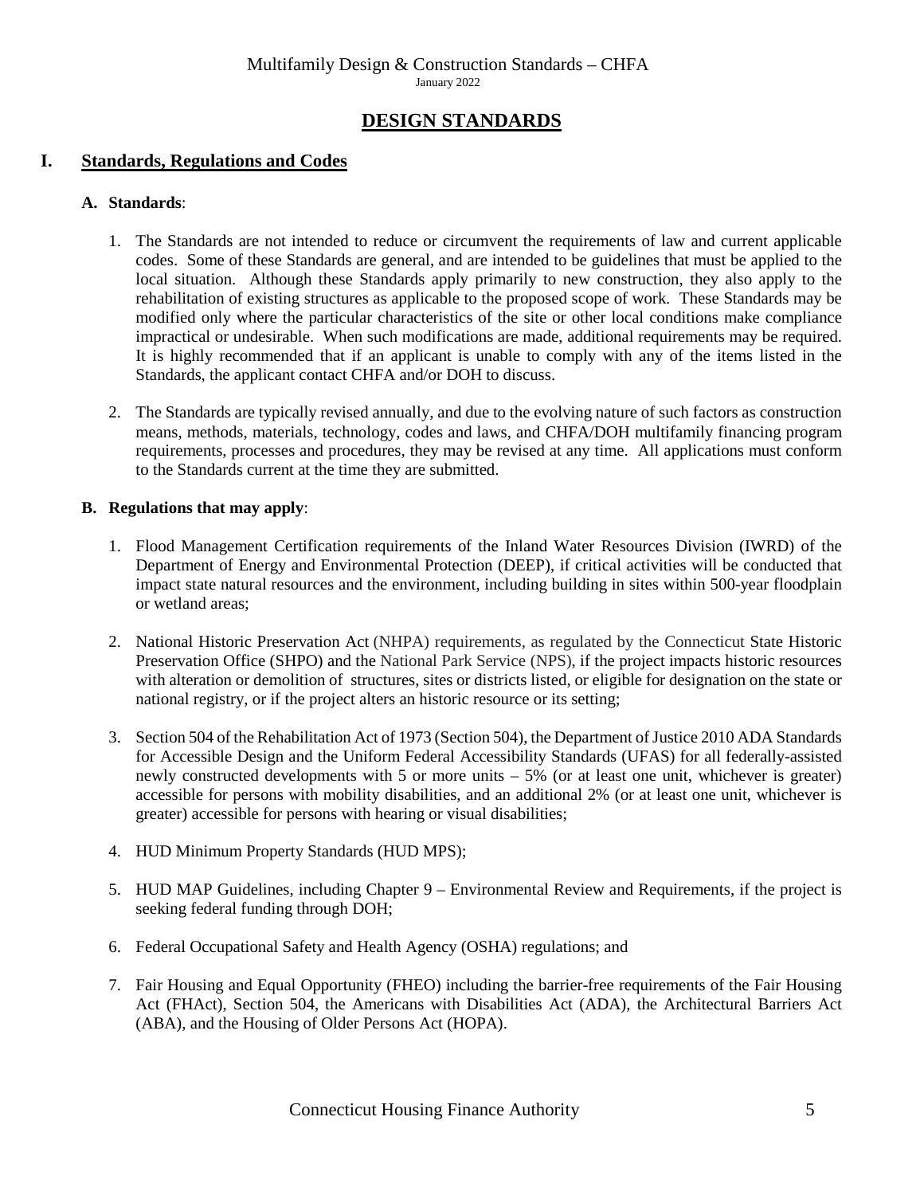# DESIGN STANDARDS

## I. Standards, Regulations and Codes

### A. Standards:

1. The Standards are not intended to reduce or circumvent the requirements of law and current applicable codes. Some of these Standards are general, and are intended to be guidelines that must be applied to the local situation. Although these Standards apply primarily to new construction, they also apply to the rehabilitation of existing structures as applicable to the proposed scope of work. These Standards may be modified only where the particular characteristics of the site or other local conditions make compliance impractical or undesirable. When such modifications are made, additional requirements may be required. It is highly recommended that if an applicant is unable to comply with any of the items listed in the Standards, the applicant contact CHFA and/or DOH to discuss.

2. The Standards are typically revised annually, and due to the evolving nature of such factors as construction means, methods, materials, technology, codes and laws, and CHFA/DOH multifamily financing program requirements, processes and procedures, they may be revised at any time. All applications must conform to the Standards current at the time they are submitted.

### B. Regulations that may apply:

1. Flood Management Certification requirements of the Inland Water Resources Division (IWRD) of the Department of Energy and Environmental Protection (DEEP), if critical activities will be conducted that impact state natural resources and the environment, including building in sites within 500-year floodplain or wetland areas;

2. National Historic Preservation Act (NHPA) requirements, as regulated by the Connecticut State Historic Preservation Office (SHPO) and the National Park Service (NPS), if the project impacts historic resources with alteration or demolition of structures, sites or districts listed, or eligible for designation on the state or national registry, or if the project alters an historic resource or its setting;

3. Section 504 of the Rehabilitation Act of 1973 (Section 504), the Department of Justice 2010 ADA Standards for Accessible Design and the Uniform Federal Accessibility Standards (UFAS) for all federally-assisted newly constructed developments with 5 or more units – 5% (or at least one unit, whichever is greater) accessible for persons with mobility disabilities, and an additional 2% (or at least one unit, whichever is greater) accessible for persons with hearing or visual disabilities;

4. HUD Minimum Property Standards (HUD MPS);

5. HUD MAP Guidelines, including Chapter 9 – Environmental Review and Requirements, if the project is seeking federal funding through DOH;

6. Federal Occupational Safety and Health Agency (OSHA) regulations; and

7. Fair Housing and Equal Opportunity (FHEO) including the barrier-free requirements of the Fair Housing Act (FHAct), Section 504, the Americans with Disabilities Act (ADA), the Architectural Barriers Act (ABA), and the Housing of Older Persons Act (HOPA).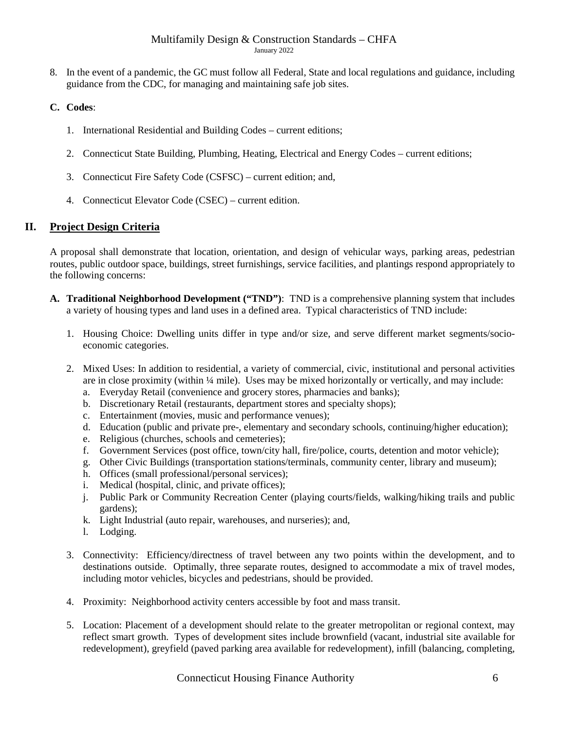8. In the event of a pandemic, the GC must follow all Federal, State and local regulations and guidance, including guidance from the CDC, for managing and maintaining safe job sites.

**C. Codes**:

1. International Residential and Building Codes – current editions;

2. Connecticut State Building, Plumbing, Heating, Electrical and Energy Codes – current editions;

3. Connecticut Fire Safety Code (CSFSC) – current edition; and,

4. Connecticut Elevator Code (CSEC) – current edition.

## II. <u>Project Design Criteria</u>

A proposal shall demonstrate that location, orientation, and design of vehicular ways, parking areas, pedestrian routes, public outdoor space, buildings, street furnishings, service facilities, and plantings respond appropriately to the following concerns:

**A. Traditional Neighborhood Development ("TND")**: TND is a comprehensive planning system that includes a variety of housing types and land uses in a defined area. Typical characteristics of TND include:

1. Housing Choice: Dwelling units differ in type and/or size, and serve different market segments/socio-economic categories.

2. Mixed Uses: In addition to residential, a variety of commercial, civic, institutional and personal activities are in close proximity (within ¼ mile). Uses may be mixed horizontally or vertically, and may include:
   a. Everyday Retail (convenience and grocery stores, pharmacies and banks);
   b. Discretionary Retail (restaurants, department stores and specialty shops);
   c. Entertainment (movies, music and performance venues);
   d. Education (public and private pre-, elementary and secondary schools, continuing/higher education);
   e. Religious (churches, schools and cemeteries);
   f. Government Services (post office, town/city hall, fire/police, courts, detention and motor vehicle);
   g. Other Civic Buildings (transportation stations/terminals, community center, library and museum);
   h. Offices (small professional/personal services);
   i. Medical (hospital, clinic, and private offices);
   j. Public Park or Community Recreation Center (playing courts/fields, walking/hiking trails and public gardens);
   k. Light Industrial (auto repair, warehouses, and nurseries); and,
   l. Lodging.

3. Connectivity: Efficiency/directness of travel between any two points within the development, and to destinations outside. Optimally, three separate routes, designed to accommodate a mix of travel modes, including motor vehicles, bicycles and pedestrians, should be provided.

4. Proximity: Neighborhood activity centers accessible by foot and mass transit.

5. Location: Placement of a development should relate to the greater metropolitan or regional context, may reflect smart growth. Types of development sites include brownfield (vacant, industrial site available for redevelopment), greyfield (paved parking area available for redevelopment), infill (balancing, completing,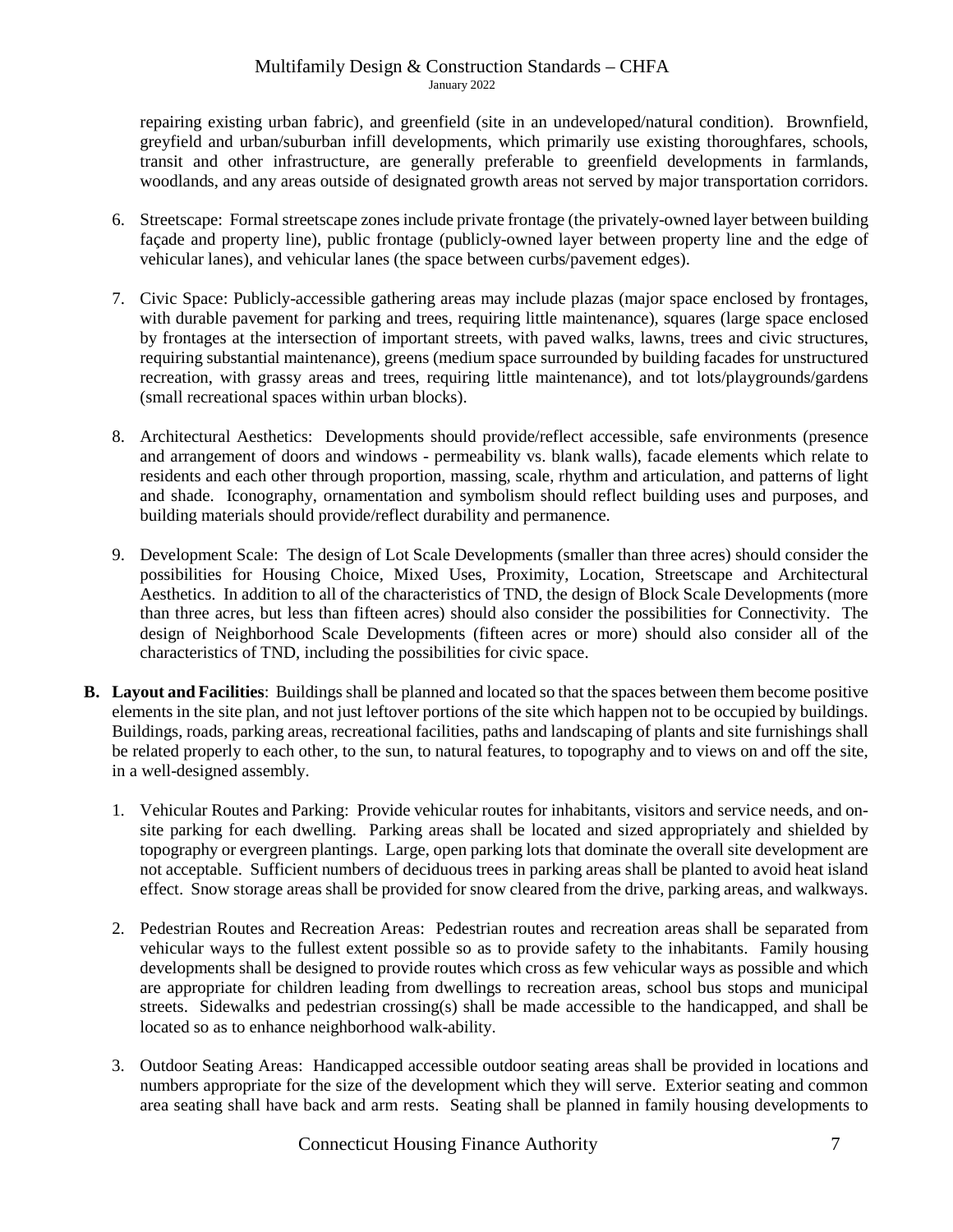repairing existing urban fabric), and greenfield (site in an undeveloped/natural condition). Brownfield, greyfield and urban/suburban infill developments, which primarily use existing thoroughfares, schools, transit and other infrastructure, are generally preferable to greenfield developments in farmlands, woodlands, and any areas outside of designated growth areas not served by major transportation corridors.

6. Streetscape: Formal streetscape zones include private frontage (the privately-owned layer between building façade and property line), public frontage (publicly-owned layer between property line and the edge of vehicular lanes), and vehicular lanes (the space between curbs/pavement edges).

7. Civic Space: Publicly-accessible gathering areas may include plazas (major space enclosed by frontages, with durable pavement for parking and trees, requiring little maintenance), squares (large space enclosed by frontages at the intersection of important streets, with paved walks, lawns, trees and civic structures, requiring substantial maintenance), greens (medium space surrounded by building facades for unstructured recreation, with grassy areas and trees, requiring little maintenance), and tot lots/playgrounds/gardens (small recreational spaces within urban blocks).

8. Architectural Aesthetics: Developments should provide/reflect accessible, safe environments (presence and arrangement of doors and windows - permeability vs. blank walls), facade elements which relate to residents and each other through proportion, massing, scale, rhythm and articulation, and patterns of light and shade. Iconography, ornamentation and symbolism should reflect building uses and purposes, and building materials should provide/reflect durability and permanence.

9. Development Scale: The design of Lot Scale Developments (smaller than three acres) should consider the possibilities for Housing Choice, Mixed Uses, Proximity, Location, Streetscape and Architectural Aesthetics. In addition to all of the characteristics of TND, the design of Block Scale Developments (more than three acres, but less than fifteen acres) should also consider the possibilities for Connectivity. The design of Neighborhood Scale Developments (fifteen acres or more) should also consider all of the characteristics of TND, including the possibilities for civic space.

**B. Layout and Facilities**: Buildings shall be planned and located so that the spaces between them become positive elements in the site plan, and not just leftover portions of the site which happen not to be occupied by buildings. Buildings, roads, parking areas, recreational facilities, paths and landscaping of plants and site furnishings shall be related properly to each other, to the sun, to natural features, to topography and to views on and off the site, in a well-designed assembly.

1. Vehicular Routes and Parking: Provide vehicular routes for inhabitants, visitors and service needs, and on-site parking for each dwelling. Parking areas shall be located and sized appropriately and shielded by topography or evergreen plantings. Large, open parking lots that dominate the overall site development are not acceptable. Sufficient numbers of deciduous trees in parking areas shall be planted to avoid heat island effect. Snow storage areas shall be provided for snow cleared from the drive, parking areas, and walkways.

2. Pedestrian Routes and Recreation Areas: Pedestrian routes and recreation areas shall be separated from vehicular ways to the fullest extent possible so as to provide safety to the inhabitants. Family housing developments shall be designed to provide routes which cross as few vehicular ways as possible and which are appropriate for children leading from dwellings to recreation areas, school bus stops and municipal streets. Sidewalks and pedestrian crossing(s) shall be made accessible to the handicapped, and shall be located so as to enhance neighborhood walk-ability.

3. Outdoor Seating Areas: Handicapped accessible outdoor seating areas shall be provided in locations and numbers appropriate for the size of the development which they will serve. Exterior seating and common area seating shall have back and arm rests. Seating shall be planned in family housing developments to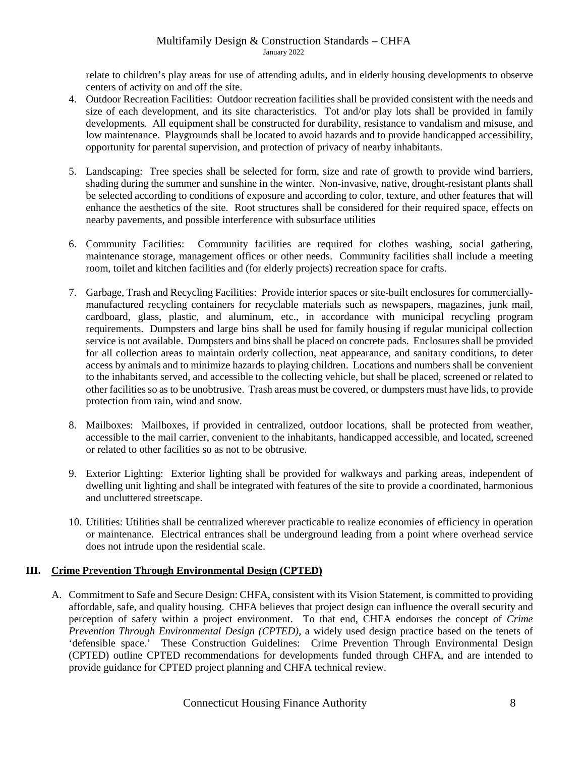relate to children's play areas for use of attending adults, and in elderly housing developments to observe centers of activity on and off the site.

4. Outdoor Recreation Facilities: Outdoor recreation facilities shall be provided consistent with the needs and size of each development, and its site characteristics. Tot and/or play lots shall be provided in family developments. All equipment shall be constructed for durability, resistance to vandalism and misuse, and low maintenance. Playgrounds shall be located to avoid hazards and to provide handicapped accessibility, opportunity for parental supervision, and protection of privacy of nearby inhabitants.

5. Landscaping: Tree species shall be selected for form, size and rate of growth to provide wind barriers, shading during the summer and sunshine in the winter. Non-invasive, native, drought-resistant plants shall be selected according to conditions of exposure and according to color, texture, and other features that will enhance the aesthetics of the site. Root structures shall be considered for their required space, effects on nearby pavements, and possible interference with subsurface utilities

6. Community Facilities: Community facilities are required for clothes washing, social gathering, maintenance storage, management offices or other needs. Community facilities shall include a meeting room, toilet and kitchen facilities and (for elderly projects) recreation space for crafts.

7. Garbage, Trash and Recycling Facilities: Provide interior spaces or site-built enclosures for commercially-manufactured recycling containers for recyclable materials such as newspapers, magazines, junk mail, cardboard, glass, plastic, and aluminum, etc., in accordance with municipal recycling program requirements. Dumpsters and large bins shall be used for family housing if regular municipal collection service is not available. Dumpsters and bins shall be placed on concrete pads. Enclosures shall be provided for all collection areas to maintain orderly collection, neat appearance, and sanitary conditions, to deter access by animals and to minimize hazards to playing children. Locations and numbers shall be convenient to the inhabitants served, and accessible to the collecting vehicle, but shall be placed, screened or related to other facilities so as to be unobtrusive. Trash areas must be covered, or dumpsters must have lids, to provide protection from rain, wind and snow.

8. Mailboxes: Mailboxes, if provided in centralized, outdoor locations, shall be protected from weather, accessible to the mail carrier, convenient to the inhabitants, handicapped accessible, and located, screened or related to other facilities so as not to be obtrusive.

9. Exterior Lighting: Exterior lighting shall be provided for walkways and parking areas, independent of dwelling unit lighting and shall be integrated with features of the site to provide a coordinated, harmonious and uncluttered streetscape.

10. Utilities: Utilities shall be centralized wherever practicable to realize economies of efficiency in operation or maintenance. Electrical entrances shall be underground leading from a point where overhead service does not intrude upon the residential scale.

## III. Crime Prevention Through Environmental Design (CPTED)

A. Commitment to Safe and Secure Design: CHFA, consistent with its Vision Statement, is committed to providing affordable, safe, and quality housing. CHFA believes that project design can influence the overall security and perception of safety within a project environment. To that end, CHFA endorses the concept of *Crime Prevention Through Environmental Design (CPTED)*, a widely used design practice based on the tenets of 'defensible space.' These Construction Guidelines: Crime Prevention Through Environmental Design (CPTED) outline CPTED recommendations for developments funded through CHFA, and are intended to provide guidance for CPTED project planning and CHFA technical review.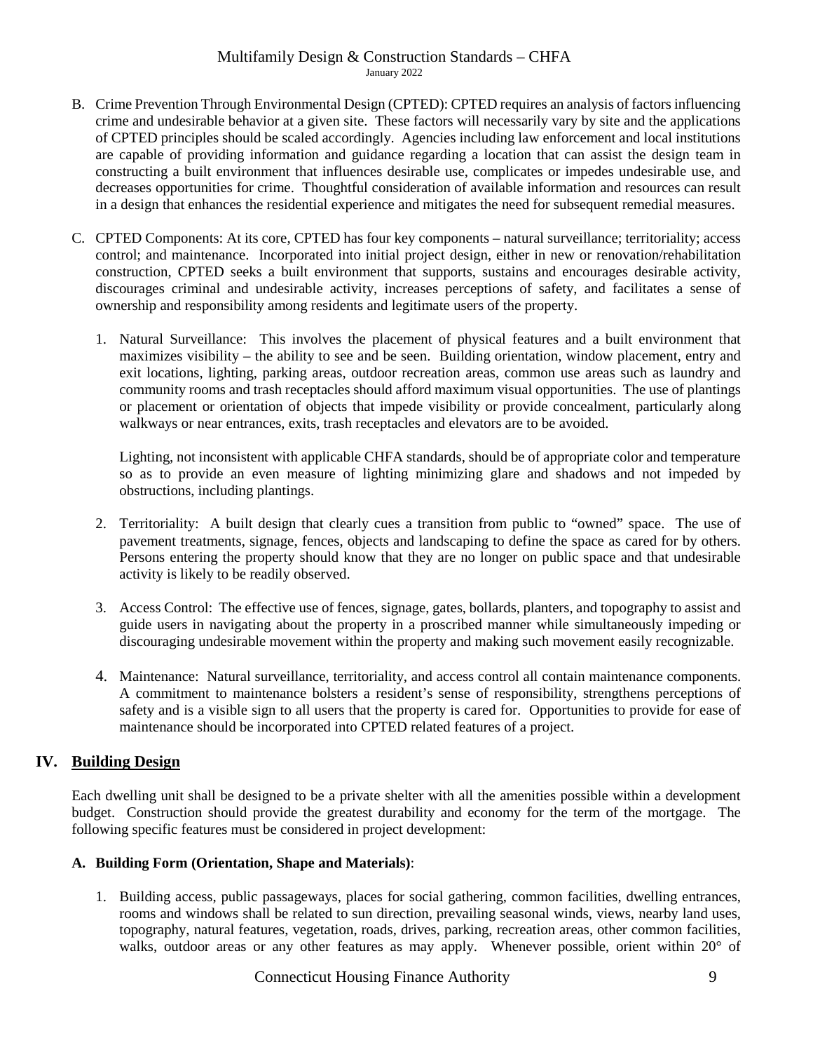B. Crime Prevention Through Environmental Design (CPTED): CPTED requires an analysis of factors influencing crime and undesirable behavior at a given site. These factors will necessarily vary by site and the applications of CPTED principles should be scaled accordingly. Agencies including law enforcement and local institutions are capable of providing information and guidance regarding a location that can assist the design team in constructing a built environment that influences desirable use, complicates or impedes undesirable use, and decreases opportunities for crime. Thoughtful consideration of available information and resources can result in a design that enhances the residential experience and mitigates the need for subsequent remedial measures.

C. CPTED Components: At its core, CPTED has four key components – natural surveillance; territoriality; access control; and maintenance. Incorporated into initial project design, either in new or renovation/rehabilitation construction, CPTED seeks a built environment that supports, sustains and encourages desirable activity, discourages criminal and undesirable activity, increases perceptions of safety, and facilitates a sense of ownership and responsibility among residents and legitimate users of the property.

1. Natural Surveillance: This involves the placement of physical features and a built environment that maximizes visibility – the ability to see and be seen. Building orientation, window placement, entry and exit locations, lighting, parking areas, outdoor recreation areas, common use areas such as laundry and community rooms and trash receptacles should afford maximum visual opportunities. The use of plantings or placement or orientation of objects that impede visibility or provide concealment, particularly along walkways or near entrances, exits, trash receptacles and elevators are to be avoided.

   Lighting, not inconsistent with applicable CHFA standards, should be of appropriate color and temperature so as to provide an even measure of lighting minimizing glare and shadows and not impeded by obstructions, including plantings.

2. Territoriality: A built design that clearly cues a transition from public to "owned" space. The use of pavement treatments, signage, fences, objects and landscaping to define the space as cared for by others. Persons entering the property should know that they are no longer on public space and that undesirable activity is likely to be readily observed.

3. Access Control: The effective use of fences, signage, gates, bollards, planters, and topography to assist and guide users in navigating about the property in a proscribed manner while simultaneously impeding or discouraging undesirable movement within the property and making such movement easily recognizable.

4. Maintenance: Natural surveillance, territoriality, and access control all contain maintenance components. A commitment to maintenance bolsters a resident's sense of responsibility, strengthens perceptions of safety and is a visible sign to all users that the property is cared for. Opportunities to provide for ease of maintenance should be incorporated into CPTED related features of a project.

## IV. Building Design

Each dwelling unit shall be designed to be a private shelter with all the amenities possible within a development budget. Construction should provide the greatest durability and economy for the term of the mortgage. The following specific features must be considered in project development:

### A. Building Form (Orientation, Shape and Materials):

1. Building access, public passageways, places for social gathering, common facilities, dwelling entrances, rooms and windows shall be related to sun direction, prevailing seasonal winds, views, nearby land uses, topography, natural features, vegetation, roads, drives, parking, recreation areas, other common facilities, walks, outdoor areas or any other features as may apply. Whenever possible, orient within 20° of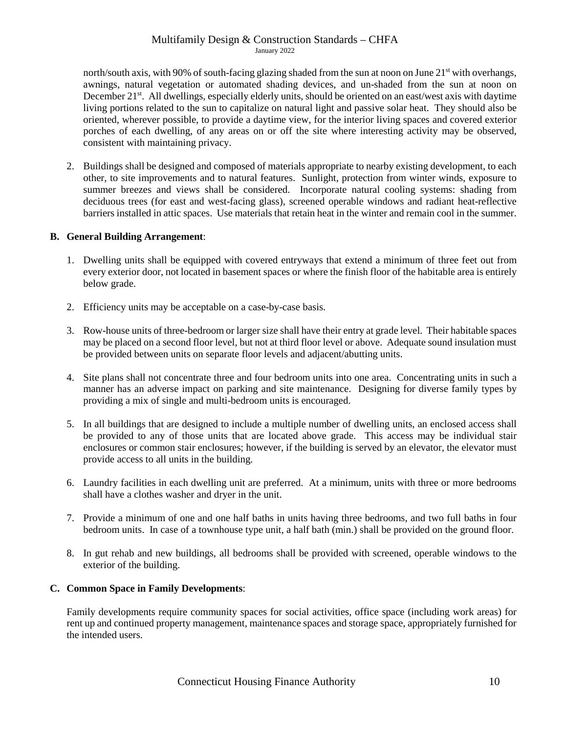north/south axis, with 90% of south-facing glazing shaded from the sun at noon on June 21st with overhangs, awnings, natural vegetation or automated shading devices, and un-shaded from the sun at noon on December 21st. All dwellings, especially elderly units, should be oriented on an east/west axis with daytime living portions related to the sun to capitalize on natural light and passive solar heat. They should also be oriented, wherever possible, to provide a daytime view, for the interior living spaces and covered exterior porches of each dwelling, of any areas on or off the site where interesting activity may be observed, consistent with maintaining privacy.

2. Buildings shall be designed and composed of materials appropriate to nearby existing development, to each other, to site improvements and to natural features. Sunlight, protection from winter winds, exposure to summer breezes and views shall be considered. Incorporate natural cooling systems: shading from deciduous trees (for east and west-facing glass), screened operable windows and radiant heat-reflective barriers installed in attic spaces. Use materials that retain heat in the winter and remain cool in the summer.

**B. General Building Arrangement**:

1. Dwelling units shall be equipped with covered entryways that extend a minimum of three feet out from every exterior door, not located in basement spaces or where the finish floor of the habitable area is entirely below grade.

2. Efficiency units may be acceptable on a case-by-case basis.

3. Row-house units of three-bedroom or larger size shall have their entry at grade level. Their habitable spaces may be placed on a second floor level, but not at third floor level or above. Adequate sound insulation must be provided between units on separate floor levels and adjacent/abutting units.

4. Site plans shall not concentrate three and four bedroom units into one area. Concentrating units in such a manner has an adverse impact on parking and site maintenance. Designing for diverse family types by providing a mix of single and multi-bedroom units is encouraged.

5. In all buildings that are designed to include a multiple number of dwelling units, an enclosed access shall be provided to any of those units that are located above grade. This access may be individual stair enclosures or common stair enclosures; however, if the building is served by an elevator, the elevator must provide access to all units in the building.

6. Laundry facilities in each dwelling unit are preferred. At a minimum, units with three or more bedrooms shall have a clothes washer and dryer in the unit.

7. Provide a minimum of one and one half baths in units having three bedrooms, and two full baths in four bedroom units. In case of a townhouse type unit, a half bath (min.) shall be provided on the ground floor.

8. In gut rehab and new buildings, all bedrooms shall be provided with screened, operable windows to the exterior of the building.

**C. Common Space in Family Developments**:

Family developments require community spaces for social activities, office space (including work areas) for rent up and continued property management, maintenance spaces and storage space, appropriately furnished for the intended users.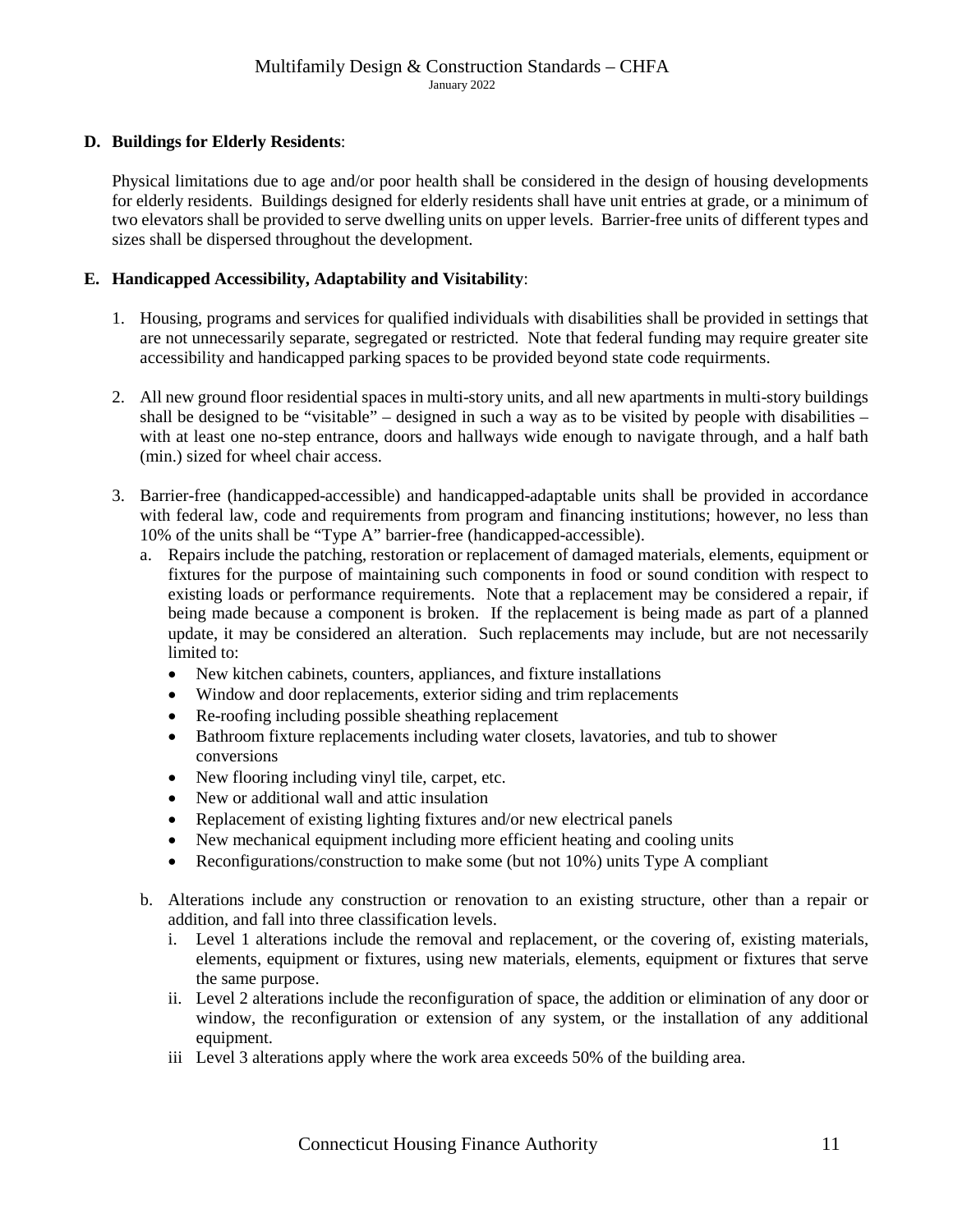**D. Buildings for Elderly Residents**:

Physical limitations due to age and/or poor health shall be considered in the design of housing developments for elderly residents. Buildings designed for elderly residents shall have unit entries at grade, or a minimum of two elevators shall be provided to serve dwelling units on upper levels. Barrier-free units of different types and sizes shall be dispersed throughout the development.

**E. Handicapped Accessibility, Adaptability and Visitability**:

1. Housing, programs and services for qualified individuals with disabilities shall be provided in settings that are not unnecessarily separate, segregated or restricted. Note that federal funding may require greater site accessibility and handicapped parking spaces to be provided beyond state code requirments.

2. All new ground floor residential spaces in multi-story units, and all new apartments in multi-story buildings shall be designed to be "visitable" – designed in such a way as to be visited by people with disabilities – with at least one no-step entrance, doors and hallways wide enough to navigate through, and a half bath (min.) sized for wheel chair access.

3. Barrier-free (handicapped-accessible) and handicapped-adaptable units shall be provided in accordance with federal law, code and requirements from program and financing institutions; however, no less than 10% of the units shall be "Type A" barrier-free (handicapped-accessible).
   a. Repairs include the patching, restoration or replacement of damaged materials, elements, equipment or fixtures for the purpose of maintaining such components in food or sound condition with respect to existing loads or performance requirements. Note that a replacement may be considered a repair, if being made because a component is broken. If the replacement is being made as part of a planned update, it may be considered an alteration. Such replacements may include, but are not necessarily limited to:
      - New kitchen cabinets, counters, appliances, and fixture installations
      - Window and door replacements, exterior siding and trim replacements
      - Re-roofing including possible sheathing replacement
      - Bathroom fixture replacements including water closets, lavatories, and tub to shower conversions
      - New flooring including vinyl tile, carpet, etc.
      - New or additional wall and attic insulation
      - Replacement of existing lighting fixtures and/or new electrical panels
      - New mechanical equipment including more efficient heating and cooling units
      - Reconfigurations/construction to make some (but not 10%) units Type A compliant

   b. Alterations include any construction or renovation to an existing structure, other than a repair or addition, and fall into three classification levels.
      i. Level 1 alterations include the removal and replacement, or the covering of, existing materials, elements, equipment or fixtures, using new materials, elements, equipment or fixtures that serve the same purpose.
      ii. Level 2 alterations include the reconfiguration of space, the addition or elimination of any door or window, the reconfiguration or extension of any system, or the installation of any additional equipment.
      iii Level 3 alterations apply where the work area exceeds 50% of the building area.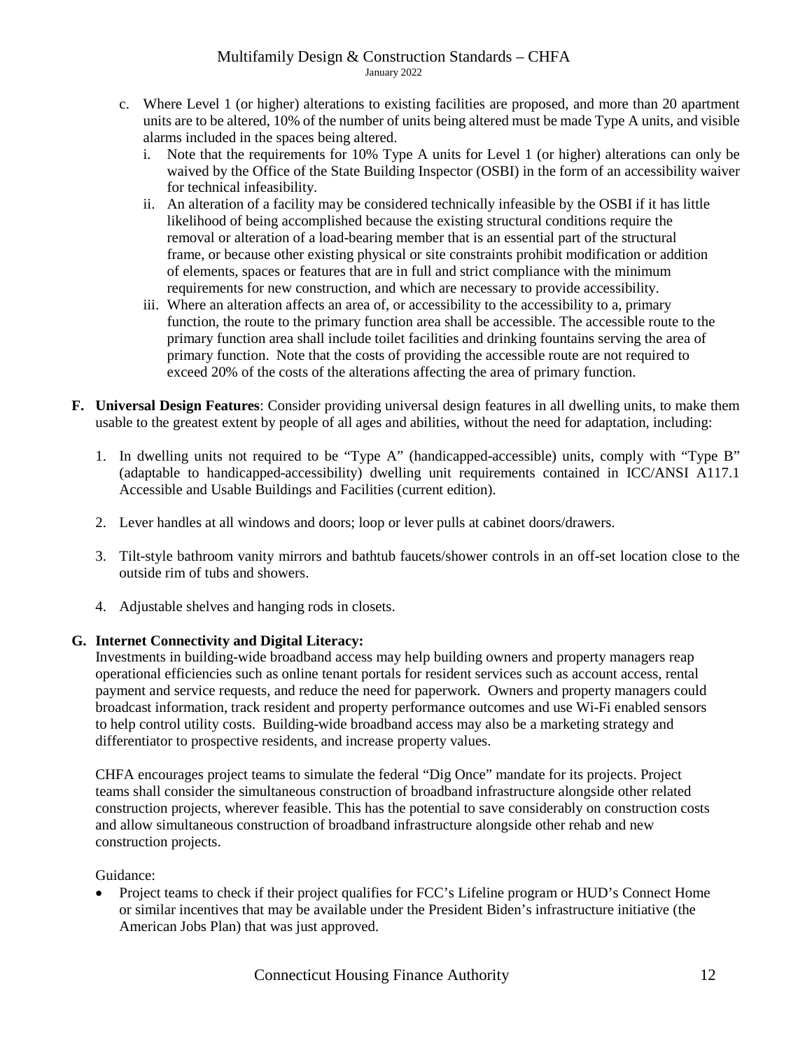c. Where Level 1 (or higher) alterations to existing facilities are proposed, and more than 20 apartment units are to be altered, 10% of the number of units being altered must be made Type A units, and visible alarms included in the spaces being altered.
   i. Note that the requirements for 10% Type A units for Level 1 (or higher) alterations can only be waived by the Office of the State Building Inspector (OSBI) in the form of an accessibility waiver for technical infeasibility.
   ii. An alteration of a facility may be considered technically infeasible by the OSBI if it has little likelihood of being accomplished because the existing structural conditions require the removal or alteration of a load-bearing member that is an essential part of the structural frame, or because other existing physical or site constraints prohibit modification or addition of elements, spaces or features that are in full and strict compliance with the minimum requirements for new construction, and which are necessary to provide accessibility.
   iii. Where an alteration affects an area of, or accessibility to the accessibility to a, primary function, the route to the primary function area shall be accessible. The accessible route to the primary function area shall include toilet facilities and drinking fountains serving the area of primary function. Note that the costs of providing the accessible route are not required to exceed 20% of the costs of the alterations affecting the area of primary function.

**F. Universal Design Features**: Consider providing universal design features in all dwelling units, to make them usable to the greatest extent by people of all ages and abilities, without the need for adaptation, including:

1. In dwelling units not required to be "Type A" (handicapped-accessible) units, comply with "Type B" (adaptable to handicapped-accessibility) dwelling unit requirements contained in ICC/ANSI A117.1 Accessible and Usable Buildings and Facilities (current edition).

2. Lever handles at all windows and doors; loop or lever pulls at cabinet doors/drawers.

3. Tilt-style bathroom vanity mirrors and bathtub faucets/shower controls in an off-set location close to the outside rim of tubs and showers.

4. Adjustable shelves and hanging rods in closets.

**G. Internet Connectivity and Digital Literacy:**

Investments in building-wide broadband access may help building owners and property managers reap operational efficiencies such as online tenant portals for resident services such as account access, rental payment and service requests, and reduce the need for paperwork. Owners and property managers could broadcast information, track resident and property performance outcomes and use Wi-Fi enabled sensors to help control utility costs. Building-wide broadband access may also be a marketing strategy and differentiator to prospective residents, and increase property values.

CHFA encourages project teams to simulate the federal "Dig Once" mandate for its projects. Project teams shall consider the simultaneous construction of broadband infrastructure alongside other related construction projects, wherever feasible. This has the potential to save considerably on construction costs and allow simultaneous construction of broadband infrastructure alongside other rehab and new construction projects.

Guidance:

- Project teams to check if their project qualifies for FCC's Lifeline program or HUD's Connect Home or similar incentives that may be available under the President Biden's infrastructure initiative (the American Jobs Plan) that was just approved.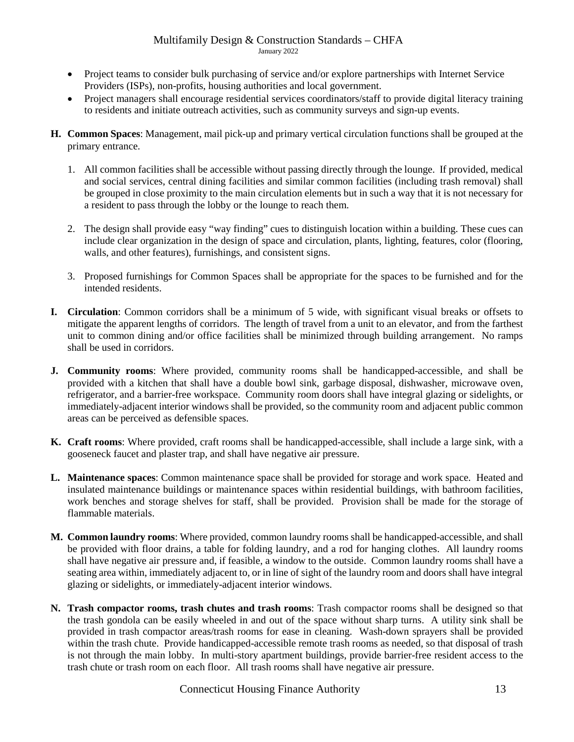- Project teams to consider bulk purchasing of service and/or explore partnerships with Internet Service Providers (ISPs), non-profits, housing authorities and local government.
- Project managers shall encourage residential services coordinators/staff to provide digital literacy training to residents and initiate outreach activities, such as community surveys and sign-up events.

**H. Common Spaces**: Management, mail pick-up and primary vertical circulation functions shall be grouped at the primary entrance.

1. All common facilities shall be accessible without passing directly through the lounge. If provided, medical and social services, central dining facilities and similar common facilities (including trash removal) shall be grouped in close proximity to the main circulation elements but in such a way that it is not necessary for a resident to pass through the lobby or the lounge to reach them.

2. The design shall provide easy "way finding" cues to distinguish location within a building. These cues can include clear organization in the design of space and circulation, plants, lighting, features, color (flooring, walls, and other features), furnishings, and consistent signs.

3. Proposed furnishings for Common Spaces shall be appropriate for the spaces to be furnished and for the intended residents.

**I. Circulation**: Common corridors shall be a minimum of 5 wide, with significant visual breaks or offsets to mitigate the apparent lengths of corridors. The length of travel from a unit to an elevator, and from the farthest unit to common dining and/or office facilities shall be minimized through building arrangement. No ramps shall be used in corridors.

**J. Community rooms**: Where provided, community rooms shall be handicapped-accessible, and shall be provided with a kitchen that shall have a double bowl sink, garbage disposal, dishwasher, microwave oven, refrigerator, and a barrier-free workspace. Community room doors shall have integral glazing or sidelights, or immediately-adjacent interior windows shall be provided, so the community room and adjacent public common areas can be perceived as defensible spaces.

**K. Craft rooms**: Where provided, craft rooms shall be handicapped-accessible, shall include a large sink, with a gooseneck faucet and plaster trap, and shall have negative air pressure.

**L. Maintenance spaces**: Common maintenance space shall be provided for storage and work space. Heated and insulated maintenance buildings or maintenance spaces within residential buildings, with bathroom facilities, work benches and storage shelves for staff, shall be provided. Provision shall be made for the storage of flammable materials.

**M. Common laundry rooms**: Where provided, common laundry rooms shall be handicapped-accessible, and shall be provided with floor drains, a table for folding laundry, and a rod for hanging clothes. All laundry rooms shall have negative air pressure and, if feasible, a window to the outside. Common laundry rooms shall have a seating area within, immediately adjacent to, or in line of sight of the laundry room and doors shall have integral glazing or sidelights, or immediately-adjacent interior windows.

**N. Trash compactor rooms, trash chutes and trash rooms**: Trash compactor rooms shall be designed so that the trash gondola can be easily wheeled in and out of the space without sharp turns. A utility sink shall be provided in trash compactor areas/trash rooms for ease in cleaning. Wash-down sprayers shall be provided within the trash chute. Provide handicapped-accessible remote trash rooms as needed, so that disposal of trash is not through the main lobby. In multi-story apartment buildings, provide barrier-free resident access to the trash chute or trash room on each floor. All trash rooms shall have negative air pressure.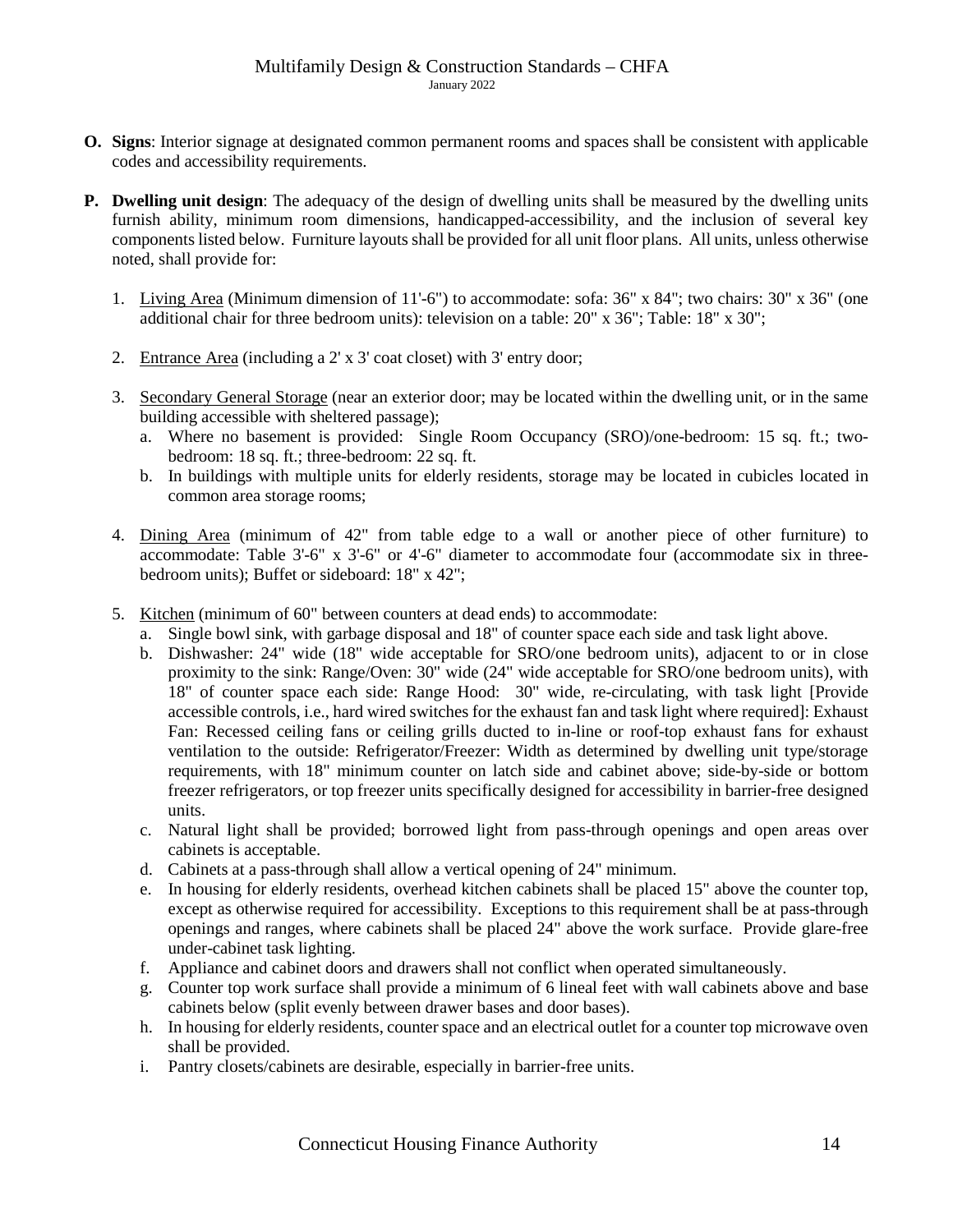**O. Signs**: Interior signage at designated common permanent rooms and spaces shall be consistent with applicable codes and accessibility requirements.

**P. Dwelling unit design**: The adequacy of the design of dwelling units shall be measured by the dwelling units furnish ability, minimum room dimensions, handicapped-accessibility, and the inclusion of several key components listed below. Furniture layouts shall be provided for all unit floor plans. All units, unless otherwise noted, shall provide for:

1. <u>Living Area</u> (Minimum dimension of 11'-6") to accommodate: sofa: 36" x 84"; two chairs: 30" x 36" (one additional chair for three bedroom units): television on a table: 20" x 36"; Table: 18" x 30";

2. <u>Entrance Area</u> (including a 2' x 3' coat closet) with 3' entry door;

3. <u>Secondary General Storage</u> (near an exterior door; may be located within the dwelling unit, or in the same building accessible with sheltered passage);
   a. Where no basement is provided: Single Room Occupancy (SRO)/one-bedroom: 15 sq. ft.; two-bedroom: 18 sq. ft.; three-bedroom: 22 sq. ft.
   b. In buildings with multiple units for elderly residents, storage may be located in cubicles located in common area storage rooms;

4. <u>Dining Area</u> (minimum of 42" from table edge to a wall or another piece of other furniture) to accommodate: Table 3'-6" x 3'-6" or 4'-6" diameter to accommodate four (accommodate six in three-bedroom units); Buffet or sideboard: 18" x 42";

5. <u>Kitchen</u> (minimum of 60" between counters at dead ends) to accommodate:
   a. Single bowl sink, with garbage disposal and 18" of counter space each side and task light above.
   b. Dishwasher: 24" wide (18" wide acceptable for SRO/one bedroom units), adjacent to or in close proximity to the sink: Range/Oven: 30" wide (24" wide acceptable for SRO/one bedroom units), with 18" of counter space each side: Range Hood: 30" wide, re-circulating, with task light [Provide accessible controls, i.e., hard wired switches for the exhaust fan and task light where required]: Exhaust Fan: Recessed ceiling fans or ceiling grills ducted to in-line or roof-top exhaust fans for exhaust ventilation to the outside: Refrigerator/Freezer: Width as determined by dwelling unit type/storage requirements, with 18" minimum counter on latch side and cabinet above; side-by-side or bottom freezer refrigerators, or top freezer units specifically designed for accessibility in barrier-free designed units.
   c. Natural light shall be provided; borrowed light from pass-through openings and open areas over cabinets is acceptable.
   d. Cabinets at a pass-through shall allow a vertical opening of 24" minimum.
   e. In housing for elderly residents, overhead kitchen cabinets shall be placed 15" above the counter top, except as otherwise required for accessibility. Exceptions to this requirement shall be at pass-through openings and ranges, where cabinets shall be placed 24" above the work surface. Provide glare-free under-cabinet task lighting.
   f. Appliance and cabinet doors and drawers shall not conflict when operated simultaneously.
   g. Counter top work surface shall provide a minimum of 6 lineal feet with wall cabinets above and base cabinets below (split evenly between drawer bases and door bases).
   h. In housing for elderly residents, counter space and an electrical outlet for a counter top microwave oven shall be provided.
   i. Pantry closets/cabinets are desirable, especially in barrier-free units.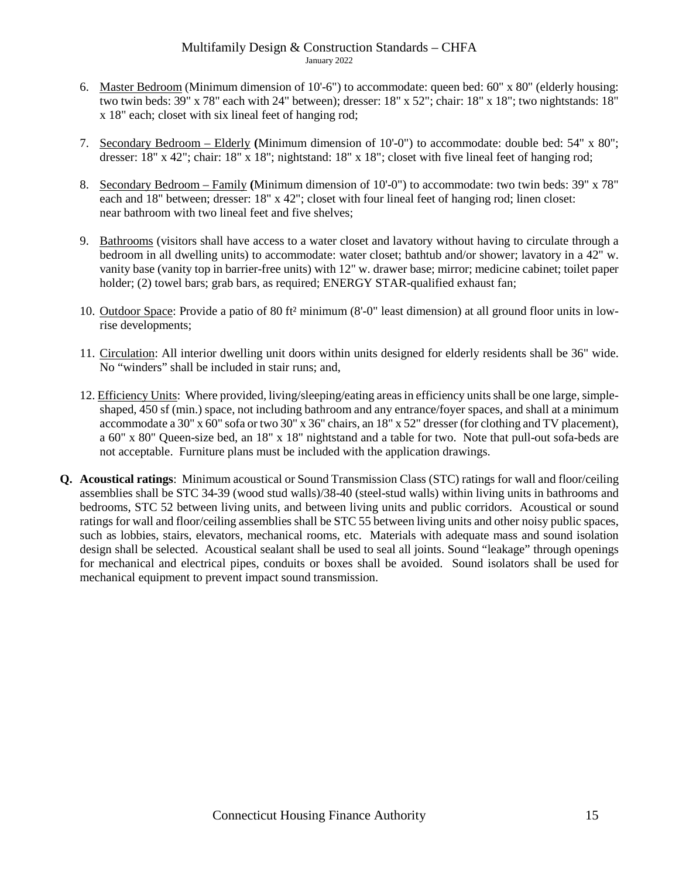6. Master Bedroom (Minimum dimension of 10'-6") to accommodate: queen bed: 60" x 80" (elderly housing: two twin beds: 39" x 78" each with 24" between); dresser: 18" x 52"; chair: 18" x 18"; two nightstands: 18" x 18" each; closet with six lineal feet of hanging rod;

7. Secondary Bedroom – Elderly **(**Minimum dimension of 10'-0") to accommodate: double bed: 54" x 80"; dresser: 18" x 42"; chair: 18" x 18"; nightstand: 18" x 18"; closet with five lineal feet of hanging rod;

8. Secondary Bedroom – Family **(**Minimum dimension of 10'-0") to accommodate: two twin beds: 39" x 78" each and 18" between; dresser: 18" x 42"; closet with four lineal feet of hanging rod; linen closet: near bathroom with two lineal feet and five shelves;

9. Bathrooms (visitors shall have access to a water closet and lavatory without having to circulate through a bedroom in all dwelling units) to accommodate: water closet; bathtub and/or shower; lavatory in a 42" w. vanity base (vanity top in barrier-free units) with 12" w. drawer base; mirror; medicine cabinet; toilet paper holder; (2) towel bars; grab bars, as required; ENERGY STAR-qualified exhaust fan;

10. Outdoor Space: Provide a patio of 80 ft² minimum (8'-0" least dimension) at all ground floor units in low-rise developments;

11. Circulation: All interior dwelling unit doors within units designed for elderly residents shall be 36" wide. No "winders" shall be included in stair runs; and,

12. Efficiency Units: Where provided, living/sleeping/eating areas in efficiency units shall be one large, simple-shaped, 450 sf (min.) space, not including bathroom and any entrance/foyer spaces, and shall at a minimum accommodate a 30" x 60" sofa or two 30" x 36" chairs, an 18" x 52" dresser (for clothing and TV placement), a 60" x 80" Queen-size bed, an 18" x 18" nightstand and a table for two. Note that pull-out sofa-beds are not acceptable. Furniture plans must be included with the application drawings.

**Q. Acoustical ratings**: Minimum acoustical or Sound Transmission Class (STC) ratings for wall and floor/ceiling assemblies shall be STC 34-39 (wood stud walls)/38-40 (steel-stud walls) within living units in bathrooms and bedrooms, STC 52 between living units, and between living units and public corridors. Acoustical or sound ratings for wall and floor/ceiling assemblies shall be STC 55 between living units and other noisy public spaces, such as lobbies, stairs, elevators, mechanical rooms, etc. Materials with adequate mass and sound isolation design shall be selected. Acoustical sealant shall be used to seal all joints. Sound "leakage" through openings for mechanical and electrical pipes, conduits or boxes shall be avoided. Sound isolators shall be used for mechanical equipment to prevent impact sound transmission.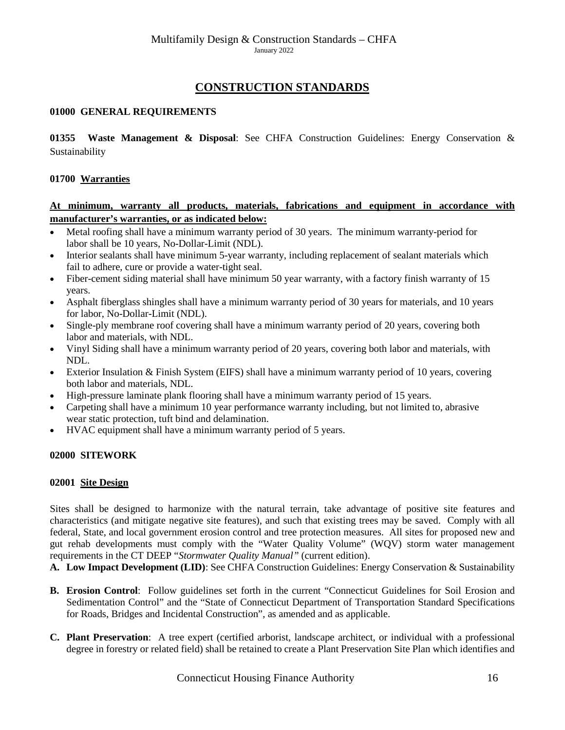# CONSTRUCTION STANDARDS

## 01000 GENERAL REQUIREMENTS

**01355 Waste Management & Disposal**: See CHFA Construction Guidelines: Energy Conservation & Sustainability

### 01700 Warranties

**At minimum, warranty all products, materials, fabrications and equipment in accordance with manufacturer's warranties, or as indicated below:**

- Metal roofing shall have a minimum warranty period of 30 years. The minimum warranty-period for labor shall be 10 years, No-Dollar-Limit (NDL).
- Interior sealants shall have minimum 5-year warranty, including replacement of sealant materials which fail to adhere, cure or provide a water-tight seal.
- Fiber-cement siding material shall have minimum 50 year warranty, with a factory finish warranty of 15 years.
- Asphalt fiberglass shingles shall have a minimum warranty period of 30 years for materials, and 10 years for labor, No-Dollar-Limit (NDL).
- Single-ply membrane roof covering shall have a minimum warranty period of 20 years, covering both labor and materials, with NDL.
- Vinyl Siding shall have a minimum warranty period of 20 years, covering both labor and materials, with NDL.
- Exterior Insulation & Finish System (EIFS) shall have a minimum warranty period of 10 years, covering both labor and materials, NDL.
- High-pressure laminate plank flooring shall have a minimum warranty period of 15 years.
- Carpeting shall have a minimum 10 year performance warranty including, but not limited to, abrasive wear static protection, tuft bind and delamination.
- HVAC equipment shall have a minimum warranty period of 5 years.

## 02000 SITEWORK

### 02001 Site Design

Sites shall be designed to harmonize with the natural terrain, take advantage of positive site features and characteristics (and mitigate negative site features), and such that existing trees may be saved. Comply with all federal, State, and local government erosion control and tree protection measures. All sites for proposed new and gut rehab developments must comply with the "Water Quality Volume" (WQV) storm water management requirements in the CT DEEP "*Stormwater Quality Manual"* (current edition).

**A. Low Impact Development (LID)**: See CHFA Construction Guidelines: Energy Conservation & Sustainability

**B. Erosion Control**: Follow guidelines set forth in the current "Connecticut Guidelines for Soil Erosion and Sedimentation Control" and the "State of Connecticut Department of Transportation Standard Specifications for Roads, Bridges and Incidental Construction", as amended and as applicable.

**C. Plant Preservation**: A tree expert (certified arborist, landscape architect, or individual with a professional degree in forestry or related field) shall be retained to create a Plant Preservation Site Plan which identifies and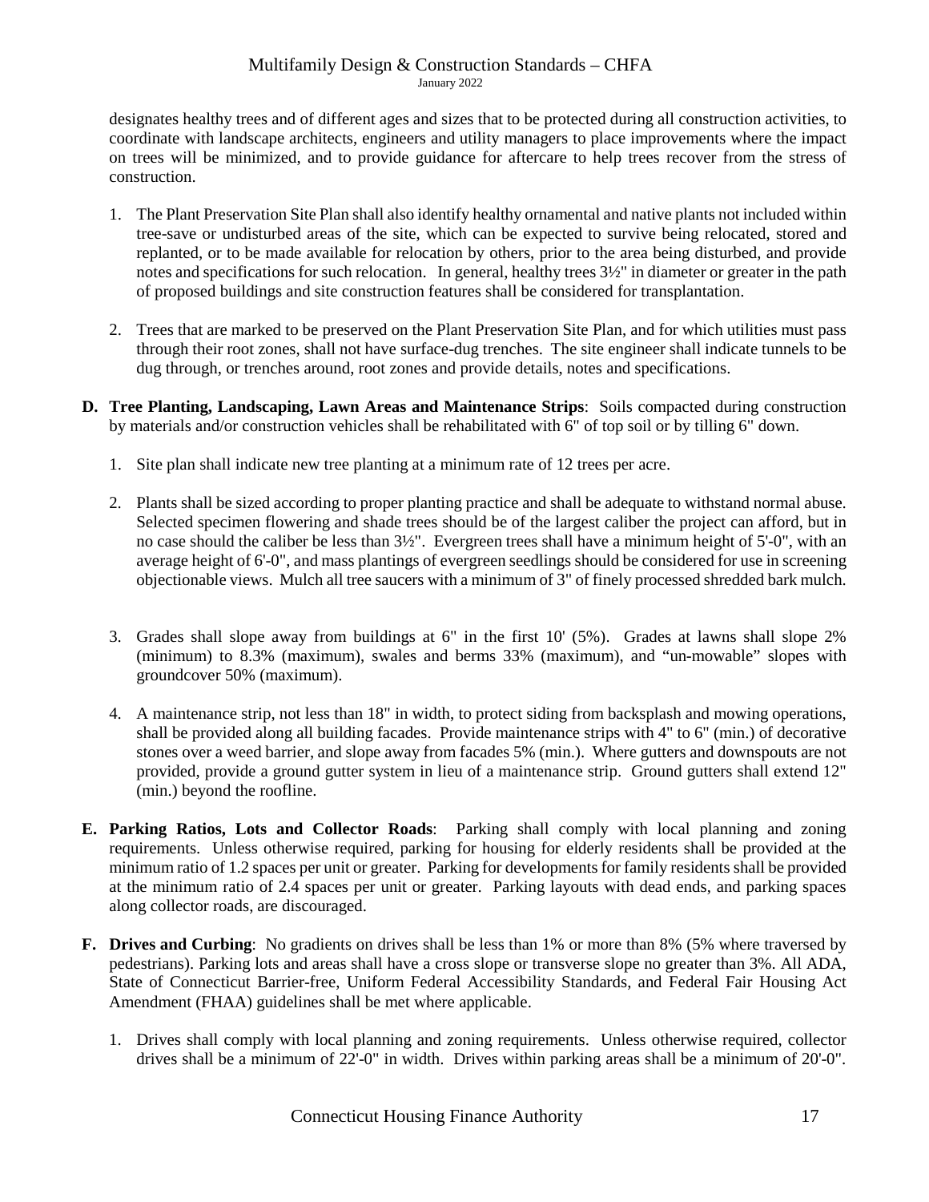designates healthy trees and of different ages and sizes that to be protected during all construction activities, to coordinate with landscape architects, engineers and utility managers to place improvements where the impact on trees will be minimized, and to provide guidance for aftercare to help trees recover from the stress of construction.

1. The Plant Preservation Site Plan shall also identify healthy ornamental and native plants not included within tree-save or undisturbed areas of the site, which can be expected to survive being relocated, stored and replanted, or to be made available for relocation by others, prior to the area being disturbed, and provide notes and specifications for such relocation. In general, healthy trees 3½" in diameter or greater in the path of proposed buildings and site construction features shall be considered for transplantation.

2. Trees that are marked to be preserved on the Plant Preservation Site Plan, and for which utilities must pass through their root zones, shall not have surface-dug trenches. The site engineer shall indicate tunnels to be dug through, or trenches around, root zones and provide details, notes and specifications.

**D. Tree Planting, Landscaping, Lawn Areas and Maintenance Strips**: Soils compacted during construction by materials and/or construction vehicles shall be rehabilitated with 6" of top soil or by tilling 6" down.

1. Site plan shall indicate new tree planting at a minimum rate of 12 trees per acre.

2. Plants shall be sized according to proper planting practice and shall be adequate to withstand normal abuse. Selected specimen flowering and shade trees should be of the largest caliber the project can afford, but in no case should the caliber be less than 3½". Evergreen trees shall have a minimum height of 5'-0", with an average height of 6'-0", and mass plantings of evergreen seedlings should be considered for use in screening objectionable views. Mulch all tree saucers with a minimum of 3" of finely processed shredded bark mulch.

3. Grades shall slope away from buildings at 6" in the first 10' (5%). Grades at lawns shall slope 2% (minimum) to 8.3% (maximum), swales and berms 33% (maximum), and "un-mowable" slopes with groundcover 50% (maximum).

4. A maintenance strip, not less than 18" in width, to protect siding from backsplash and mowing operations, shall be provided along all building facades. Provide maintenance strips with 4" to 6" (min.) of decorative stones over a weed barrier, and slope away from facades 5% (min.). Where gutters and downspouts are not provided, provide a ground gutter system in lieu of a maintenance strip. Ground gutters shall extend 12" (min.) beyond the roofline.

**E. Parking Ratios, Lots and Collector Roads**: Parking shall comply with local planning and zoning requirements. Unless otherwise required, parking for housing for elderly residents shall be provided at the minimum ratio of 1.2 spaces per unit or greater. Parking for developments for family residents shall be provided at the minimum ratio of 2.4 spaces per unit or greater. Parking layouts with dead ends, and parking spaces along collector roads, are discouraged.

**F. Drives and Curbing**: No gradients on drives shall be less than 1% or more than 8% (5% where traversed by pedestrians). Parking lots and areas shall have a cross slope or transverse slope no greater than 3%. All ADA, State of Connecticut Barrier-free, Uniform Federal Accessibility Standards, and Federal Fair Housing Act Amendment (FHAA) guidelines shall be met where applicable.

1. Drives shall comply with local planning and zoning requirements. Unless otherwise required, collector drives shall be a minimum of 22'-0" in width. Drives within parking areas shall be a minimum of 20'-0".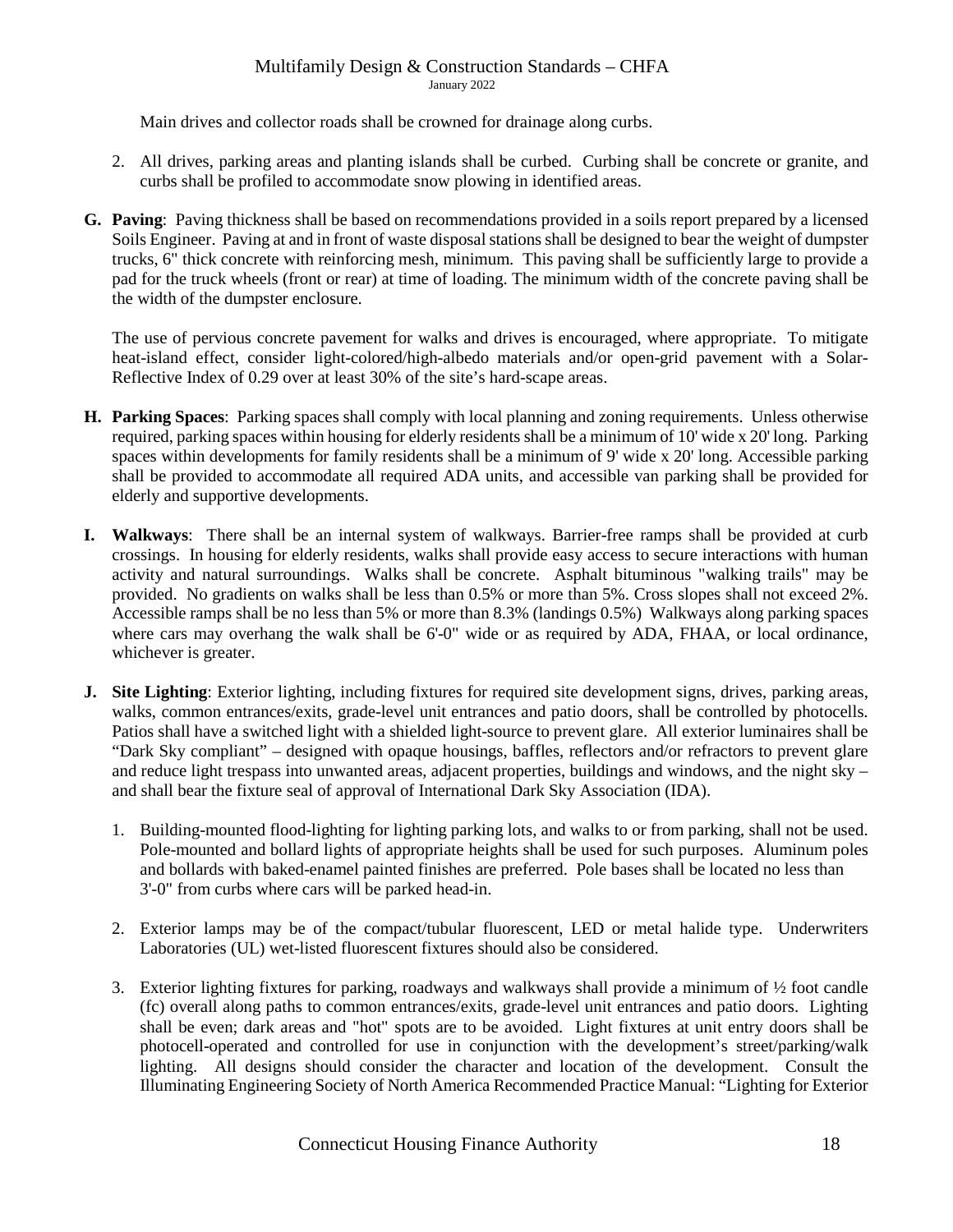Main drives and collector roads shall be crowned for drainage along curbs.

2. All drives, parking areas and planting islands shall be curbed. Curbing shall be concrete or granite, and curbs shall be profiled to accommodate snow plowing in identified areas.

**G. Paving**: Paving thickness shall be based on recommendations provided in a soils report prepared by a licensed Soils Engineer. Paving at and in front of waste disposal stations shall be designed to bear the weight of dumpster trucks, 6" thick concrete with reinforcing mesh, minimum. This paving shall be sufficiently large to provide a pad for the truck wheels (front or rear) at time of loading. The minimum width of the concrete paving shall be the width of the dumpster enclosure.

The use of pervious concrete pavement for walks and drives is encouraged, where appropriate. To mitigate heat-island effect, consider light-colored/high-albedo materials and/or open-grid pavement with a Solar-Reflective Index of 0.29 over at least 30% of the site's hard-scape areas.

**H. Parking Spaces**: Parking spaces shall comply with local planning and zoning requirements. Unless otherwise required, parking spaces within housing for elderly residents shall be a minimum of 10' wide x 20' long. Parking spaces within developments for family residents shall be a minimum of 9' wide x 20' long. Accessible parking shall be provided to accommodate all required ADA units, and accessible van parking shall be provided for elderly and supportive developments.

**I. Walkways**: There shall be an internal system of walkways. Barrier-free ramps shall be provided at curb crossings. In housing for elderly residents, walks shall provide easy access to secure interactions with human activity and natural surroundings. Walks shall be concrete. Asphalt bituminous "walking trails" may be provided. No gradients on walks shall be less than 0.5% or more than 5%. Cross slopes shall not exceed 2%. Accessible ramps shall be no less than 5% or more than 8.3% (landings 0.5%) Walkways along parking spaces where cars may overhang the walk shall be 6'-0" wide or as required by ADA, FHAA, or local ordinance, whichever is greater.

**J. Site Lighting**: Exterior lighting, including fixtures for required site development signs, drives, parking areas, walks, common entrances/exits, grade-level unit entrances and patio doors, shall be controlled by photocells. Patios shall have a switched light with a shielded light-source to prevent glare. All exterior luminaires shall be "Dark Sky compliant" – designed with opaque housings, baffles, reflectors and/or refractors to prevent glare and reduce light trespass into unwanted areas, adjacent properties, buildings and windows, and the night sky – and shall bear the fixture seal of approval of International Dark Sky Association (IDA).

1. Building-mounted flood-lighting for lighting parking lots, and walks to or from parking, shall not be used. Pole-mounted and bollard lights of appropriate heights shall be used for such purposes. Aluminum poles and bollards with baked-enamel painted finishes are preferred. Pole bases shall be located no less than 3'-0" from curbs where cars will be parked head-in.

2. Exterior lamps may be of the compact/tubular fluorescent, LED or metal halide type. Underwriters Laboratories (UL) wet-listed fluorescent fixtures should also be considered.

3. Exterior lighting fixtures for parking, roadways and walkways shall provide a minimum of ½ foot candle (fc) overall along paths to common entrances/exits, grade-level unit entrances and patio doors. Lighting shall be even; dark areas and "hot" spots are to be avoided. Light fixtures at unit entry doors shall be photocell-operated and controlled for use in conjunction with the development's street/parking/walk lighting. All designs should consider the character and location of the development. Consult the Illuminating Engineering Society of North America Recommended Practice Manual: "Lighting for Exterior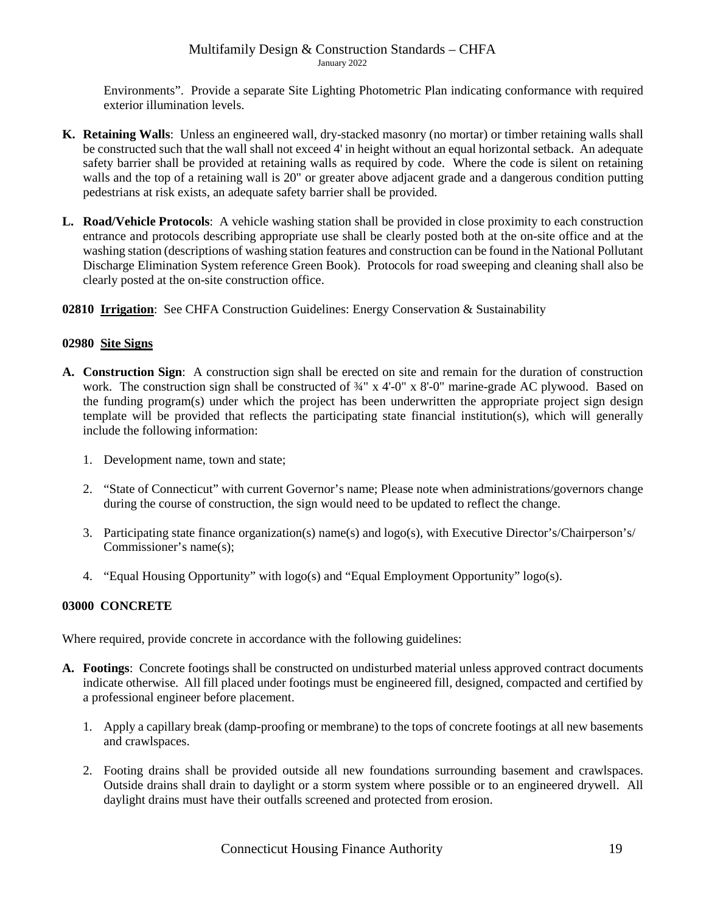Environments". Provide a separate Site Lighting Photometric Plan indicating conformance with required exterior illumination levels.

**K. Retaining Walls**: Unless an engineered wall, dry-stacked masonry (no mortar) or timber retaining walls shall be constructed such that the wall shall not exceed 4' in height without an equal horizontal setback. An adequate safety barrier shall be provided at retaining walls as required by code. Where the code is silent on retaining walls and the top of a retaining wall is 20" or greater above adjacent grade and a dangerous condition putting pedestrians at risk exists, an adequate safety barrier shall be provided.

**L. Road/Vehicle Protocols**: A vehicle washing station shall be provided in close proximity to each construction entrance and protocols describing appropriate use shall be clearly posted both at the on-site office and at the washing station (descriptions of washing station features and construction can be found in the National Pollutant Discharge Elimination System reference Green Book). Protocols for road sweeping and cleaning shall also be clearly posted at the on-site construction office.

**02810 Irrigation**: See CHFA Construction Guidelines: Energy Conservation & Sustainability

**02980 Site Signs**

**A. Construction Sign**: A construction sign shall be erected on site and remain for the duration of construction work. The construction sign shall be constructed of ¾" x 4'-0" x 8'-0" marine-grade AC plywood. Based on the funding program(s) under which the project has been underwritten the appropriate project sign design template will be provided that reflects the participating state financial institution(s), which will generally include the following information:

1. Development name, town and state;

2. "State of Connecticut" with current Governor's name; Please note when administrations/governors change during the course of construction, the sign would need to be updated to reflect the change.

3. Participating state finance organization(s) name(s) and logo(s), with Executive Director's/Chairperson's/ Commissioner's name(s);

4. "Equal Housing Opportunity" with logo(s) and "Equal Employment Opportunity" logo(s).

**03000 CONCRETE**

Where required, provide concrete in accordance with the following guidelines:

**A. Footings**: Concrete footings shall be constructed on undisturbed material unless approved contract documents indicate otherwise. All fill placed under footings must be engineered fill, designed, compacted and certified by a professional engineer before placement.

1. Apply a capillary break (damp-proofing or membrane) to the tops of concrete footings at all new basements and crawlspaces.

2. Footing drains shall be provided outside all new foundations surrounding basement and crawlspaces. Outside drains shall drain to daylight or a storm system where possible or to an engineered drywell. All daylight drains must have their outfalls screened and protected from erosion.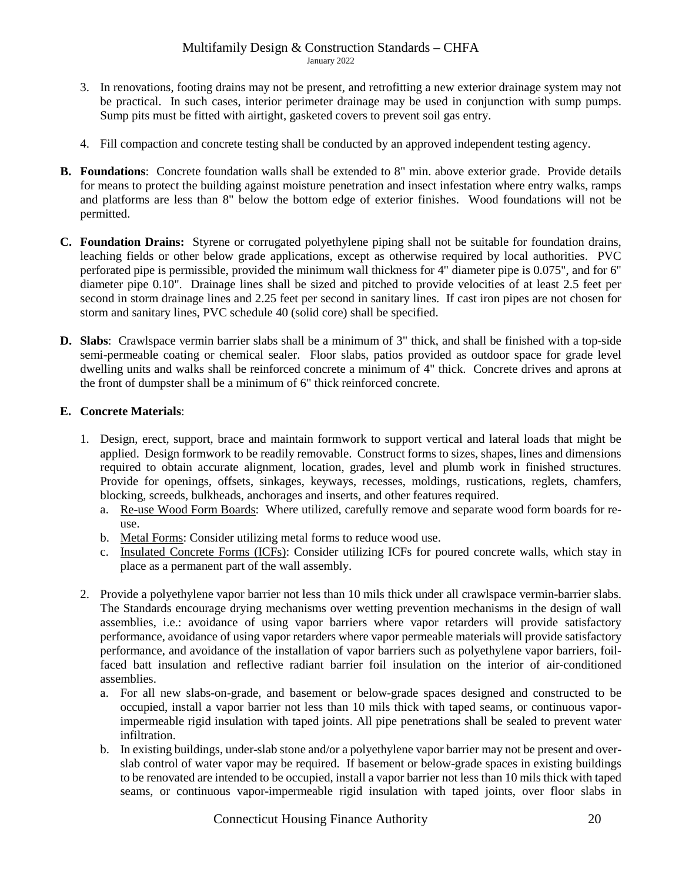3. In renovations, footing drains may not be present, and retrofitting a new exterior drainage system may not be practical. In such cases, interior perimeter drainage may be used in conjunction with sump pumps. Sump pits must be fitted with airtight, gasketed covers to prevent soil gas entry.

4. Fill compaction and concrete testing shall be conducted by an approved independent testing agency.

**B. Foundations**: Concrete foundation walls shall be extended to 8" min. above exterior grade. Provide details for means to protect the building against moisture penetration and insect infestation where entry walks, ramps and platforms are less than 8" below the bottom edge of exterior finishes. Wood foundations will not be permitted.

**C. Foundation Drains:** Styrene or corrugated polyethylene piping shall not be suitable for foundation drains, leaching fields or other below grade applications, except as otherwise required by local authorities. PVC perforated pipe is permissible, provided the minimum wall thickness for 4" diameter pipe is 0.075", and for 6" diameter pipe 0.10". Drainage lines shall be sized and pitched to provide velocities of at least 2.5 feet per second in storm drainage lines and 2.25 feet per second in sanitary lines. If cast iron pipes are not chosen for storm and sanitary lines, PVC schedule 40 (solid core) shall be specified.

**D. Slabs**: Crawlspace vermin barrier slabs shall be a minimum of 3" thick, and shall be finished with a top-side semi-permeable coating or chemical sealer. Floor slabs, patios provided as outdoor space for grade level dwelling units and walks shall be reinforced concrete a minimum of 4" thick. Concrete drives and aprons at the front of dumpster shall be a minimum of 6" thick reinforced concrete.

**E. Concrete Materials**:

1. Design, erect, support, brace and maintain formwork to support vertical and lateral loads that might be applied. Design formwork to be readily removable. Construct forms to sizes, shapes, lines and dimensions required to obtain accurate alignment, location, grades, level and plumb work in finished structures. Provide for openings, offsets, sinkages, keyways, recesses, moldings, rustications, reglets, chamfers, blocking, screeds, bulkheads, anchorages and inserts, and other features required.
   a. <u>Re-use Wood Form Boards</u>: Where utilized, carefully remove and separate wood form boards for re-use.
   b. <u>Metal Forms</u>: Consider utilizing metal forms to reduce wood use.
   c. <u>Insulated Concrete Forms (ICFs)</u>: Consider utilizing ICFs for poured concrete walls, which stay in place as a permanent part of the wall assembly.

2. Provide a polyethylene vapor barrier not less than 10 mils thick under all crawlspace vermin-barrier slabs. The Standards encourage drying mechanisms over wetting prevention mechanisms in the design of wall assemblies, i.e.: avoidance of using vapor barriers where vapor retarders will provide satisfactory performance, avoidance of using vapor retarders where vapor permeable materials will provide satisfactory performance, and avoidance of the installation of vapor barriers such as polyethylene vapor barriers, foil-faced batt insulation and reflective radiant barrier foil insulation on the interior of air-conditioned assemblies.
   a. For all new slabs-on-grade, and basement or below-grade spaces designed and constructed to be occupied, install a vapor barrier not less than 10 mils thick with taped seams, or continuous vapor-impermeable rigid insulation with taped joints. All pipe penetrations shall be sealed to prevent water infiltration.
   b. In existing buildings, under-slab stone and/or a polyethylene vapor barrier may not be present and over-slab control of water vapor may be required. If basement or below-grade spaces in existing buildings to be renovated are intended to be occupied, install a vapor barrier not less than 10 mils thick with taped seams, or continuous vapor-impermeable rigid insulation with taped joints, over floor slabs in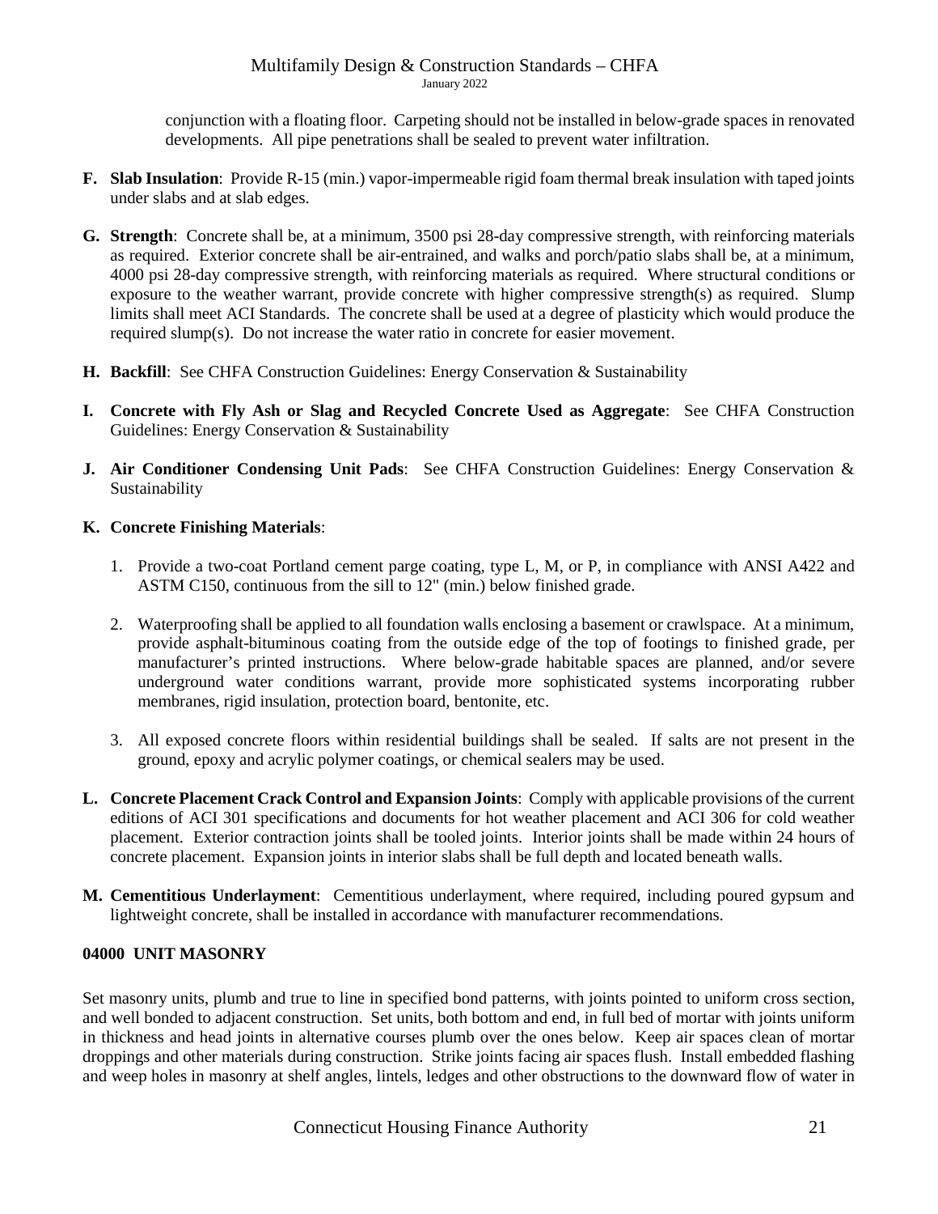conjunction with a floating floor. Carpeting should not be installed in below-grade spaces in renovated developments. All pipe penetrations shall be sealed to prevent water infiltration.

**F. Slab Insulation**: Provide R-15 (min.) vapor-impermeable rigid foam thermal break insulation with taped joints under slabs and at slab edges.

**G. Strength**: Concrete shall be, at a minimum, 3500 psi 28-day compressive strength, with reinforcing materials as required. Exterior concrete shall be air-entrained, and walks and porch/patio slabs shall be, at a minimum, 4000 psi 28-day compressive strength, with reinforcing materials as required. Where structural conditions or exposure to the weather warrant, provide concrete with higher compressive strength(s) as required. Slump limits shall meet ACI Standards. The concrete shall be used at a degree of plasticity which would produce the required slump(s). Do not increase the water ratio in concrete for easier movement.

**H. Backfill**: See CHFA Construction Guidelines: Energy Conservation & Sustainability

**I. Concrete with Fly Ash or Slag and Recycled Concrete Used as Aggregate**: See CHFA Construction Guidelines: Energy Conservation & Sustainability

**J. Air Conditioner Condensing Unit Pads**: See CHFA Construction Guidelines: Energy Conservation & Sustainability

**K. Concrete Finishing Materials**:

1. Provide a two-coat Portland cement parge coating, type L, M, or P, in compliance with ANSI A422 and ASTM C150, continuous from the sill to 12" (min.) below finished grade.

2. Waterproofing shall be applied to all foundation walls enclosing a basement or crawlspace. At a minimum, provide asphalt-bituminous coating from the outside edge of the top of footings to finished grade, per manufacturer's printed instructions. Where below-grade habitable spaces are planned, and/or severe underground water conditions warrant, provide more sophisticated systems incorporating rubber membranes, rigid insulation, protection board, bentonite, etc.

3. All exposed concrete floors within residential buildings shall be sealed. If salts are not present in the ground, epoxy and acrylic polymer coatings, or chemical sealers may be used.

**L. Concrete Placement Crack Control and Expansion Joints**: Comply with applicable provisions of the current editions of ACI 301 specifications and documents for hot weather placement and ACI 306 for cold weather placement. Exterior contraction joints shall be tooled joints. Interior joints shall be made within 24 hours of concrete placement. Expansion joints in interior slabs shall be full depth and located beneath walls.

**M. Cementitious Underlayment**: Cementitious underlayment, where required, including poured gypsum and lightweight concrete, shall be installed in accordance with manufacturer recommendations.

## 04000 UNIT MASONRY

Set masonry units, plumb and true to line in specified bond patterns, with joints pointed to uniform cross section, and well bonded to adjacent construction. Set units, both bottom and end, in full bed of mortar with joints uniform in thickness and head joints in alternative courses plumb over the ones below. Keep air spaces clean of mortar droppings and other materials during construction. Strike joints facing air spaces flush. Install embedded flashing and weep holes in masonry at shelf angles, lintels, ledges and other obstructions to the downward flow of water in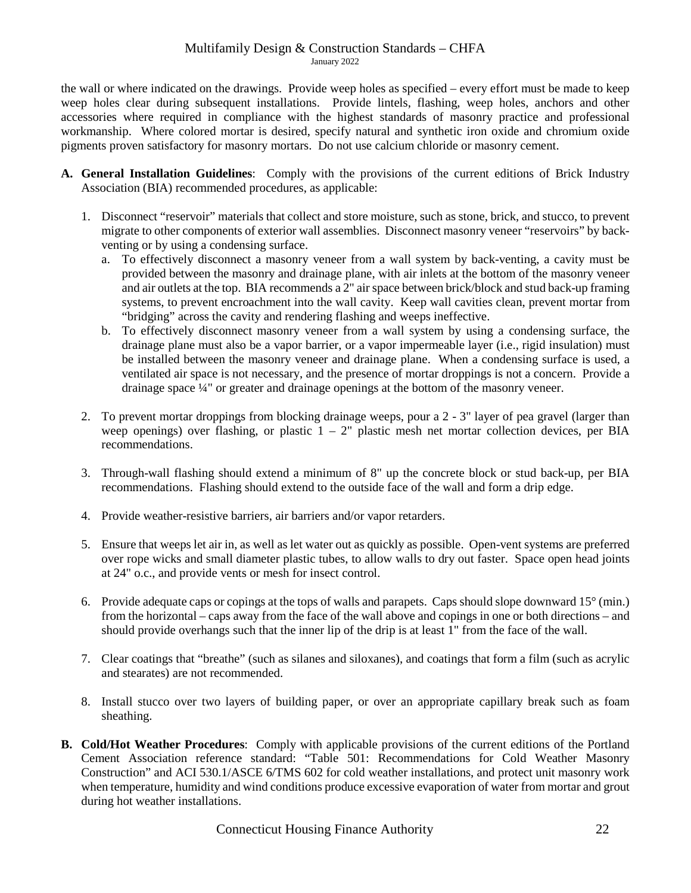the wall or where indicated on the drawings. Provide weep holes as specified – every effort must be made to keep weep holes clear during subsequent installations. Provide lintels, flashing, weep holes, anchors and other accessories where required in compliance with the highest standards of masonry practice and professional workmanship. Where colored mortar is desired, specify natural and synthetic iron oxide and chromium oxide pigments proven satisfactory for masonry mortars. Do not use calcium chloride or masonry cement.

**A. General Installation Guidelines**: Comply with the provisions of the current editions of Brick Industry Association (BIA) recommended procedures, as applicable:

1. Disconnect "reservoir" materials that collect and store moisture, such as stone, brick, and stucco, to prevent migrate to other components of exterior wall assemblies. Disconnect masonry veneer "reservoirs" by back-venting or by using a condensing surface.
   a. To effectively disconnect a masonry veneer from a wall system by back-venting, a cavity must be provided between the masonry and drainage plane, with air inlets at the bottom of the masonry veneer and air outlets at the top. BIA recommends a 2" air space between brick/block and stud back-up framing systems, to prevent encroachment into the wall cavity. Keep wall cavities clean, prevent mortar from "bridging" across the cavity and rendering flashing and weeps ineffective.
   b. To effectively disconnect masonry veneer from a wall system by using a condensing surface, the drainage plane must also be a vapor barrier, or a vapor impermeable layer (i.e., rigid insulation) must be installed between the masonry veneer and drainage plane. When a condensing surface is used, a ventilated air space is not necessary, and the presence of mortar droppings is not a concern. Provide a drainage space ¼" or greater and drainage openings at the bottom of the masonry veneer.

2. To prevent mortar droppings from blocking drainage weeps, pour a 2 - 3" layer of pea gravel (larger than weep openings) over flashing, or plastic 1 – 2" plastic mesh net mortar collection devices, per BIA recommendations.

3. Through-wall flashing should extend a minimum of 8" up the concrete block or stud back-up, per BIA recommendations. Flashing should extend to the outside face of the wall and form a drip edge.

4. Provide weather-resistive barriers, air barriers and/or vapor retarders.

5. Ensure that weeps let air in, as well as let water out as quickly as possible. Open-vent systems are preferred over rope wicks and small diameter plastic tubes, to allow walls to dry out faster. Space open head joints at 24" o.c., and provide vents or mesh for insect control.

6. Provide adequate caps or copings at the tops of walls and parapets. Caps should slope downward 15° (min.) from the horizontal – caps away from the face of the wall above and copings in one or both directions – and should provide overhangs such that the inner lip of the drip is at least 1" from the face of the wall.

7. Clear coatings that "breathe" (such as silanes and siloxanes), and coatings that form a film (such as acrylic and stearates) are not recommended.

8. Install stucco over two layers of building paper, or over an appropriate capillary break such as foam sheathing.

**B. Cold/Hot Weather Procedures**: Comply with applicable provisions of the current editions of the Portland Cement Association reference standard: "Table 501: Recommendations for Cold Weather Masonry Construction" and ACI 530.1/ASCE 6/TMS 602 for cold weather installations, and protect unit masonry work when temperature, humidity and wind conditions produce excessive evaporation of water from mortar and grout during hot weather installations.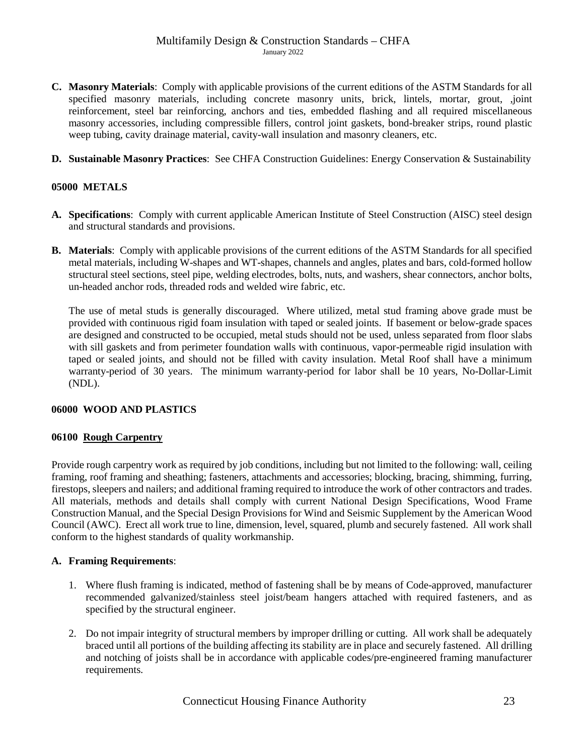**C. Masonry Materials**: Comply with applicable provisions of the current editions of the ASTM Standards for all specified masonry materials, including concrete masonry units, brick, lintels, mortar, grout, ,joint reinforcement, steel bar reinforcing, anchors and ties, embedded flashing and all required miscellaneous masonry accessories, including compressible fillers, control joint gaskets, bond-breaker strips, round plastic weep tubing, cavity drainage material, cavity-wall insulation and masonry cleaners, etc.

**D. Sustainable Masonry Practices**: See CHFA Construction Guidelines: Energy Conservation & Sustainability

## 05000 METALS

**A. Specifications**: Comply with current applicable American Institute of Steel Construction (AISC) steel design and structural standards and provisions.

**B. Materials**: Comply with applicable provisions of the current editions of the ASTM Standards for all specified metal materials, including W-shapes and WT-shapes, channels and angles, plates and bars, cold-formed hollow structural steel sections, steel pipe, welding electrodes, bolts, nuts, and washers, shear connectors, anchor bolts, un-headed anchor rods, threaded rods and welded wire fabric, etc.

The use of metal studs is generally discouraged. Where utilized, metal stud framing above grade must be provided with continuous rigid foam insulation with taped or sealed joints. If basement or below-grade spaces are designed and constructed to be occupied, metal studs should not be used, unless separated from floor slabs with sill gaskets and from perimeter foundation walls with continuous, vapor-permeable rigid insulation with taped or sealed joints, and should not be filled with cavity insulation. Metal Roof shall have a minimum warranty-period of 30 years. The minimum warranty-period for labor shall be 10 years, No-Dollar-Limit (NDL).

## 06000 WOOD AND PLASTICS

### 06100 Rough Carpentry

Provide rough carpentry work as required by job conditions, including but not limited to the following: wall, ceiling framing, roof framing and sheathing; fasteners, attachments and accessories; blocking, bracing, shimming, furring, firestops, sleepers and nailers; and additional framing required to introduce the work of other contractors and trades. All materials, methods and details shall comply with current National Design Specifications, Wood Frame Construction Manual, and the Special Design Provisions for Wind and Seismic Supplement by the American Wood Council (AWC). Erect all work true to line, dimension, level, squared, plumb and securely fastened. All work shall conform to the highest standards of quality workmanship.

**A. Framing Requirements**:

1. Where flush framing is indicated, method of fastening shall be by means of Code-approved, manufacturer recommended galvanized/stainless steel joist/beam hangers attached with required fasteners, and as specified by the structural engineer.
2. Do not impair integrity of structural members by improper drilling or cutting. All work shall be adequately braced until all portions of the building affecting its stability are in place and securely fastened. All drilling and notching of joists shall be in accordance with applicable codes/pre-engineered framing manufacturer requirements.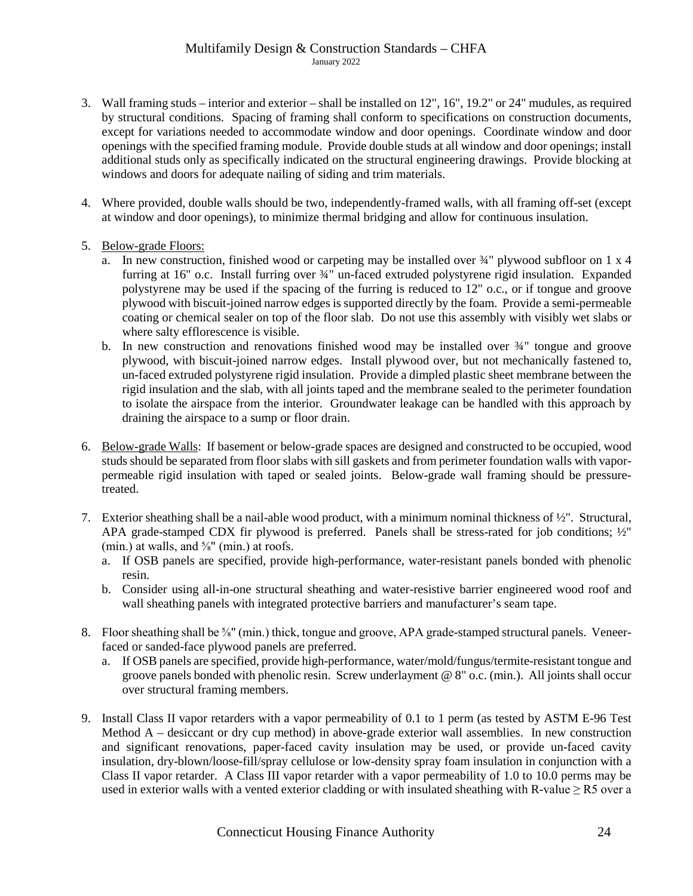3. Wall framing studs – interior and exterior – shall be installed on 12", 16", 19.2" or 24" mudules, as required by structural conditions. Spacing of framing shall conform to specifications on construction documents, except for variations needed to accommodate window and door openings. Coordinate window and door openings with the specified framing module. Provide double studs at all window and door openings; install additional studs only as specifically indicated on the structural engineering drawings. Provide blocking at windows and doors for adequate nailing of siding and trim materials.

4. Where provided, double walls should be two, independently-framed walls, with all framing off-set (except at window and door openings), to minimize thermal bridging and allow for continuous insulation.

5. <u>Below-grade Floors:</u>
   a. In new construction, finished wood or carpeting may be installed over ¾" plywood subfloor on 1 x 4 furring at 16" o.c. Install furring over ¾" un-faced extruded polystyrene rigid insulation. Expanded polystyrene may be used if the spacing of the furring is reduced to 12" o.c., or if tongue and groove plywood with biscuit-joined narrow edges is supported directly by the foam. Provide a semi-permeable coating or chemical sealer on top of the floor slab. Do not use this assembly with visibly wet slabs or where salty efflorescence is visible.
   b. In new construction and renovations finished wood may be installed over ¾" tongue and groove plywood, with biscuit-joined narrow edges. Install plywood over, but not mechanically fastened to, un-faced extruded polystyrene rigid insulation. Provide a dimpled plastic sheet membrane between the rigid insulation and the slab, with all joints taped and the membrane sealed to the perimeter foundation to isolate the airspace from the interior. Groundwater leakage can be handled with this approach by draining the airspace to a sump or floor drain.

6. <u>Below-grade Walls</u>: If basement or below-grade spaces are designed and constructed to be occupied, wood studs should be separated from floor slabs with sill gaskets and from perimeter foundation walls with vapor-permeable rigid insulation with taped or sealed joints. Below-grade wall framing should be pressure-treated.

7. Exterior sheathing shall be a nail-able wood product, with a minimum nominal thickness of ½". Structural, APA grade-stamped CDX fir plywood is preferred. Panels shall be stress-rated for job conditions; ½" (min.) at walls, and ⅝" (min.) at roofs.
   a. If OSB panels are specified, provide high-performance, water-resistant panels bonded with phenolic resin.
   b. Consider using all-in-one structural sheathing and water-resistive barrier engineered wood roof and wall sheathing panels with integrated protective barriers and manufacturer's seam tape.

8. Floor sheathing shall be ⅝" (min.) thick, tongue and groove, APA grade-stamped structural panels. Veneer-faced or sanded-face plywood panels are preferred.
   a. If OSB panels are specified, provide high-performance, water/mold/fungus/termite-resistant tongue and groove panels bonded with phenolic resin. Screw underlayment @ 8" o.c. (min.). All joints shall occur over structural framing members.

9. Install Class II vapor retarders with a vapor permeability of 0.1 to 1 perm (as tested by ASTM E-96 Test Method A – desiccant or dry cup method) in above-grade exterior wall assemblies. In new construction and significant renovations, paper-faced cavity insulation may be used, or provide un-faced cavity insulation, dry-blown/loose-fill/spray cellulose or low-density spray foam insulation in conjunction with a Class II vapor retarder. A Class III vapor retarder with a vapor permeability of 1.0 to 10.0 perms may be used in exterior walls with a vented exterior cladding or with insulated sheathing with R-value ≥ R5 over a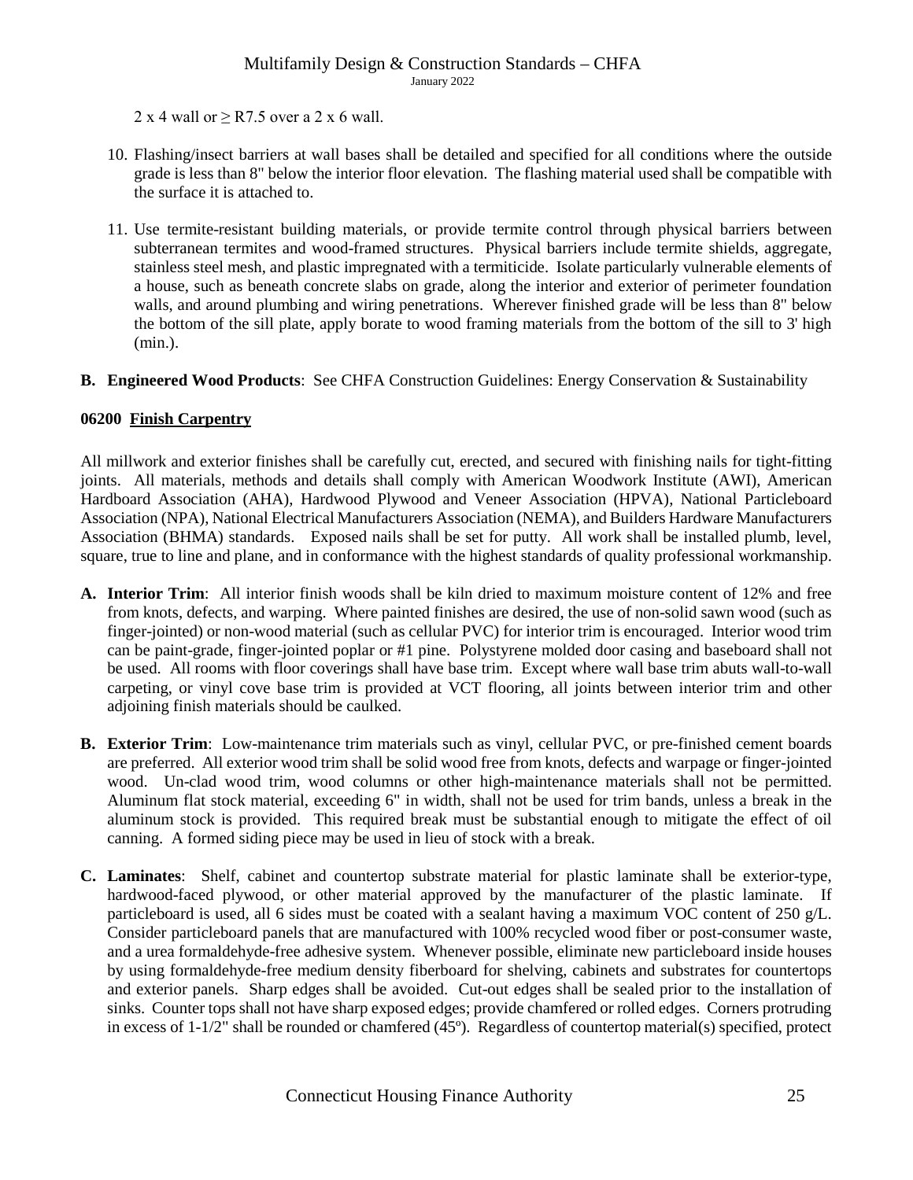2 x 4 wall or $\geq$ R7.5 over a 2 x 6 wall.

10. Flashing/insect barriers at wall bases shall be detailed and specified for all conditions where the outside grade is less than 8" below the interior floor elevation. The flashing material used shall be compatible with the surface it is attached to.

11. Use termite-resistant building materials, or provide termite control through physical barriers between subterranean termites and wood-framed structures. Physical barriers include termite shields, aggregate, stainless steel mesh, and plastic impregnated with a termiticide. Isolate particularly vulnerable elements of a house, such as beneath concrete slabs on grade, along the interior and exterior of perimeter foundation walls, and around plumbing and wiring penetrations. Wherever finished grade will be less than 8" below the bottom of the sill plate, apply borate to wood framing materials from the bottom of the sill to 3' high (min.).

**B. Engineered Wood Products**: See CHFA Construction Guidelines: Energy Conservation & Sustainability

## 06200 Finish Carpentry

All millwork and exterior finishes shall be carefully cut, erected, and secured with finishing nails for tight-fitting joints. All materials, methods and details shall comply with American Woodwork Institute (AWI), American Hardboard Association (AHA), Hardwood Plywood and Veneer Association (HPVA), National Particleboard Association (NPA), National Electrical Manufacturers Association (NEMA), and Builders Hardware Manufacturers Association (BHMA) standards. Exposed nails shall be set for putty. All work shall be installed plumb, level, square, true to line and plane, and in conformance with the highest standards of quality professional workmanship.

**A. Interior Trim**: All interior finish woods shall be kiln dried to maximum moisture content of 12% and free from knots, defects, and warping. Where painted finishes are desired, the use of non-solid sawn wood (such as finger-jointed) or non-wood material (such as cellular PVC) for interior trim is encouraged. Interior wood trim can be paint-grade, finger-jointed poplar or #1 pine. Polystyrene molded door casing and baseboard shall not be used. All rooms with floor coverings shall have base trim. Except where wall base trim abuts wall-to-wall carpeting, or vinyl cove base trim is provided at VCT flooring, all joints between interior trim and other adjoining finish materials should be caulked.

**B. Exterior Trim**: Low-maintenance trim materials such as vinyl, cellular PVC, or pre-finished cement boards are preferred. All exterior wood trim shall be solid wood free from knots, defects and warpage or finger-jointed wood. Un-clad wood trim, wood columns or other high-maintenance materials shall not be permitted. Aluminum flat stock material, exceeding 6" in width, shall not be used for trim bands, unless a break in the aluminum stock is provided. This required break must be substantial enough to mitigate the effect of oil canning. A formed siding piece may be used in lieu of stock with a break.

**C. Laminates**: Shelf, cabinet and countertop substrate material for plastic laminate shall be exterior-type, hardwood-faced plywood, or other material approved by the manufacturer of the plastic laminate. If particleboard is used, all 6 sides must be coated with a sealant having a maximum VOC content of 250 g/L. Consider particleboard panels that are manufactured with 100% recycled wood fiber or post-consumer waste, and a urea formaldehyde-free adhesive system. Whenever possible, eliminate new particleboard inside houses by using formaldehyde-free medium density fiberboard for shelving, cabinets and substrates for countertops and exterior panels. Sharp edges shall be avoided. Cut-out edges shall be sealed prior to the installation of sinks. Counter tops shall not have sharp exposed edges; provide chamfered or rolled edges. Corners protruding in excess of 1-1/2" shall be rounded or chamfered (45º). Regardless of countertop material(s) specified, protect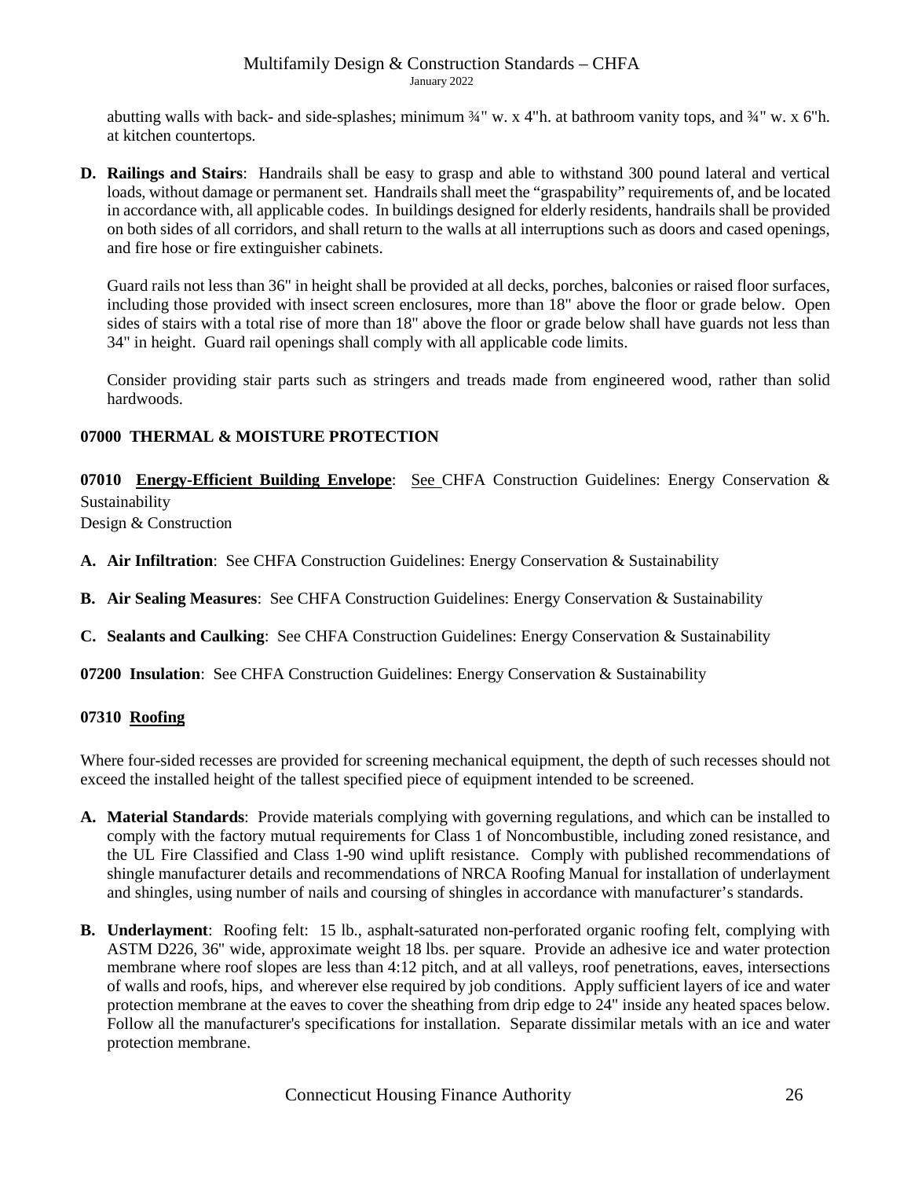abutting walls with back- and side-splashes; minimum ¾" w. x 4"h. at bathroom vanity tops, and ¾" w. x 6"h. at kitchen countertops.

**D. Railings and Stairs**: Handrails shall be easy to grasp and able to withstand 300 pound lateral and vertical loads, without damage or permanent set. Handrails shall meet the "graspability" requirements of, and be located in accordance with, all applicable codes. In buildings designed for elderly residents, handrails shall be provided on both sides of all corridors, and shall return to the walls at all interruptions such as doors and cased openings, and fire hose or fire extinguisher cabinets.

Guard rails not less than 36" in height shall be provided at all decks, porches, balconies or raised floor surfaces, including those provided with insect screen enclosures, more than 18" above the floor or grade below. Open sides of stairs with a total rise of more than 18" above the floor or grade below shall have guards not less than 34" in height. Guard rail openings shall comply with all applicable code limits.

Consider providing stair parts such as stringers and treads made from engineered wood, rather than solid hardwoods.

## 07000 THERMAL & MOISTURE PROTECTION

**07010 Energy-Efficient Building Envelope**: See CHFA Construction Guidelines: Energy Conservation & Sustainability
Design & Construction

**A. Air Infiltration**: See CHFA Construction Guidelines: Energy Conservation & Sustainability

**B. Air Sealing Measures**: See CHFA Construction Guidelines: Energy Conservation & Sustainability

**C. Sealants and Caulking**: See CHFA Construction Guidelines: Energy Conservation & Sustainability

**07200 Insulation**: See CHFA Construction Guidelines: Energy Conservation & Sustainability

### 07310 Roofing

Where four-sided recesses are provided for screening mechanical equipment, the depth of such recesses should not exceed the installed height of the tallest specified piece of equipment intended to be screened.

**A. Material Standards**: Provide materials complying with governing regulations, and which can be installed to comply with the factory mutual requirements for Class 1 of Noncombustible, including zoned resistance, and the UL Fire Classified and Class 1-90 wind uplift resistance. Comply with published recommendations of shingle manufacturer details and recommendations of NRCA Roofing Manual for installation of underlayment and shingles, using number of nails and coursing of shingles in accordance with manufacturer's standards.

**B. Underlayment**: Roofing felt: 15 lb., asphalt-saturated non-perforated organic roofing felt, complying with ASTM D226, 36" wide, approximate weight 18 lbs. per square. Provide an adhesive ice and water protection membrane where roof slopes are less than 4:12 pitch, and at all valleys, roof penetrations, eaves, intersections of walls and roofs, hips, and wherever else required by job conditions. Apply sufficient layers of ice and water protection membrane at the eaves to cover the sheathing from drip edge to 24" inside any heated spaces below. Follow all the manufacturer's specifications for installation. Separate dissimilar metals with an ice and water protection membrane.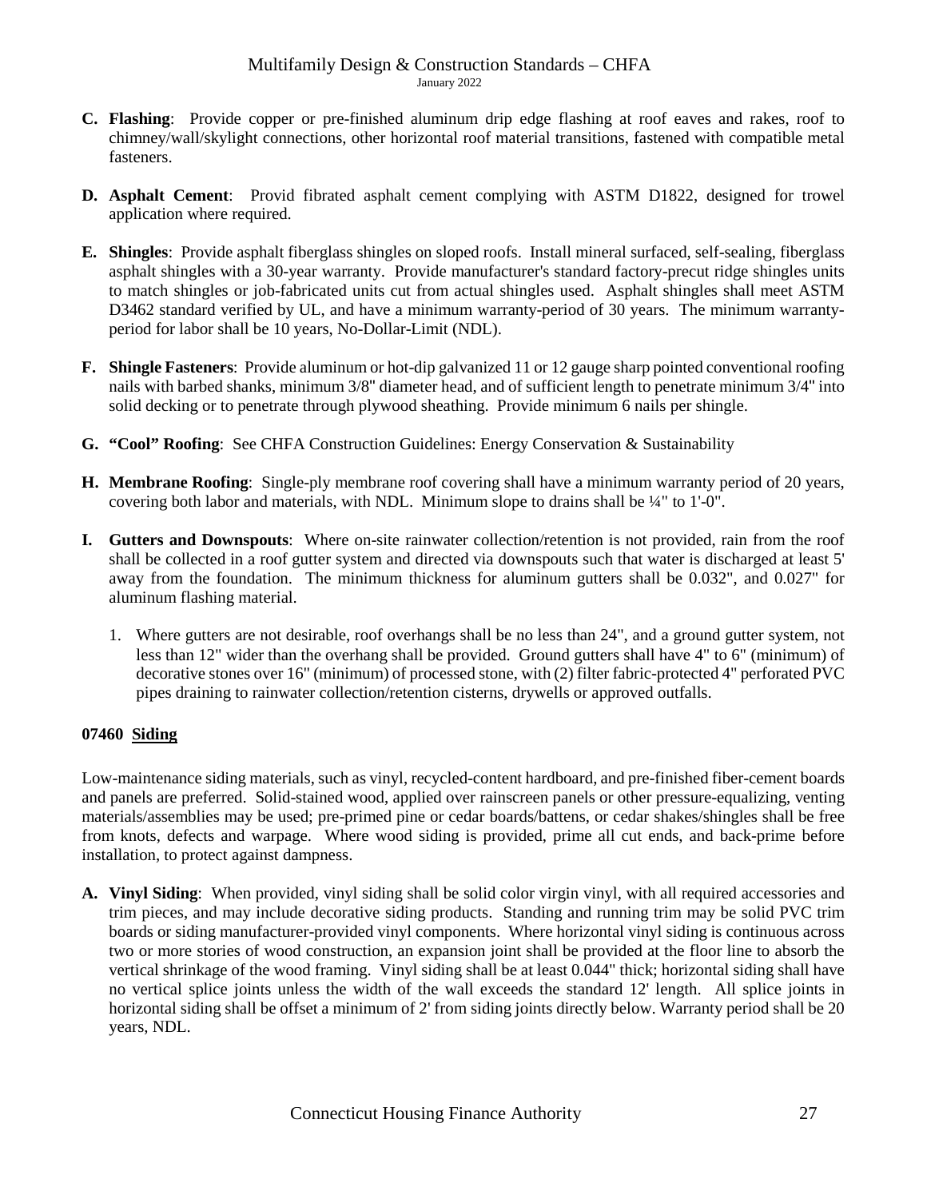**C. Flashing**: Provide copper or pre-finished aluminum drip edge flashing at roof eaves and rakes, roof to chimney/wall/skylight connections, other horizontal roof material transitions, fastened with compatible metal fasteners.

**D. Asphalt Cement**: Provid fibrated asphalt cement complying with ASTM D1822, designed for trowel application where required.

**E. Shingles**: Provide asphalt fiberglass shingles on sloped roofs. Install mineral surfaced, self-sealing, fiberglass asphalt shingles with a 30-year warranty. Provide manufacturer's standard factory-precut ridge shingles units to match shingles or job-fabricated units cut from actual shingles used. Asphalt shingles shall meet ASTM D3462 standard verified by UL, and have a minimum warranty-period of 30 years. The minimum warranty-period for labor shall be 10 years, No-Dollar-Limit (NDL).

**F. Shingle Fasteners**: Provide aluminum or hot-dip galvanized 11 or 12 gauge sharp pointed conventional roofing nails with barbed shanks, minimum 3/8" diameter head, and of sufficient length to penetrate minimum 3/4" into solid decking or to penetrate through plywood sheathing. Provide minimum 6 nails per shingle.

**G. "Cool" Roofing**: See CHFA Construction Guidelines: Energy Conservation & Sustainability

**H. Membrane Roofing**: Single-ply membrane roof covering shall have a minimum warranty period of 20 years, covering both labor and materials, with NDL. Minimum slope to drains shall be ¼" to 1'-0".

**I. Gutters and Downspouts**: Where on-site rainwater collection/retention is not provided, rain from the roof shall be collected in a roof gutter system and directed via downspouts such that water is discharged at least 5' away from the foundation. The minimum thickness for aluminum gutters shall be 0.032", and 0.027" for aluminum flashing material.

1. Where gutters are not desirable, roof overhangs shall be no less than 24", and a ground gutter system, not less than 12" wider than the overhang shall be provided. Ground gutters shall have 4" to 6" (minimum) of decorative stones over 16" (minimum) of processed stone, with (2) filter fabric-protected 4" perforated PVC pipes draining to rainwater collection/retention cisterns, drywells or approved outfalls.

## 07460 Siding

Low-maintenance siding materials, such as vinyl, recycled-content hardboard, and pre-finished fiber-cement boards and panels are preferred. Solid-stained wood, applied over rainscreen panels or other pressure-equalizing, venting materials/assemblies may be used; pre-primed pine or cedar boards/battens, or cedar shakes/shingles shall be free from knots, defects and warpage. Where wood siding is provided, prime all cut ends, and back-prime before installation, to protect against dampness.

**A. Vinyl Siding**: When provided, vinyl siding shall be solid color virgin vinyl, with all required accessories and trim pieces, and may include decorative siding products. Standing and running trim may be solid PVC trim boards or siding manufacturer-provided vinyl components. Where horizontal vinyl siding is continuous across two or more stories of wood construction, an expansion joint shall be provided at the floor line to absorb the vertical shrinkage of the wood framing. Vinyl siding shall be at least 0.044" thick; horizontal siding shall have no vertical splice joints unless the width of the wall exceeds the standard 12' length. All splice joints in horizontal siding shall be offset a minimum of 2' from siding joints directly below. Warranty period shall be 20 years, NDL.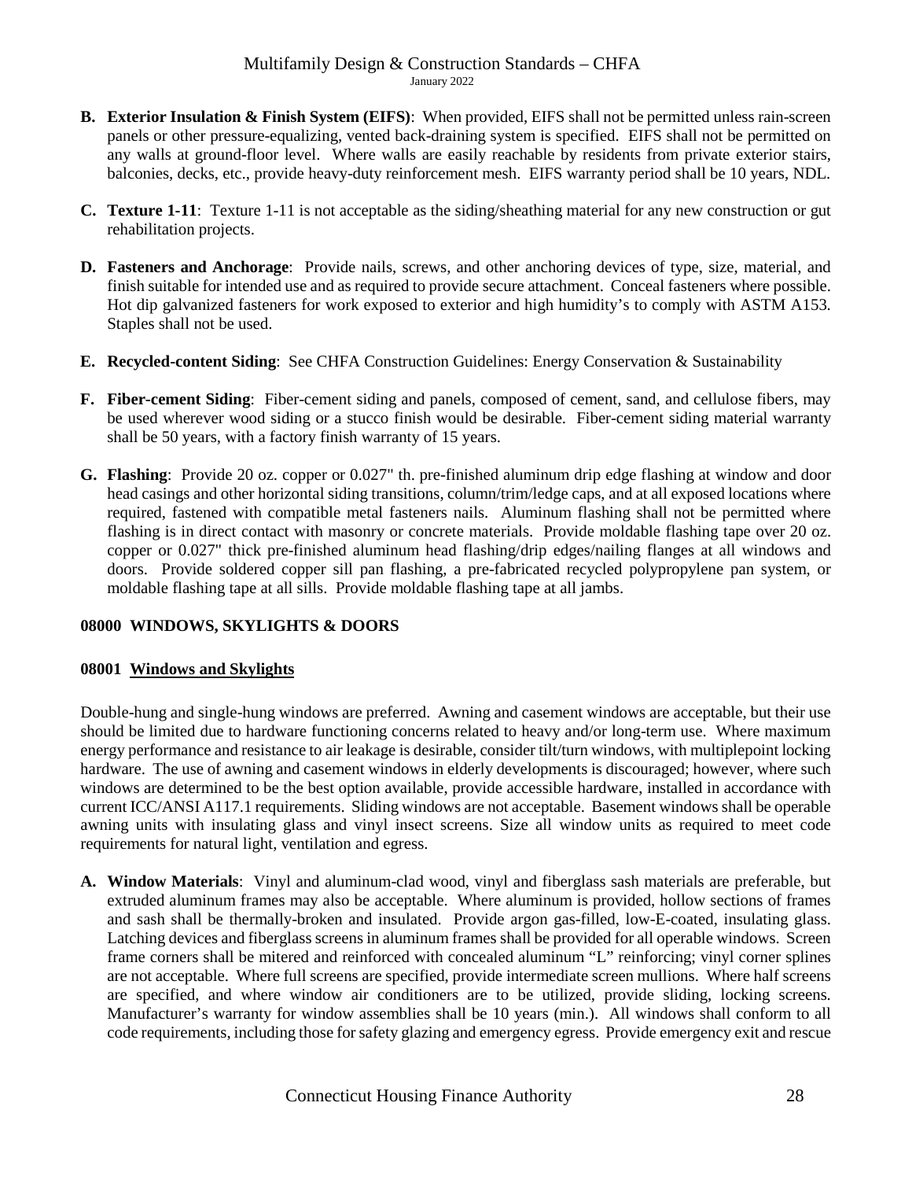**B. Exterior Insulation & Finish System (EIFS)**: When provided, EIFS shall not be permitted unless rain-screen panels or other pressure-equalizing, vented back-draining system is specified. EIFS shall not be permitted on any walls at ground-floor level. Where walls are easily reachable by residents from private exterior stairs, balconies, decks, etc., provide heavy-duty reinforcement mesh. EIFS warranty period shall be 10 years, NDL.

**C. Texture 1-11**: Texture 1-11 is not acceptable as the siding/sheathing material for any new construction or gut rehabilitation projects.

**D. Fasteners and Anchorage**: Provide nails, screws, and other anchoring devices of type, size, material, and finish suitable for intended use and as required to provide secure attachment. Conceal fasteners where possible. Hot dip galvanized fasteners for work exposed to exterior and high humidity's to comply with ASTM A153. Staples shall not be used.

**E. Recycled-content Siding**: See CHFA Construction Guidelines: Energy Conservation & Sustainability

**F. Fiber-cement Siding**: Fiber-cement siding and panels, composed of cement, sand, and cellulose fibers, may be used wherever wood siding or a stucco finish would be desirable. Fiber-cement siding material warranty shall be 50 years, with a factory finish warranty of 15 years.

**G. Flashing**: Provide 20 oz. copper or 0.027" th. pre-finished aluminum drip edge flashing at window and door head casings and other horizontal siding transitions, column/trim/ledge caps, and at all exposed locations where required, fastened with compatible metal fasteners nails. Aluminum flashing shall not be permitted where flashing is in direct contact with masonry or concrete materials. Provide moldable flashing tape over 20 oz. copper or 0.027" thick pre-finished aluminum head flashing/drip edges/nailing flanges at all windows and doors. Provide soldered copper sill pan flashing, a pre-fabricated recycled polypropylene pan system, or moldable flashing tape at all sills. Provide moldable flashing tape at all jambs.

## 08000 WINDOWS, SKYLIGHTS & DOORS

### 08001 Windows and Skylights

Double-hung and single-hung windows are preferred. Awning and casement windows are acceptable, but their use should be limited due to hardware functioning concerns related to heavy and/or long-term use. Where maximum energy performance and resistance to air leakage is desirable, consider tilt/turn windows, with multiplepoint locking hardware. The use of awning and casement windows in elderly developments is discouraged; however, where such windows are determined to be the best option available, provide accessible hardware, installed in accordance with current ICC/ANSI A117.1 requirements. Sliding windows are not acceptable. Basement windows shall be operable awning units with insulating glass and vinyl insect screens. Size all window units as required to meet code requirements for natural light, ventilation and egress.

**A. Window Materials**: Vinyl and aluminum-clad wood, vinyl and fiberglass sash materials are preferable, but extruded aluminum frames may also be acceptable. Where aluminum is provided, hollow sections of frames and sash shall be thermally-broken and insulated. Provide argon gas-filled, low-E-coated, insulating glass. Latching devices and fiberglass screens in aluminum frames shall be provided for all operable windows. Screen frame corners shall be mitered and reinforced with concealed aluminum "L" reinforcing; vinyl corner splines are not acceptable. Where full screens are specified, provide intermediate screen mullions. Where half screens are specified, and where window air conditioners are to be utilized, provide sliding, locking screens. Manufacturer's warranty for window assemblies shall be 10 years (min.). All windows shall conform to all code requirements, including those for safety glazing and emergency egress. Provide emergency exit and rescue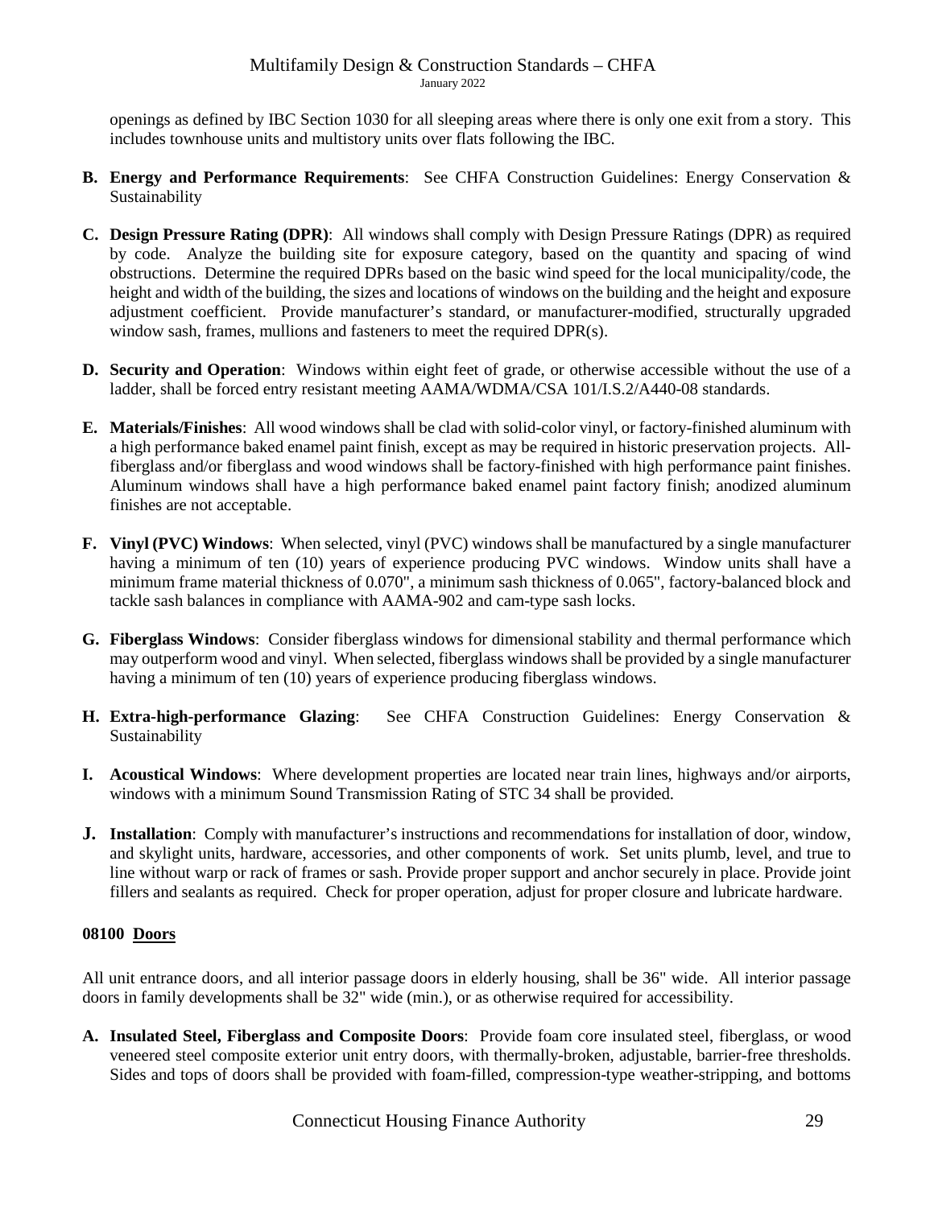openings as defined by IBC Section 1030 for all sleeping areas where there is only one exit from a story. This includes townhouse units and multistory units over flats following the IBC.

**B. Energy and Performance Requirements**: See CHFA Construction Guidelines: Energy Conservation & Sustainability

**C. Design Pressure Rating (DPR)**: All windows shall comply with Design Pressure Ratings (DPR) as required by code. Analyze the building site for exposure category, based on the quantity and spacing of wind obstructions. Determine the required DPRs based on the basic wind speed for the local municipality/code, the height and width of the building, the sizes and locations of windows on the building and the height and exposure adjustment coefficient. Provide manufacturer's standard, or manufacturer-modified, structurally upgraded window sash, frames, mullions and fasteners to meet the required DPR(s).

**D. Security and Operation**: Windows within eight feet of grade, or otherwise accessible without the use of a ladder, shall be forced entry resistant meeting AAMA/WDMA/CSA 101/I.S.2/A440-08 standards.

**E. Materials/Finishes**: All wood windows shall be clad with solid-color vinyl, or factory-finished aluminum with a high performance baked enamel paint finish, except as may be required in historic preservation projects. All-fiberglass and/or fiberglass and wood windows shall be factory-finished with high performance paint finishes. Aluminum windows shall have a high performance baked enamel paint factory finish; anodized aluminum finishes are not acceptable.

**F. Vinyl (PVC) Windows**: When selected, vinyl (PVC) windows shall be manufactured by a single manufacturer having a minimum of ten (10) years of experience producing PVC windows. Window units shall have a minimum frame material thickness of 0.070", a minimum sash thickness of 0.065", factory-balanced block and tackle sash balances in compliance with AAMA-902 and cam-type sash locks.

**G. Fiberglass Windows**: Consider fiberglass windows for dimensional stability and thermal performance which may outperform wood and vinyl. When selected, fiberglass windows shall be provided by a single manufacturer having a minimum of ten (10) years of experience producing fiberglass windows.

**H. Extra-high-performance Glazing**: See CHFA Construction Guidelines: Energy Conservation & Sustainability

**I. Acoustical Windows**: Where development properties are located near train lines, highways and/or airports, windows with a minimum Sound Transmission Rating of STC 34 shall be provided.

**J. Installation**: Comply with manufacturer's instructions and recommendations for installation of door, window, and skylight units, hardware, accessories, and other components of work. Set units plumb, level, and true to line without warp or rack of frames or sash. Provide proper support and anchor securely in place. Provide joint fillers and sealants as required. Check for proper operation, adjust for proper closure and lubricate hardware.

### 08100 Doors

All unit entrance doors, and all interior passage doors in elderly housing, shall be 36" wide. All interior passage doors in family developments shall be 32" wide (min.), or as otherwise required for accessibility.

**A. Insulated Steel, Fiberglass and Composite Doors**: Provide foam core insulated steel, fiberglass, or wood veneered steel composite exterior unit entry doors, with thermally-broken, adjustable, barrier-free thresholds. Sides and tops of doors shall be provided with foam-filled, compression-type weather-stripping, and bottoms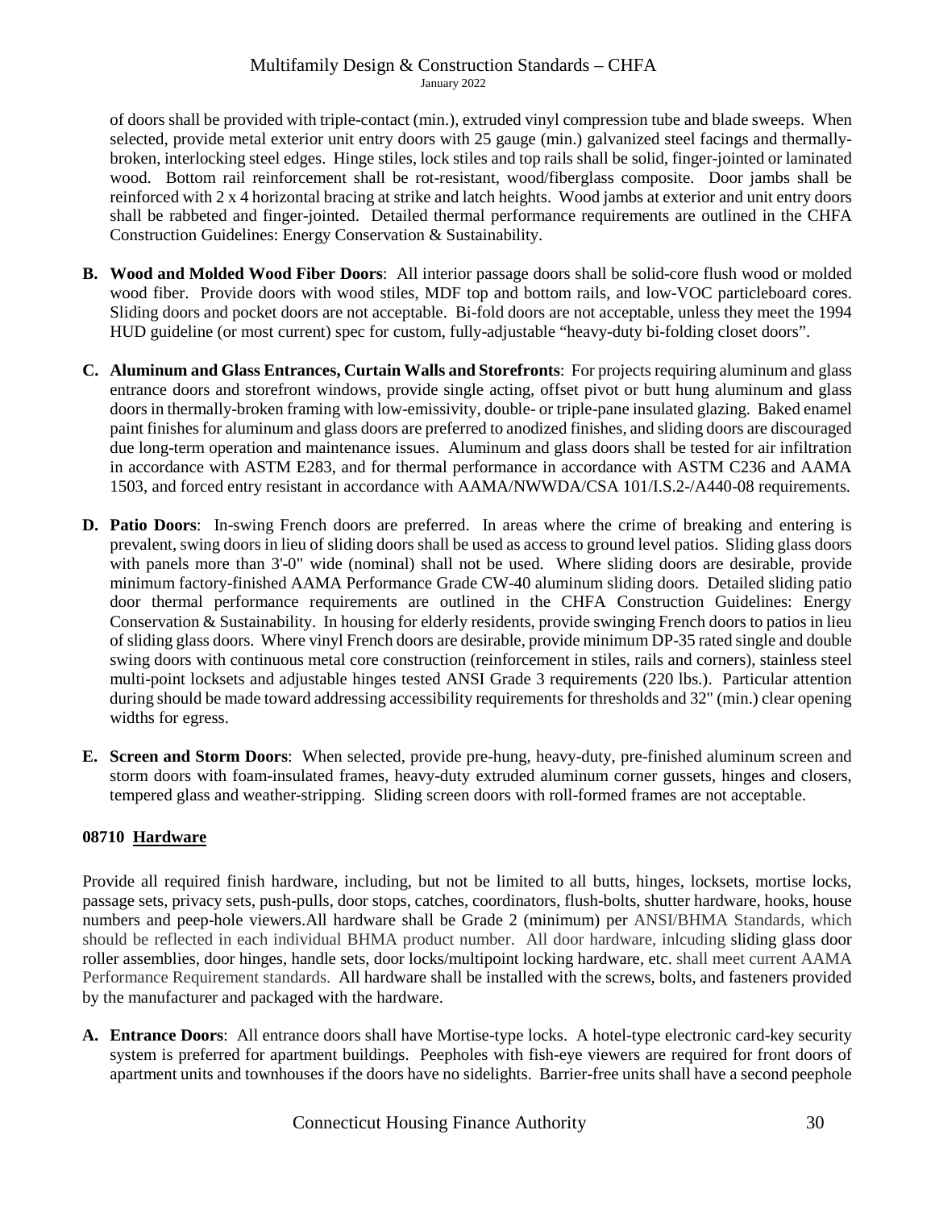of doors shall be provided with triple-contact (min.), extruded vinyl compression tube and blade sweeps. When selected, provide metal exterior unit entry doors with 25 gauge (min.) galvanized steel facings and thermally-broken, interlocking steel edges. Hinge stiles, lock stiles and top rails shall be solid, finger-jointed or laminated wood. Bottom rail reinforcement shall be rot-resistant, wood/fiberglass composite. Door jambs shall be reinforced with 2 x 4 horizontal bracing at strike and latch heights. Wood jambs at exterior and unit entry doors shall be rabbeted and finger-jointed. Detailed thermal performance requirements are outlined in the CHFA Construction Guidelines: Energy Conservation & Sustainability.

**B. Wood and Molded Wood Fiber Doors**: All interior passage doors shall be solid-core flush wood or molded wood fiber. Provide doors with wood stiles, MDF top and bottom rails, and low-VOC particleboard cores. Sliding doors and pocket doors are not acceptable. Bi-fold doors are not acceptable, unless they meet the 1994 HUD guideline (or most current) spec for custom, fully-adjustable "heavy-duty bi-folding closet doors".

**C. Aluminum and Glass Entrances, Curtain Walls and Storefronts**: For projects requiring aluminum and glass entrance doors and storefront windows, provide single acting, offset pivot or butt hung aluminum and glass doors in thermally-broken framing with low-emissivity, double- or triple-pane insulated glazing. Baked enamel paint finishes for aluminum and glass doors are preferred to anodized finishes, and sliding doors are discouraged due long-term operation and maintenance issues. Aluminum and glass doors shall be tested for air infiltration in accordance with ASTM E283, and for thermal performance in accordance with ASTM C236 and AAMA 1503, and forced entry resistant in accordance with AAMA/NWWDA/CSA 101/I.S.2-/A440-08 requirements.

**D. Patio Doors**: In-swing French doors are preferred. In areas where the crime of breaking and entering is prevalent, swing doors in lieu of sliding doors shall be used as access to ground level patios. Sliding glass doors with panels more than 3'-0" wide (nominal) shall not be used. Where sliding doors are desirable, provide minimum factory-finished AAMA Performance Grade CW-40 aluminum sliding doors. Detailed sliding patio door thermal performance requirements are outlined in the CHFA Construction Guidelines: Energy Conservation & Sustainability. In housing for elderly residents, provide swinging French doors to patios in lieu of sliding glass doors. Where vinyl French doors are desirable, provide minimum DP-35 rated single and double swing doors with continuous metal core construction (reinforcement in stiles, rails and corners), stainless steel multi-point locksets and adjustable hinges tested ANSI Grade 3 requirements (220 lbs.). Particular attention during should be made toward addressing accessibility requirements for thresholds and 32" (min.) clear opening widths for egress.

**E. Screen and Storm Doors**: When selected, provide pre-hung, heavy-duty, pre-finished aluminum screen and storm doors with foam-insulated frames, heavy-duty extruded aluminum corner gussets, hinges and closers, tempered glass and weather-stripping. Sliding screen doors with roll-formed frames are not acceptable.

## 08710 Hardware

Provide all required finish hardware, including, but not be limited to all butts, hinges, locksets, mortise locks, passage sets, privacy sets, push-pulls, door stops, catches, coordinators, flush-bolts, shutter hardware, hooks, house numbers and peep-hole viewers.All hardware shall be Grade 2 (minimum) per ANSI/BHMA Standards, which should be reflected in each individual BHMA product number. All door hardware, inlcuding sliding glass door roller assemblies, door hinges, handle sets, door locks/multipoint locking hardware, etc. shall meet current AAMA Performance Requirement standards. All hardware shall be installed with the screws, bolts, and fasteners provided by the manufacturer and packaged with the hardware.

**A. Entrance Doors**: All entrance doors shall have Mortise-type locks. A hotel-type electronic card-key security system is preferred for apartment buildings. Peepholes with fish-eye viewers are required for front doors of apartment units and townhouses if the doors have no sidelights. Barrier-free units shall have a second peephole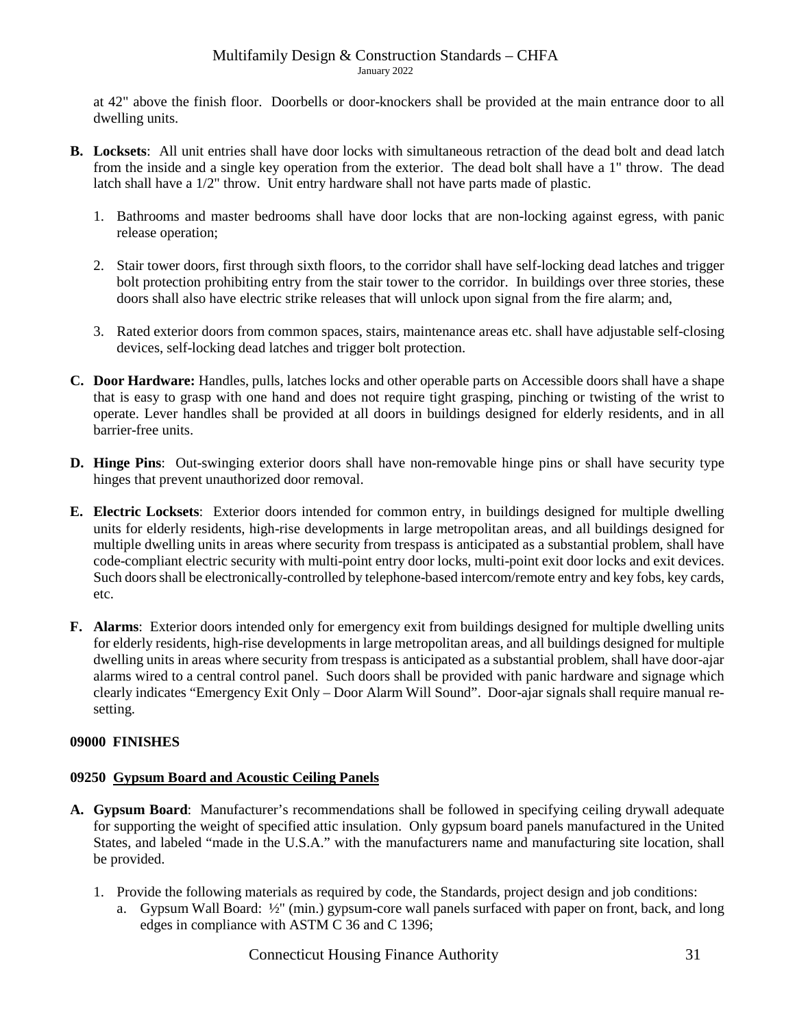at 42" above the finish floor. Doorbells or door-knockers shall be provided at the main entrance door to all dwelling units.

**B. Locksets**: All unit entries shall have door locks with simultaneous retraction of the dead bolt and dead latch from the inside and a single key operation from the exterior. The dead bolt shall have a 1" throw. The dead latch shall have a 1/2" throw. Unit entry hardware shall not have parts made of plastic.

1. Bathrooms and master bedrooms shall have door locks that are non-locking against egress, with panic release operation;

2. Stair tower doors, first through sixth floors, to the corridor shall have self-locking dead latches and trigger bolt protection prohibiting entry from the stair tower to the corridor. In buildings over three stories, these doors shall also have electric strike releases that will unlock upon signal from the fire alarm; and,

3. Rated exterior doors from common spaces, stairs, maintenance areas etc. shall have adjustable self-closing devices, self-locking dead latches and trigger bolt protection.

**C. Door Hardware:** Handles, pulls, latches locks and other operable parts on Accessible doors shall have a shape that is easy to grasp with one hand and does not require tight grasping, pinching or twisting of the wrist to operate. Lever handles shall be provided at all doors in buildings designed for elderly residents, and in all barrier-free units.

**D. Hinge Pins**: Out-swinging exterior doors shall have non-removable hinge pins or shall have security type hinges that prevent unauthorized door removal.

**E. Electric Locksets**: Exterior doors intended for common entry, in buildings designed for multiple dwelling units for elderly residents, high-rise developments in large metropolitan areas, and all buildings designed for multiple dwelling units in areas where security from trespass is anticipated as a substantial problem, shall have code-compliant electric security with multi-point entry door locks, multi-point exit door locks and exit devices. Such doors shall be electronically-controlled by telephone-based intercom/remote entry and key fobs, key cards, etc.

**F. Alarms**: Exterior doors intended only for emergency exit from buildings designed for multiple dwelling units for elderly residents, high-rise developments in large metropolitan areas, and all buildings designed for multiple dwelling units in areas where security from trespass is anticipated as a substantial problem, shall have door-ajar alarms wired to a central control panel. Such doors shall be provided with panic hardware and signage which clearly indicates "Emergency Exit Only – Door Alarm Will Sound". Door-ajar signals shall require manual re-setting.

## 09000 FINISHES

### 09250 Gypsum Board and Acoustic Ceiling Panels

**A. Gypsum Board**: Manufacturer's recommendations shall be followed in specifying ceiling drywall adequate for supporting the weight of specified attic insulation. Only gypsum board panels manufactured in the United States, and labeled "made in the U.S.A." with the manufacturers name and manufacturing site location, shall be provided.

1. Provide the following materials as required by code, the Standards, project design and job conditions:
   a. Gypsum Wall Board: ½" (min.) gypsum-core wall panels surfaced with paper on front, back, and long edges in compliance with ASTM C 36 and C 1396;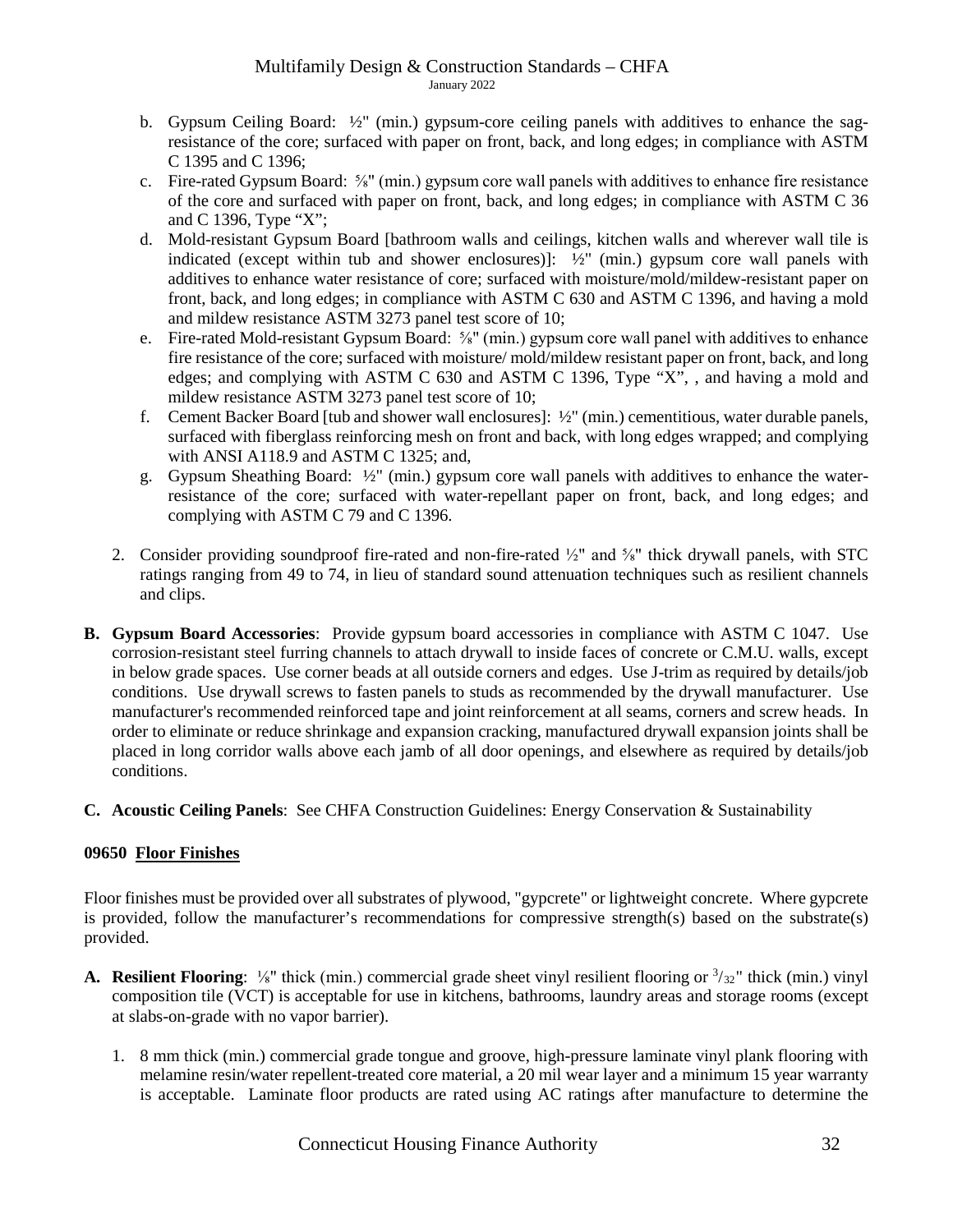b. Gypsum Ceiling Board: ½" (min.) gypsum-core ceiling panels with additives to enhance the sag-resistance of the core; surfaced with paper on front, back, and long edges; in compliance with ASTM C 1395 and C 1396;
c. Fire-rated Gypsum Board: ⅝" (min.) gypsum core wall panels with additives to enhance fire resistance of the core and surfaced with paper on front, back, and long edges; in compliance with ASTM C 36 and C 1396, Type "X";
d. Mold-resistant Gypsum Board [bathroom walls and ceilings, kitchen walls and wherever wall tile is indicated (except within tub and shower enclosures)]: ½" (min.) gypsum core wall panels with additives to enhance water resistance of core; surfaced with moisture/mold/mildew-resistant paper on front, back, and long edges; in compliance with ASTM C 630 and ASTM C 1396, and having a mold and mildew resistance ASTM 3273 panel test score of 10;
e. Fire-rated Mold-resistant Gypsum Board: ⅝" (min.) gypsum core wall panel with additives to enhance fire resistance of the core; surfaced with moisture/ mold/mildew resistant paper on front, back, and long edges; and complying with ASTM C 630 and ASTM C 1396, Type "X", , and having a mold and mildew resistance ASTM 3273 panel test score of 10;
f. Cement Backer Board [tub and shower wall enclosures]: ½" (min.) cementitious, water durable panels, surfaced with fiberglass reinforcing mesh on front and back, with long edges wrapped; and complying with ANSI A118.9 and ASTM C 1325; and,
g. Gypsum Sheathing Board: ½" (min.) gypsum core wall panels with additives to enhance the water-resistance of the core; surfaced with water-repellant paper on front, back, and long edges; and complying with ASTM C 79 and C 1396.

2. Consider providing soundproof fire-rated and non-fire-rated ½" and ⅝" thick drywall panels, with STC ratings ranging from 49 to 74, in lieu of standard sound attenuation techniques such as resilient channels and clips.

**B. Gypsum Board Accessories**: Provide gypsum board accessories in compliance with ASTM C 1047. Use corrosion-resistant steel furring channels to attach drywall to inside faces of concrete or C.M.U. walls, except in below grade spaces. Use corner beads at all outside corners and edges. Use J-trim as required by details/job conditions. Use drywall screws to fasten panels to studs as recommended by the drywall manufacturer. Use manufacturer's recommended reinforced tape and joint reinforcement at all seams, corners and screw heads. In order to eliminate or reduce shrinkage and expansion cracking, manufactured drywall expansion joints shall be placed in long corridor walls above each jamb of all door openings, and elsewhere as required by details/job conditions.

**C. Acoustic Ceiling Panels**: See CHFA Construction Guidelines: Energy Conservation & Sustainability

## 09650 Floor Finishes

Floor finishes must be provided over all substrates of plywood, "gypcrete" or lightweight concrete. Where gypcrete is provided, follow the manufacturer's recommendations for compressive strength(s) based on the substrate(s) provided.

**A. Resilient Flooring**: ⅛" thick (min.) commercial grade sheet vinyl resilient flooring or $^{3}/_{32}$" thick (min.) vinyl composition tile (VCT) is acceptable for use in kitchens, bathrooms, laundry areas and storage rooms (except at slabs-on-grade with no vapor barrier).

1. 8 mm thick (min.) commercial grade tongue and groove, high-pressure laminate vinyl plank flooring with melamine resin/water repellent-treated core material, a 20 mil wear layer and a minimum 15 year warranty is acceptable. Laminate floor products are rated using AC ratings after manufacture to determine the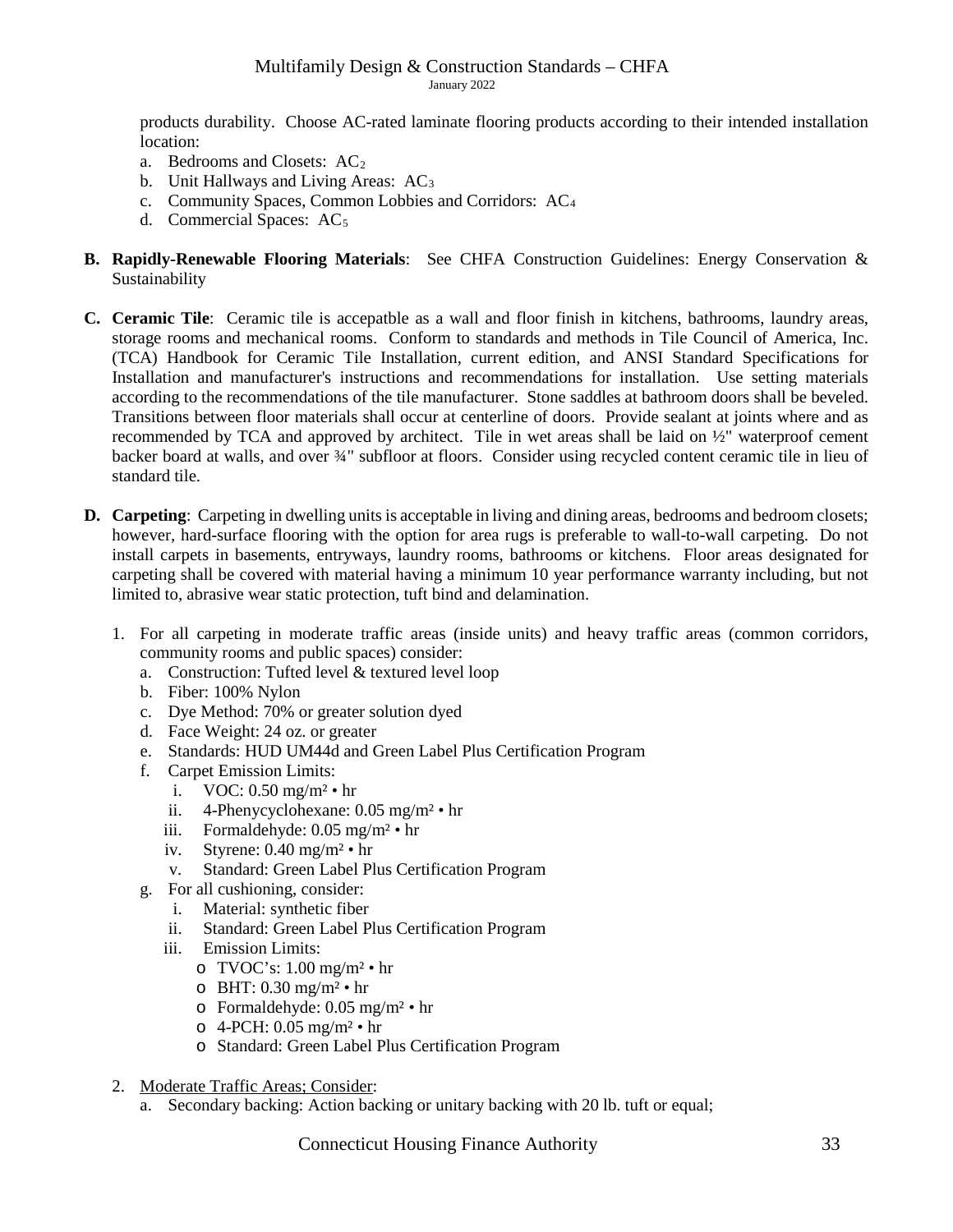products durability. Choose AC-rated laminate flooring products according to their intended installation location:

a. Bedrooms and Closets: $AC_2$
b. Unit Hallways and Living Areas: $AC_3$
c. Community Spaces, Common Lobbies and Corridors: $AC_4$
d. Commercial Spaces: $AC_5$

**B. Rapidly-Renewable Flooring Materials**: See CHFA Construction Guidelines: Energy Conservation & Sustainability

**C. Ceramic Tile**: Ceramic tile is accepatble as a wall and floor finish in kitchens, bathrooms, laundry areas, storage rooms and mechanical rooms. Conform to standards and methods in Tile Council of America, Inc. (TCA) Handbook for Ceramic Tile Installation, current edition, and ANSI Standard Specifications for Installation and manufacturer's instructions and recommendations for installation. Use setting materials according to the recommendations of the tile manufacturer. Stone saddles at bathroom doors shall be beveled. Transitions between floor materials shall occur at centerline of doors. Provide sealant at joints where and as recommended by TCA and approved by architect. Tile in wet areas shall be laid on ½" waterproof cement backer board at walls, and over ¾" subfloor at floors. Consider using recycled content ceramic tile in lieu of standard tile.

**D. Carpeting**: Carpeting in dwelling units is acceptable in living and dining areas, bedrooms and bedroom closets; however, hard-surface flooring with the option for area rugs is preferable to wall-to-wall carpeting. Do not install carpets in basements, entryways, laundry rooms, bathrooms or kitchens. Floor areas designated for carpeting shall be covered with material having a minimum 10 year performance warranty including, but not limited to, abrasive wear static protection, tuft bind and delamination.

1. For all carpeting in moderate traffic areas (inside units) and heavy traffic areas (common corridors, community rooms and public spaces) consider:
   a. Construction: Tufted level & textured level loop
   b. Fiber: 100% Nylon
   c. Dye Method: 70% or greater solution dyed
   d. Face Weight: 24 oz. or greater
   e. Standards: HUD UM44d and Green Label Plus Certification Program
   f. Carpet Emission Limits:
      i. VOC: 0.50 mg/m² • hr
      ii. 4-Phenycyclohexane: 0.05 mg/m² • hr
      iii. Formaldehyde: 0.05 mg/m² • hr
      iv. Styrene: 0.40 mg/m² • hr
      v. Standard: Green Label Plus Certification Program
   g. For all cushioning, consider:
      i. Material: synthetic fiber
      ii. Standard: Green Label Plus Certification Program
      iii. Emission Limits:
         - TVOC's: 1.00 mg/m² • hr
         - BHT: 0.30 mg/m² • hr
         - Formaldehyde: 0.05 mg/m² • hr
         - 4-PCH: 0.05 mg/m² • hr
         - Standard: Green Label Plus Certification Program

2. <u>Moderate Traffic Areas; Consider</u>:
   a. Secondary backing: Action backing or unitary backing with 20 lb. tuft or equal;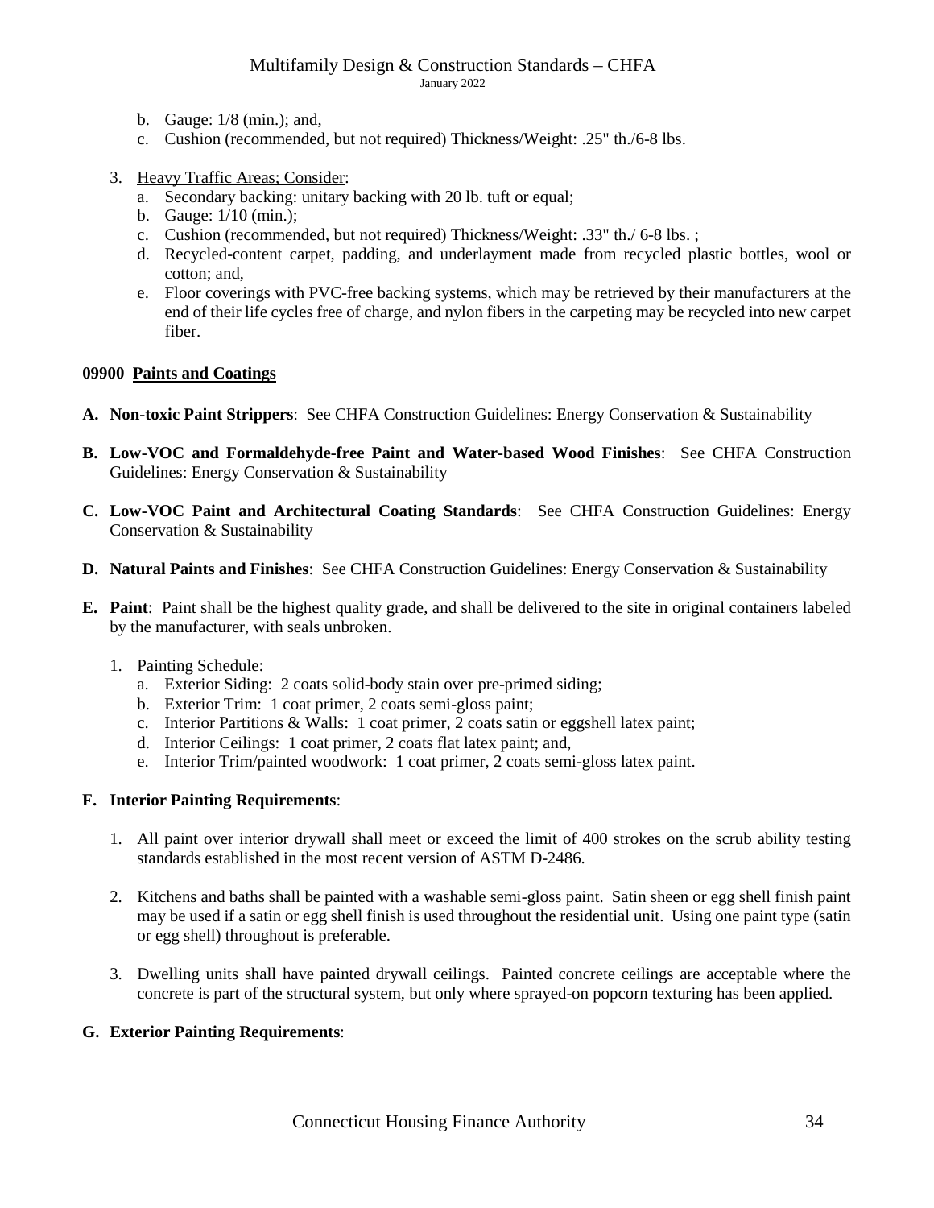b. Gauge: 1/8 (min.); and,
c. Cushion (recommended, but not required) Thickness/Weight: .25" th./6-8 lbs.

3. Heavy Traffic Areas; Consider:
   a. Secondary backing: unitary backing with 20 lb. tuft or equal;
   b. Gauge: 1/10 (min.);
   c. Cushion (recommended, but not required) Thickness/Weight: .33" th./ 6-8 lbs. ;
   d. Recycled-content carpet, padding, and underlayment made from recycled plastic bottles, wool or cotton; and,
   e. Floor coverings with PVC-free backing systems, which may be retrieved by their manufacturers at the end of their life cycles free of charge, and nylon fibers in the carpeting may be recycled into new carpet fiber.

## 09900 Paints and Coatings

**A. Non-toxic Paint Strippers**: See CHFA Construction Guidelines: Energy Conservation & Sustainability

**B. Low-VOC and Formaldehyde-free Paint and Water-based Wood Finishes**: See CHFA Construction Guidelines: Energy Conservation & Sustainability

**C. Low-VOC Paint and Architectural Coating Standards**: See CHFA Construction Guidelines: Energy Conservation & Sustainability

**D. Natural Paints and Finishes**: See CHFA Construction Guidelines: Energy Conservation & Sustainability

**E. Paint**: Paint shall be the highest quality grade, and shall be delivered to the site in original containers labeled by the manufacturer, with seals unbroken.

1. Painting Schedule:
   a. Exterior Siding: 2 coats solid-body stain over pre-primed siding;
   b. Exterior Trim: 1 coat primer, 2 coats semi-gloss paint;
   c. Interior Partitions & Walls: 1 coat primer, 2 coats satin or eggshell latex paint;
   d. Interior Ceilings: 1 coat primer, 2 coats flat latex paint; and,
   e. Interior Trim/painted woodwork: 1 coat primer, 2 coats semi-gloss latex paint.

**F. Interior Painting Requirements**:

1. All paint over interior drywall shall meet or exceed the limit of 400 strokes on the scrub ability testing standards established in the most recent version of ASTM D-2486.

2. Kitchens and baths shall be painted with a washable semi-gloss paint. Satin sheen or egg shell finish paint may be used if a satin or egg shell finish is used throughout the residential unit. Using one paint type (satin or egg shell) throughout is preferable.

3. Dwelling units shall have painted drywall ceilings. Painted concrete ceilings are acceptable where the concrete is part of the structural system, but only where sprayed-on popcorn texturing has been applied.

**G. Exterior Painting Requirements**: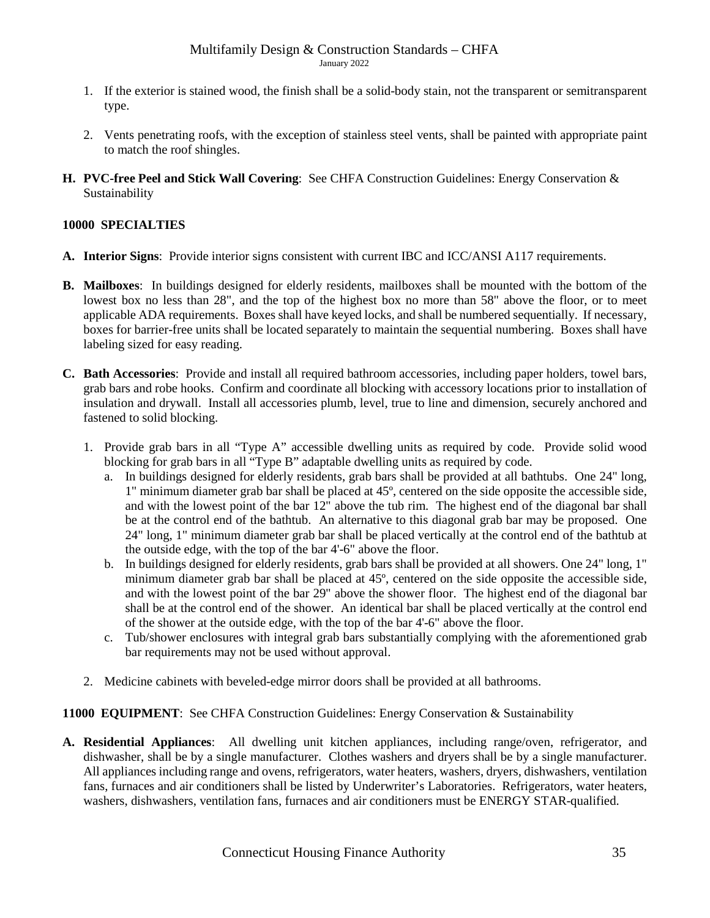1. If the exterior is stained wood, the finish shall be a solid-body stain, not the transparent or semitransparent type.

2. Vents penetrating roofs, with the exception of stainless steel vents, shall be painted with appropriate paint to match the roof shingles.

**H. PVC-free Peel and Stick Wall Covering**: See CHFA Construction Guidelines: Energy Conservation & Sustainability

## 10000 SPECIALTIES

**A. Interior Signs**: Provide interior signs consistent with current IBC and ICC/ANSI A117 requirements.

**B. Mailboxes**: In buildings designed for elderly residents, mailboxes shall be mounted with the bottom of the lowest box no less than 28", and the top of the highest box no more than 58" above the floor, or to meet applicable ADA requirements. Boxes shall have keyed locks, and shall be numbered sequentially. If necessary, boxes for barrier-free units shall be located separately to maintain the sequential numbering. Boxes shall have labeling sized for easy reading.

**C. Bath Accessories**: Provide and install all required bathroom accessories, including paper holders, towel bars, grab bars and robe hooks. Confirm and coordinate all blocking with accessory locations prior to installation of insulation and drywall. Install all accessories plumb, level, true to line and dimension, securely anchored and fastened to solid blocking.

1. Provide grab bars in all "Type A" accessible dwelling units as required by code. Provide solid wood blocking for grab bars in all "Type B" adaptable dwelling units as required by code.
   a. In buildings designed for elderly residents, grab bars shall be provided at all bathtubs. One 24" long, 1" minimum diameter grab bar shall be placed at 45º, centered on the side opposite the accessible side, and with the lowest point of the bar 12" above the tub rim. The highest end of the diagonal bar shall be at the control end of the bathtub. An alternative to this diagonal grab bar may be proposed. One 24" long, 1" minimum diameter grab bar shall be placed vertically at the control end of the bathtub at the outside edge, with the top of the bar 4'-6" above the floor.
   b. In buildings designed for elderly residents, grab bars shall be provided at all showers. One 24" long, 1" minimum diameter grab bar shall be placed at 45º, centered on the side opposite the accessible side, and with the lowest point of the bar 29" above the shower floor. The highest end of the diagonal bar shall be at the control end of the shower. An identical bar shall be placed vertically at the control end of the shower at the outside edge, with the top of the bar 4'-6" above the floor.
   c. Tub/shower enclosures with integral grab bars substantially complying with the aforementioned grab bar requirements may not be used without approval.

2. Medicine cabinets with beveled-edge mirror doors shall be provided at all bathrooms.

## 11000 EQUIPMENT: See CHFA Construction Guidelines: Energy Conservation & Sustainability

**A. Residential Appliances**: All dwelling unit kitchen appliances, including range/oven, refrigerator, and dishwasher, shall be by a single manufacturer. Clothes washers and dryers shall be by a single manufacturer. All appliances including range and ovens, refrigerators, water heaters, washers, dryers, dishwashers, ventilation fans, furnaces and air conditioners shall be listed by Underwriter's Laboratories. Refrigerators, water heaters, washers, dishwashers, ventilation fans, furnaces and air conditioners must be ENERGY STAR-qualified.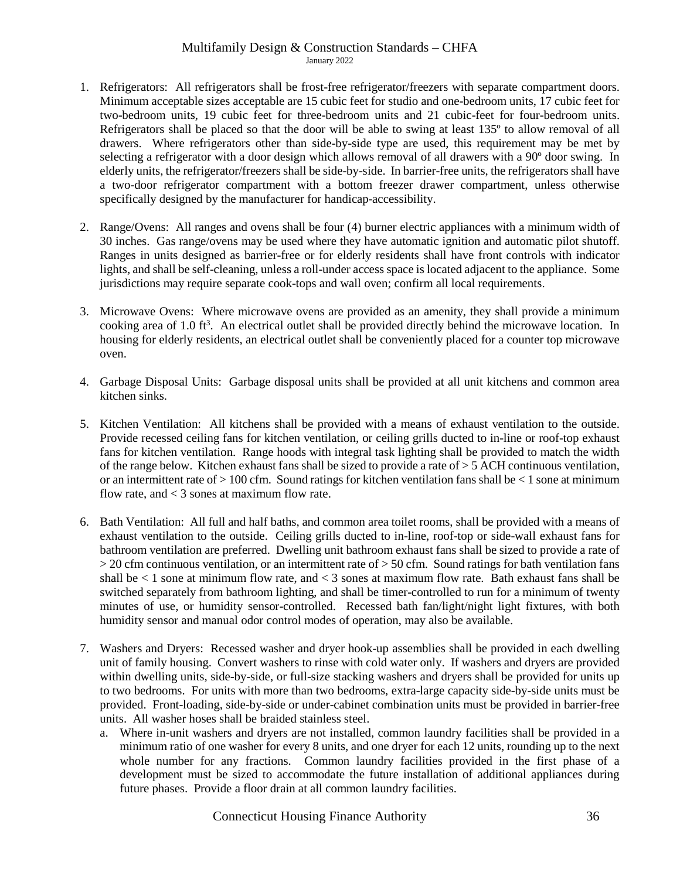1. Refrigerators: All refrigerators shall be frost-free refrigerator/freezers with separate compartment doors. Minimum acceptable sizes acceptable are 15 cubic feet for studio and one-bedroom units, 17 cubic feet for two-bedroom units, 19 cubic feet for three-bedroom units and 21 cubic-feet for four-bedroom units. Refrigerators shall be placed so that the door will be able to swing at least 135º to allow removal of all drawers. Where refrigerators other than side-by-side type are used, this requirement may be met by selecting a refrigerator with a door design which allows removal of all drawers with a 90º door swing. In elderly units, the refrigerator/freezers shall be side-by-side. In barrier-free units, the refrigerators shall have a two-door refrigerator compartment with a bottom freezer drawer compartment, unless otherwise specifically designed by the manufacturer for handicap-accessibility.

2. Range/Ovens: All ranges and ovens shall be four (4) burner electric appliances with a minimum width of 30 inches. Gas range/ovens may be used where they have automatic ignition and automatic pilot shutoff. Ranges in units designed as barrier-free or for elderly residents shall have front controls with indicator lights, and shall be self-cleaning, unless a roll-under access space is located adjacent to the appliance. Some jurisdictions may require separate cook-tops and wall oven; confirm all local requirements.

3. Microwave Ovens: Where microwave ovens are provided as an amenity, they shall provide a minimum cooking area of 1.0 $ft^3$. An electrical outlet shall be provided directly behind the microwave location. In housing for elderly residents, an electrical outlet shall be conveniently placed for a counter top microwave oven.

4. Garbage Disposal Units: Garbage disposal units shall be provided at all unit kitchens and common area kitchen sinks.

5. Kitchen Ventilation: All kitchens shall be provided with a means of exhaust ventilation to the outside. Provide recessed ceiling fans for kitchen ventilation, or ceiling grills ducted to in-line or roof-top exhaust fans for kitchen ventilation. Range hoods with integral task lighting shall be provided to match the width of the range below. Kitchen exhaust fans shall be sized to provide a rate of > 5 ACH continuous ventilation, or an intermittent rate of > 100 cfm. Sound ratings for kitchen ventilation fans shall be < 1 sone at minimum flow rate, and < 3 sones at maximum flow rate.

6. Bath Ventilation: All full and half baths, and common area toilet rooms, shall be provided with a means of exhaust ventilation to the outside. Ceiling grills ducted to in-line, roof-top or side-wall exhaust fans for bathroom ventilation are preferred. Dwelling unit bathroom exhaust fans shall be sized to provide a rate of > 20 cfm continuous ventilation, or an intermittent rate of > 50 cfm. Sound ratings for bath ventilation fans shall be < 1 sone at minimum flow rate, and < 3 sones at maximum flow rate. Bath exhaust fans shall be switched separately from bathroom lighting, and shall be timer-controlled to run for a minimum of twenty minutes of use, or humidity sensor-controlled. Recessed bath fan/light/night light fixtures, with both humidity sensor and manual odor control modes of operation, may also be available.

7. Washers and Dryers: Recessed washer and dryer hook-up assemblies shall be provided in each dwelling unit of family housing. Convert washers to rinse with cold water only. If washers and dryers are provided within dwelling units, side-by-side, or full-size stacking washers and dryers shall be provided for units up to two bedrooms. For units with more than two bedrooms, extra-large capacity side-by-side units must be provided. Front-loading, side-by-side or under-cabinet combination units must be provided in barrier-free units. All washer hoses shall be braided stainless steel.
   a. Where in-unit washers and dryers are not installed, common laundry facilities shall be provided in a minimum ratio of one washer for every 8 units, and one dryer for each 12 units, rounding up to the next whole number for any fractions. Common laundry facilities provided in the first phase of a development must be sized to accommodate the future installation of additional appliances during future phases. Provide a floor drain at all common laundry facilities.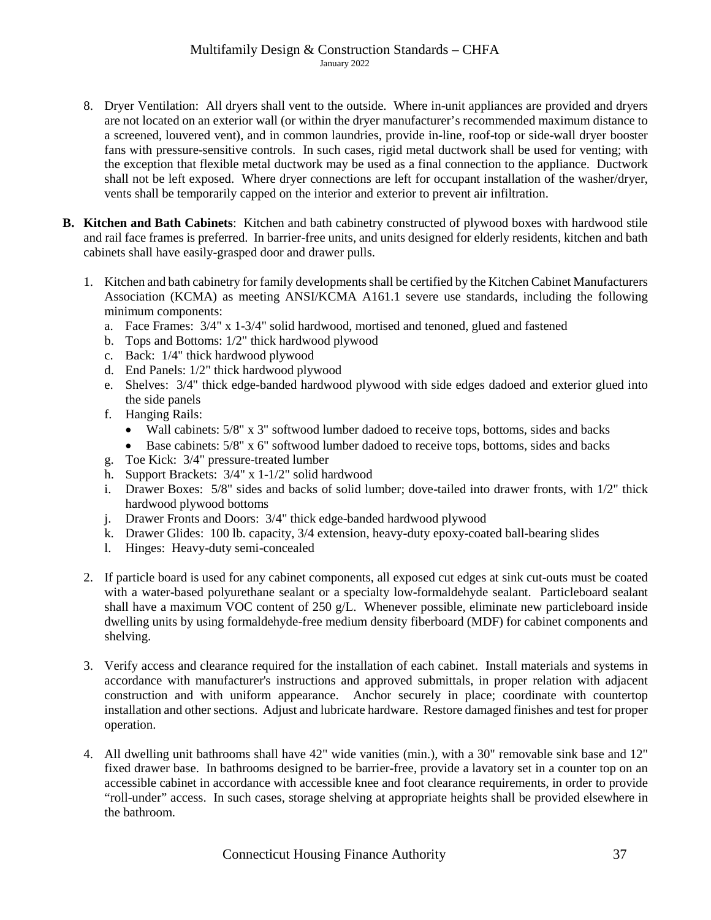8. Dryer Ventilation: All dryers shall vent to the outside. Where in-unit appliances are provided and dryers are not located on an exterior wall (or within the dryer manufacturer's recommended maximum distance to a screened, louvered vent), and in common laundries, provide in-line, roof-top or side-wall dryer booster fans with pressure-sensitive controls. In such cases, rigid metal ductwork shall be used for venting; with the exception that flexible metal ductwork may be used as a final connection to the appliance. Ductwork shall not be left exposed. Where dryer connections are left for occupant installation of the washer/dryer, vents shall be temporarily capped on the interior and exterior to prevent air infiltration.

**B. Kitchen and Bath Cabinets**: Kitchen and bath cabinetry constructed of plywood boxes with hardwood stile and rail face frames is preferred. In barrier-free units, and units designed for elderly residents, kitchen and bath cabinets shall have easily-grasped door and drawer pulls.

1. Kitchen and bath cabinetry for family developments shall be certified by the Kitchen Cabinet Manufacturers Association (KCMA) as meeting ANSI/KCMA A161.1 severe use standards, including the following minimum components:
   a. Face Frames: 3/4" x 1-3/4" solid hardwood, mortised and tenoned, glued and fastened
   b. Tops and Bottoms: 1/2" thick hardwood plywood
   c. Back: 1/4" thick hardwood plywood
   d. End Panels: 1/2" thick hardwood plywood
   e. Shelves: 3/4" thick edge-banded hardwood plywood with side edges dadoed and exterior glued into the side panels
   f. Hanging Rails:
      - Wall cabinets: 5/8" x 3" softwood lumber dadoed to receive tops, bottoms, sides and backs
      - Base cabinets: 5/8" x 6" softwood lumber dadoed to receive tops, bottoms, sides and backs
   g. Toe Kick: 3/4" pressure-treated lumber
   h. Support Brackets: 3/4" x 1-1/2" solid hardwood
   i. Drawer Boxes: 5/8" sides and backs of solid lumber; dove-tailed into drawer fronts, with 1/2" thick hardwood plywood bottoms
   j. Drawer Fronts and Doors: 3/4" thick edge-banded hardwood plywood
   k. Drawer Glides: 100 lb. capacity, 3/4 extension, heavy-duty epoxy-coated ball-bearing slides
   l. Hinges: Heavy-duty semi-concealed

2. If particle board is used for any cabinet components, all exposed cut edges at sink cut-outs must be coated with a water-based polyurethane sealant or a specialty low-formaldehyde sealant. Particleboard sealant shall have a maximum VOC content of 250 g/L. Whenever possible, eliminate new particleboard inside dwelling units by using formaldehyde-free medium density fiberboard (MDF) for cabinet components and shelving.

3. Verify access and clearance required for the installation of each cabinet. Install materials and systems in accordance with manufacturer's instructions and approved submittals, in proper relation with adjacent construction and with uniform appearance. Anchor securely in place; coordinate with countertop installation and other sections. Adjust and lubricate hardware. Restore damaged finishes and test for proper operation.

4. All dwelling unit bathrooms shall have 42" wide vanities (min.), with a 30" removable sink base and 12" fixed drawer base. In bathrooms designed to be barrier-free, provide a lavatory set in a counter top on an accessible cabinet in accordance with accessible knee and foot clearance requirements, in order to provide "roll-under" access. In such cases, storage shelving at appropriate heights shall be provided elsewhere in the bathroom.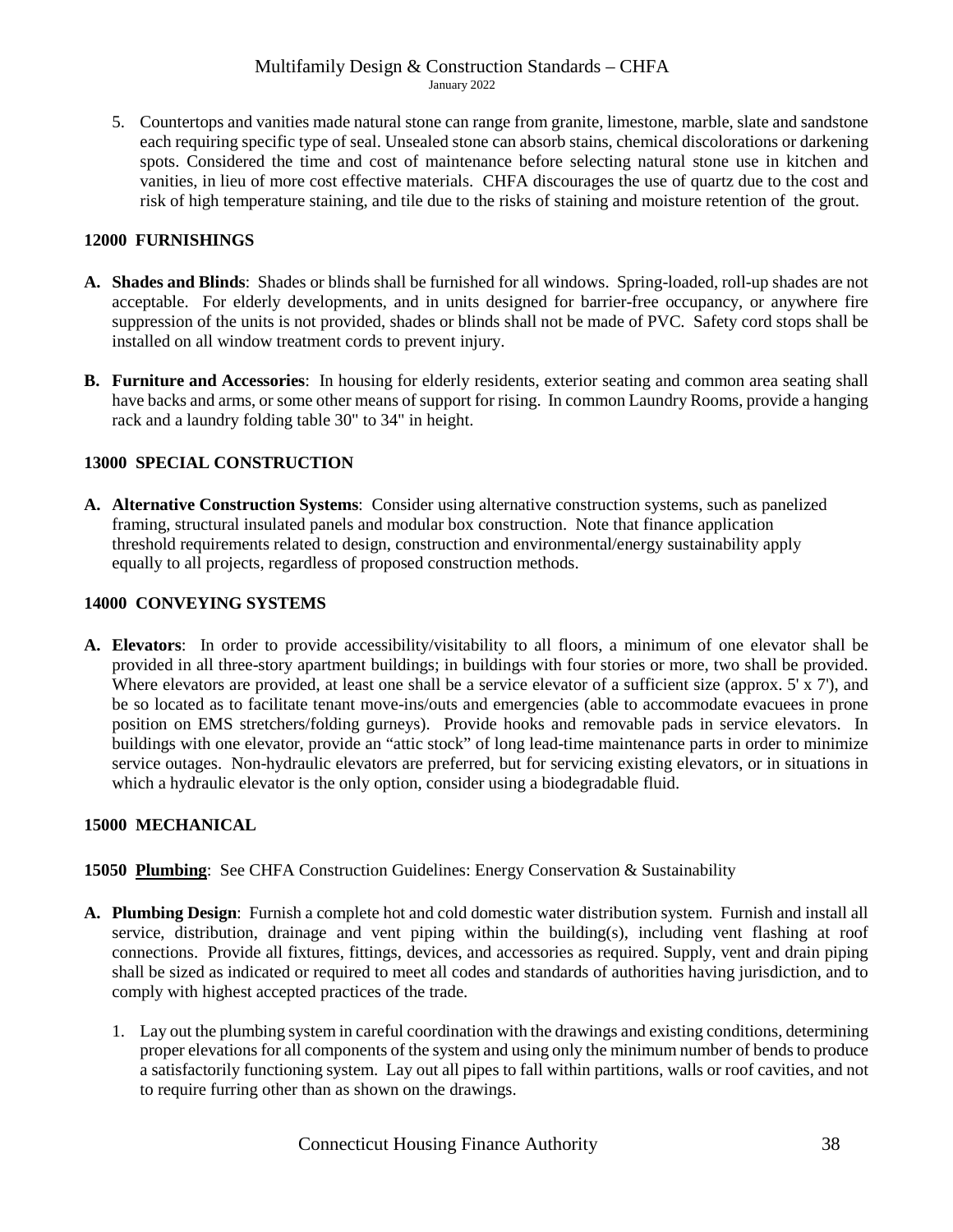5. Countertops and vanities made natural stone can range from granite, limestone, marble, slate and sandstone each requiring specific type of seal. Unsealed stone can absorb stains, chemical discolorations or darkening spots. Considered the time and cost of maintenance before selecting natural stone use in kitchen and vanities, in lieu of more cost effective materials. CHFA discourages the use of quartz due to the cost and risk of high temperature staining, and tile due to the risks of staining and moisture retention of the grout.

## 12000 FURNISHINGS

**A. Shades and Blinds**: Shades or blinds shall be furnished for all windows. Spring-loaded, roll-up shades are not acceptable. For elderly developments, and in units designed for barrier-free occupancy, or anywhere fire suppression of the units is not provided, shades or blinds shall not be made of PVC. Safety cord stops shall be installed on all window treatment cords to prevent injury.

**B. Furniture and Accessories**: In housing for elderly residents, exterior seating and common area seating shall have backs and arms, or some other means of support for rising. In common Laundry Rooms, provide a hanging rack and a laundry folding table 30" to 34" in height.

## 13000 SPECIAL CONSTRUCTION

**A. Alternative Construction Systems**: Consider using alternative construction systems, such as panelized framing, structural insulated panels and modular box construction. Note that finance application threshold requirements related to design, construction and environmental/energy sustainability apply equally to all projects, regardless of proposed construction methods.

## 14000 CONVEYING SYSTEMS

**A. Elevators**: In order to provide accessibility/visitability to all floors, a minimum of one elevator shall be provided in all three-story apartment buildings; in buildings with four stories or more, two shall be provided. Where elevators are provided, at least one shall be a service elevator of a sufficient size (approx. 5' x 7'), and be so located as to facilitate tenant move-ins/outs and emergencies (able to accommodate evacuees in prone position on EMS stretchers/folding gurneys). Provide hooks and removable pads in service elevators. In buildings with one elevator, provide an "attic stock" of long lead-time maintenance parts in order to minimize service outages. Non-hydraulic elevators are preferred, but for servicing existing elevators, or in situations in which a hydraulic elevator is the only option, consider using a biodegradable fluid.

## 15000 MECHANICAL

**15050 <u>Plumbing</u>**: See CHFA Construction Guidelines: Energy Conservation & Sustainability

**A. Plumbing Design**: Furnish a complete hot and cold domestic water distribution system. Furnish and install all service, distribution, drainage and vent piping within the building(s), including vent flashing at roof connections. Provide all fixtures, fittings, devices, and accessories as required. Supply, vent and drain piping shall be sized as indicated or required to meet all codes and standards of authorities having jurisdiction, and to comply with highest accepted practices of the trade.

1. Lay out the plumbing system in careful coordination with the drawings and existing conditions, determining proper elevations for all components of the system and using only the minimum number of bends to produce a satisfactorily functioning system. Lay out all pipes to fall within partitions, walls or roof cavities, and not to require furring other than as shown on the drawings.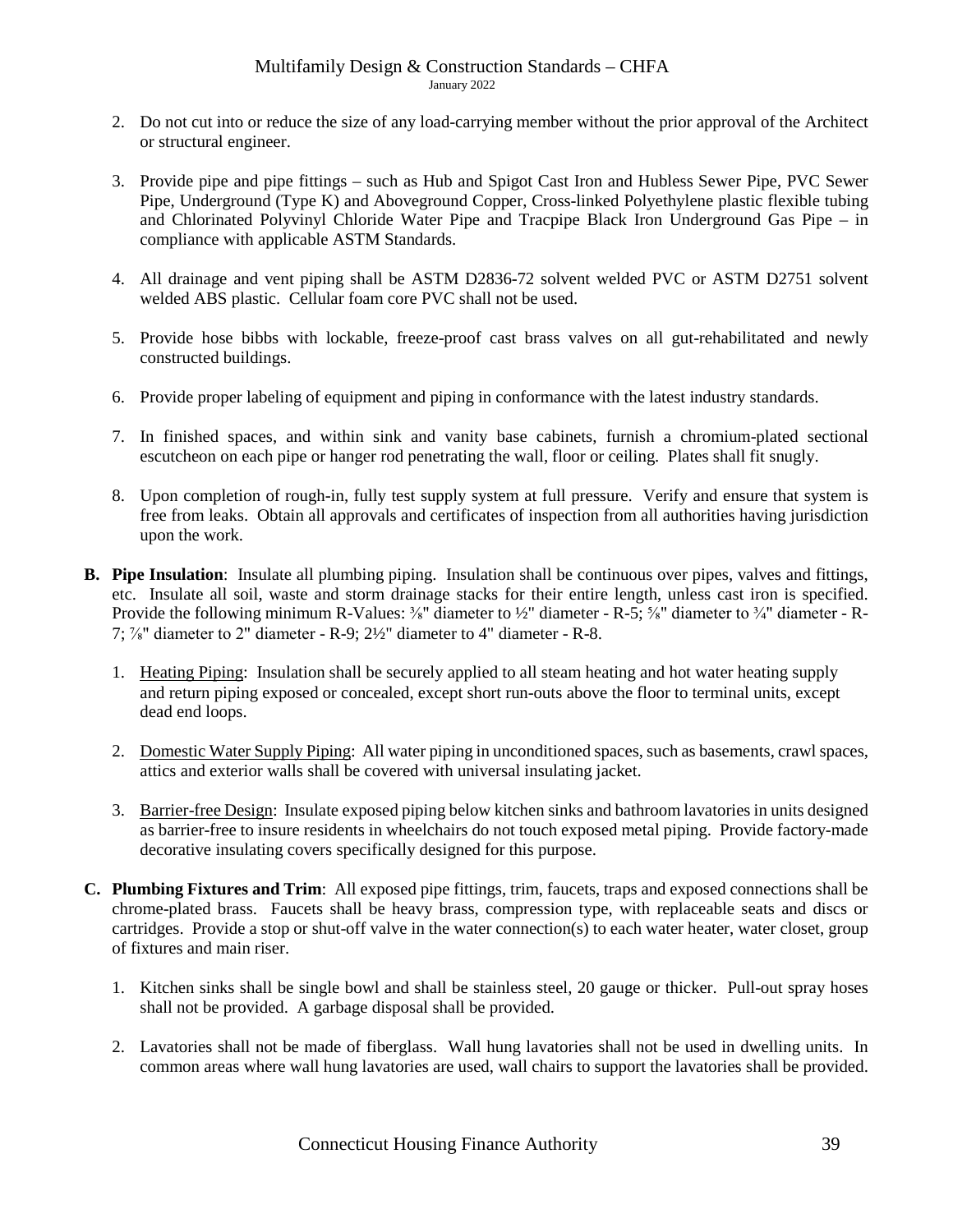2. Do not cut into or reduce the size of any load-carrying member without the prior approval of the Architect or structural engineer.

3. Provide pipe and pipe fittings – such as Hub and Spigot Cast Iron and Hubless Sewer Pipe, PVC Sewer Pipe, Underground (Type K) and Aboveground Copper, Cross-linked Polyethylene plastic flexible tubing and Chlorinated Polyvinyl Chloride Water Pipe and Tracpipe Black Iron Underground Gas Pipe – in compliance with applicable ASTM Standards.

4. All drainage and vent piping shall be ASTM D2836-72 solvent welded PVC or ASTM D2751 solvent welded ABS plastic. Cellular foam core PVC shall not be used.

5. Provide hose bibbs with lockable, freeze-proof cast brass valves on all gut-rehabilitated and newly constructed buildings.

6. Provide proper labeling of equipment and piping in conformance with the latest industry standards.

7. In finished spaces, and within sink and vanity base cabinets, furnish a chromium-plated sectional escutcheon on each pipe or hanger rod penetrating the wall, floor or ceiling. Plates shall fit snugly.

8. Upon completion of rough-in, fully test supply system at full pressure. Verify and ensure that system is free from leaks. Obtain all approvals and certificates of inspection from all authorities having jurisdiction upon the work.

**B. Pipe Insulation**: Insulate all plumbing piping. Insulation shall be continuous over pipes, valves and fittings, etc. Insulate all soil, waste and storm drainage stacks for their entire length, unless cast iron is specified. Provide the following minimum R-Values: ⅜" diameter to ½" diameter - R-5; ⅝" diameter to ¾" diameter - R-7; ⅞" diameter to 2" diameter - R-9; 2½" diameter to 4" diameter - R-8.

1. Heating Piping: Insulation shall be securely applied to all steam heating and hot water heating supply and return piping exposed or concealed, except short run-outs above the floor to terminal units, except dead end loops.

2. Domestic Water Supply Piping: All water piping in unconditioned spaces, such as basements, crawl spaces, attics and exterior walls shall be covered with universal insulating jacket.

3. Barrier-free Design: Insulate exposed piping below kitchen sinks and bathroom lavatories in units designed as barrier-free to insure residents in wheelchairs do not touch exposed metal piping. Provide factory-made decorative insulating covers specifically designed for this purpose.

**C. Plumbing Fixtures and Trim**: All exposed pipe fittings, trim, faucets, traps and exposed connections shall be chrome-plated brass. Faucets shall be heavy brass, compression type, with replaceable seats and discs or cartridges. Provide a stop or shut-off valve in the water connection(s) to each water heater, water closet, group of fixtures and main riser.

1. Kitchen sinks shall be single bowl and shall be stainless steel, 20 gauge or thicker. Pull-out spray hoses shall not be provided. A garbage disposal shall be provided.

2. Lavatories shall not be made of fiberglass. Wall hung lavatories shall not be used in dwelling units. In common areas where wall hung lavatories are used, wall chairs to support the lavatories shall be provided.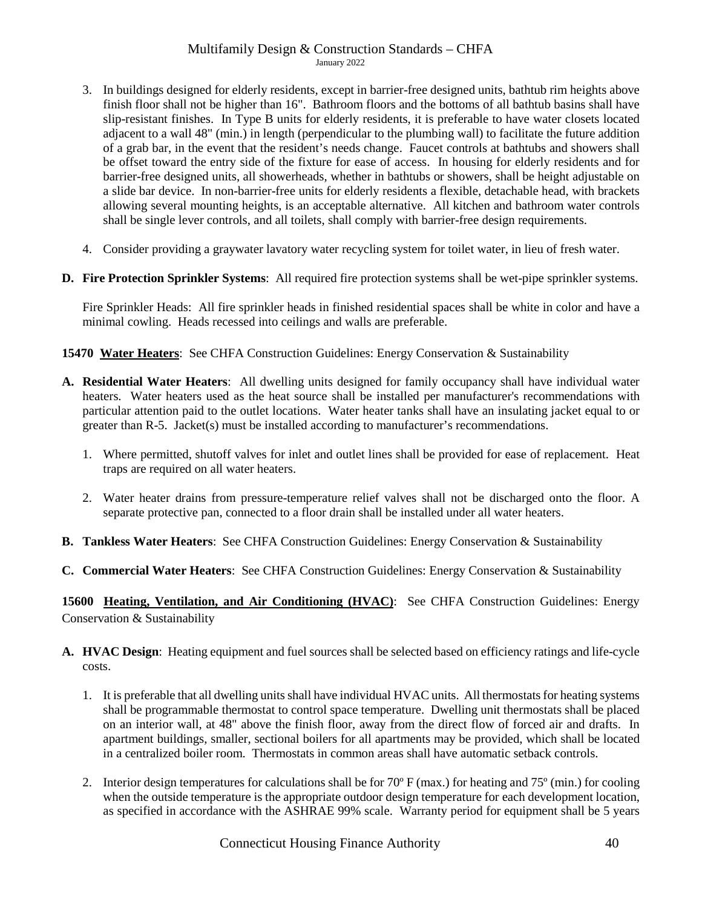3. In buildings designed for elderly residents, except in barrier-free designed units, bathtub rim heights above finish floor shall not be higher than 16". Bathroom floors and the bottoms of all bathtub basins shall have slip-resistant finishes. In Type B units for elderly residents, it is preferable to have water closets located adjacent to a wall 48" (min.) in length (perpendicular to the plumbing wall) to facilitate the future addition of a grab bar, in the event that the resident's needs change. Faucet controls at bathtubs and showers shall be offset toward the entry side of the fixture for ease of access. In housing for elderly residents and for barrier-free designed units, all showerheads, whether in bathtubs or showers, shall be height adjustable on a slide bar device. In non-barrier-free units for elderly residents a flexible, detachable head, with brackets allowing several mounting heights, is an acceptable alternative. All kitchen and bathroom water controls shall be single lever controls, and all toilets, shall comply with barrier-free design requirements.

4. Consider providing a graywater lavatory water recycling system for toilet water, in lieu of fresh water.

**D. Fire Protection Sprinkler Systems**: All required fire protection systems shall be wet-pipe sprinkler systems.

Fire Sprinkler Heads: All fire sprinkler heads in finished residential spaces shall be white in color and have a minimal cowling. Heads recessed into ceilings and walls are preferable.

**15470 <u>Water Heaters</u>**: See CHFA Construction Guidelines: Energy Conservation & Sustainability

**A. Residential Water Heaters**: All dwelling units designed for family occupancy shall have individual water heaters. Water heaters used as the heat source shall be installed per manufacturer's recommendations with particular attention paid to the outlet locations. Water heater tanks shall have an insulating jacket equal to or greater than R-5. Jacket(s) must be installed according to manufacturer's recommendations.

1. Where permitted, shutoff valves for inlet and outlet lines shall be provided for ease of replacement. Heat traps are required on all water heaters.

2. Water heater drains from pressure-temperature relief valves shall not be discharged onto the floor. A separate protective pan, connected to a floor drain shall be installed under all water heaters.

**B. Tankless Water Heaters**: See CHFA Construction Guidelines: Energy Conservation & Sustainability

**C. Commercial Water Heaters**: See CHFA Construction Guidelines: Energy Conservation & Sustainability

**15600 <u>Heating, Ventilation, and Air Conditioning (HVAC)</u>**: See CHFA Construction Guidelines: Energy Conservation & Sustainability

**A. HVAC Design**: Heating equipment and fuel sources shall be selected based on efficiency ratings and life-cycle costs.

1. It is preferable that all dwelling units shall have individual HVAC units. All thermostats for heating systems shall be programmable thermostat to control space temperature. Dwelling unit thermostats shall be placed on an interior wall, at 48" above the finish floor, away from the direct flow of forced air and drafts. In apartment buildings, smaller, sectional boilers for all apartments may be provided, which shall be located in a centralized boiler room. Thermostats in common areas shall have automatic setback controls.

2. Interior design temperatures for calculations shall be for 70º F (max.) for heating and 75º (min.) for cooling when the outside temperature is the appropriate outdoor design temperature for each development location, as specified in accordance with the ASHRAE 99% scale. Warranty period for equipment shall be 5 years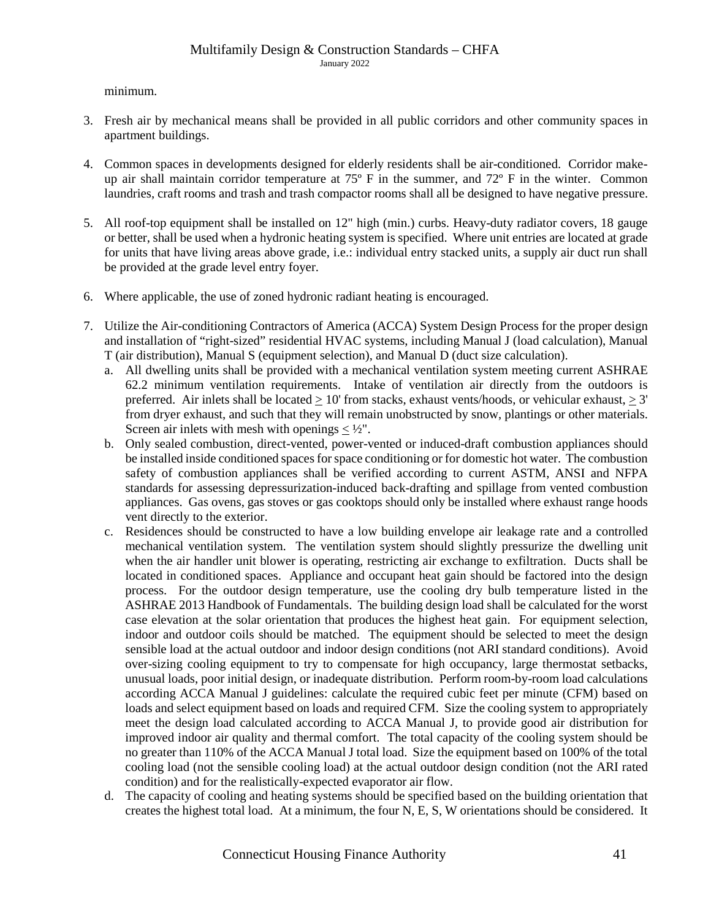minimum.

3. Fresh air by mechanical means shall be provided in all public corridors and other community spaces in apartment buildings.

4. Common spaces in developments designed for elderly residents shall be air-conditioned. Corridor make-up air shall maintain corridor temperature at 75º F in the summer, and 72º F in the winter. Common laundries, craft rooms and trash and trash compactor rooms shall all be designed to have negative pressure.

5. All roof-top equipment shall be installed on 12" high (min.) curbs. Heavy-duty radiator covers, 18 gauge or better, shall be used when a hydronic heating system is specified. Where unit entries are located at grade for units that have living areas above grade, i.e.: individual entry stacked units, a supply air duct run shall be provided at the grade level entry foyer.

6. Where applicable, the use of zoned hydronic radiant heating is encouraged.

7. Utilize the Air-conditioning Contractors of America (ACCA) System Design Process for the proper design and installation of "right-sized" residential HVAC systems, including Manual J (load calculation), Manual T (air distribution), Manual S (equipment selection), and Manual D (duct size calculation).
   a. All dwelling units shall be provided with a mechanical ventilation system meeting current ASHRAE 62.2 minimum ventilation requirements. Intake of ventilation air directly from the outdoors is preferred. Air inlets shall be located ≥ 10' from stacks, exhaust vents/hoods, or vehicular exhaust, ≥ 3' from dryer exhaust, and such that they will remain unobstructed by snow, plantings or other materials. Screen air inlets with mesh with openings ≤ ½".
   b. Only sealed combustion, direct-vented, power-vented or induced-draft combustion appliances should be installed inside conditioned spaces for space conditioning or for domestic hot water. The combustion safety of combustion appliances shall be verified according to current ASTM, ANSI and NFPA standards for assessing depressurization-induced back-drafting and spillage from vented combustion appliances. Gas ovens, gas stoves or gas cooktops should only be installed where exhaust range hoods vent directly to the exterior.
   c. Residences should be constructed to have a low building envelope air leakage rate and a controlled mechanical ventilation system. The ventilation system should slightly pressurize the dwelling unit when the air handler unit blower is operating, restricting air exchange to exfiltration. Ducts shall be located in conditioned spaces. Appliance and occupant heat gain should be factored into the design process. For the outdoor design temperature, use the cooling dry bulb temperature listed in the ASHRAE 2013 Handbook of Fundamentals. The building design load shall be calculated for the worst case elevation at the solar orientation that produces the highest heat gain. For equipment selection, indoor and outdoor coils should be matched. The equipment should be selected to meet the design sensible load at the actual outdoor and indoor design conditions (not ARI standard conditions). Avoid over-sizing cooling equipment to try to compensate for high occupancy, large thermostat setbacks, unusual loads, poor initial design, or inadequate distribution. Perform room-by-room load calculations according ACCA Manual J guidelines: calculate the required cubic feet per minute (CFM) based on loads and select equipment based on loads and required CFM. Size the cooling system to appropriately meet the design load calculated according to ACCA Manual J, to provide good air distribution for improved indoor air quality and thermal comfort. The total capacity of the cooling system should be no greater than 110% of the ACCA Manual J total load. Size the equipment based on 100% of the total cooling load (not the sensible cooling load) at the actual outdoor design condition (not the ARI rated condition) and for the realistically-expected evaporator air flow.
   d. The capacity of cooling and heating systems should be specified based on the building orientation that creates the highest total load. At a minimum, the four N, E, S, W orientations should be considered. It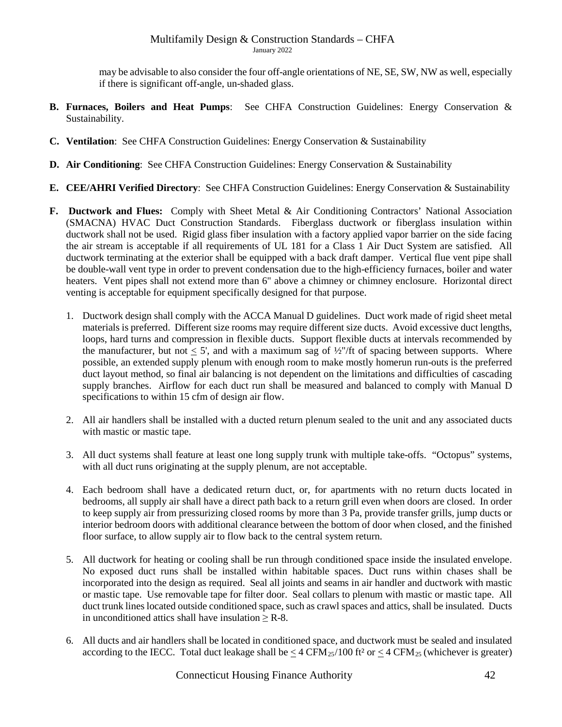may be advisable to also consider the four off-angle orientations of NE, SE, SW, NW as well, especially if there is significant off-angle, un-shaded glass.

**B. Furnaces, Boilers and Heat Pumps**: See CHFA Construction Guidelines: Energy Conservation & Sustainability.

**C. Ventilation**: See CHFA Construction Guidelines: Energy Conservation & Sustainability

**D. Air Conditioning**: See CHFA Construction Guidelines: Energy Conservation & Sustainability

**E. CEE/AHRI Verified Directory**: See CHFA Construction Guidelines: Energy Conservation & Sustainability

**F. Ductwork and Flues:** Comply with Sheet Metal & Air Conditioning Contractors' National Association (SMACNA) HVAC Duct Construction Standards. Fiberglass ductwork or fiberglass insulation within ductwork shall not be used. Rigid glass fiber insulation with a factory applied vapor barrier on the side facing the air stream is acceptable if all requirements of UL 181 for a Class 1 Air Duct System are satisfied. All ductwork terminating at the exterior shall be equipped with a back draft damper. Vertical flue vent pipe shall be double-wall vent type in order to prevent condensation due to the high-efficiency furnaces, boiler and water heaters. Vent pipes shall not extend more than 6" above a chimney or chimney enclosure. Horizontal direct venting is acceptable for equipment specifically designed for that purpose.

1. Ductwork design shall comply with the ACCA Manual D guidelines. Duct work made of rigid sheet metal materials is preferred. Different size rooms may require different size ducts. Avoid excessive duct lengths, loops, hard turns and compression in flexible ducts. Support flexible ducts at intervals recommended by the manufacturer, but not $\leq$ 5', and with a maximum sag of ½"/ft of spacing between supports. Where possible, an extended supply plenum with enough room to make mostly homerun run-outs is the preferred duct layout method, so final air balancing is not dependent on the limitations and difficulties of cascading supply branches. Airflow for each duct run shall be measured and balanced to comply with Manual D specifications to within 15 cfm of design air flow.

2. All air handlers shall be installed with a ducted return plenum sealed to the unit and any associated ducts with mastic or mastic tape.

3. All duct systems shall feature at least one long supply trunk with multiple take-offs. "Octopus" systems, with all duct runs originating at the supply plenum, are not acceptable.

4. Each bedroom shall have a dedicated return duct, or, for apartments with no return ducts located in bedrooms, all supply air shall have a direct path back to a return grill even when doors are closed. In order to keep supply air from pressurizing closed rooms by more than 3 Pa, provide transfer grills, jump ducts or interior bedroom doors with additional clearance between the bottom of door when closed, and the finished floor surface, to allow supply air to flow back to the central system return.

5. All ductwork for heating or cooling shall be run through conditioned space inside the insulated envelope. No exposed duct runs shall be installed within habitable spaces. Duct runs within chases shall be incorporated into the design as required. Seal all joints and seams in air handler and ductwork with mastic or mastic tape. Use removable tape for filter door. Seal collars to plenum with mastic or mastic tape. All duct trunk lines located outside conditioned space, such as crawl spaces and attics, shall be insulated. Ducts in unconditioned attics shall have insulation $\geq$ R-8.

6. All ducts and air handlers shall be located in conditioned space, and ductwork must be sealed and insulated according to the IECC. Total duct leakage shall be $\leq 4\ CFM_{25}/100\ ft^2$ or $\leq 4\ CFM_{25}$ (whichever is greater)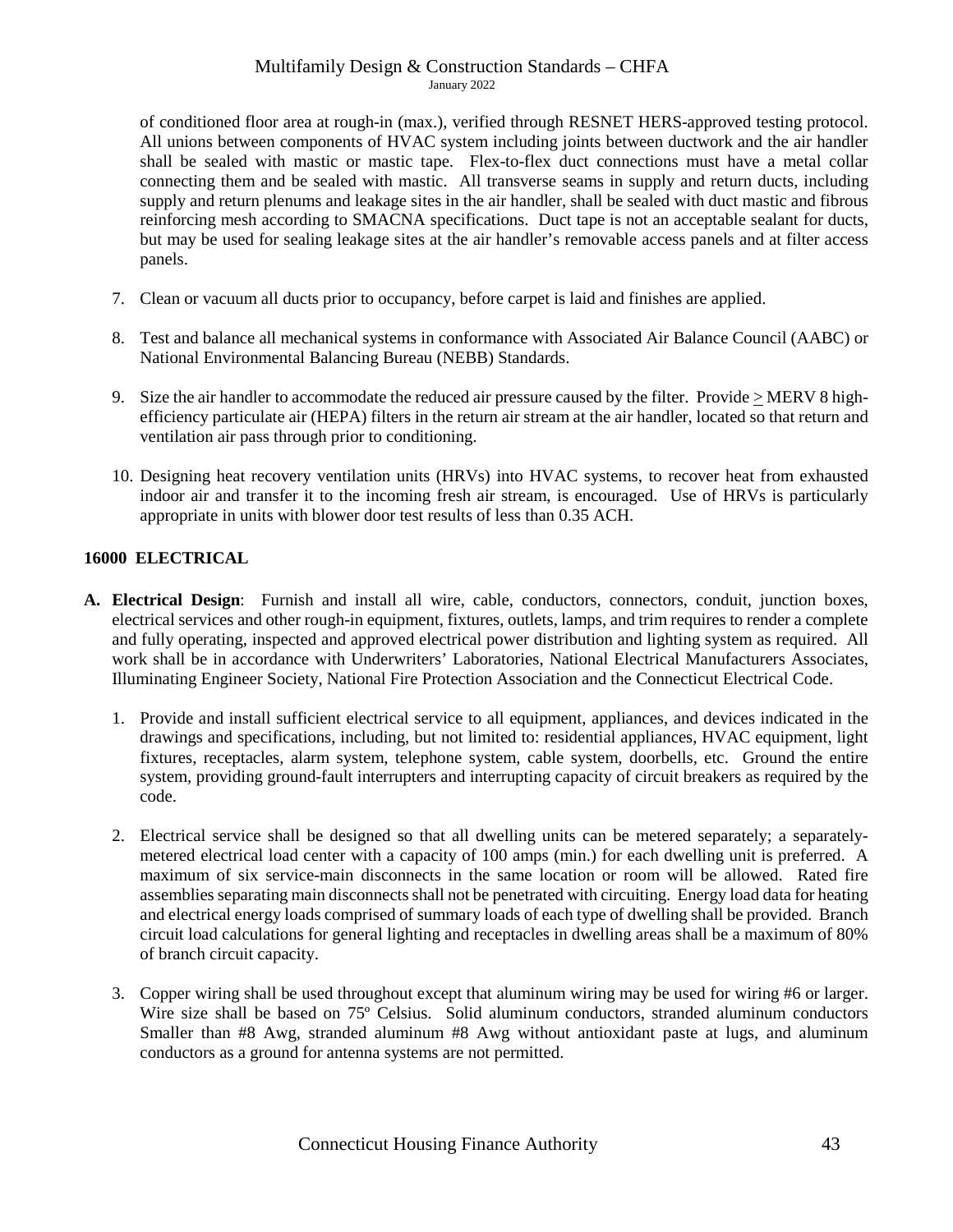of conditioned floor area at rough-in (max.), verified through RESNET HERS-approved testing protocol. All unions between components of HVAC system including joints between ductwork and the air handler shall be sealed with mastic or mastic tape. Flex-to-flex duct connections must have a metal collar connecting them and be sealed with mastic. All transverse seams in supply and return ducts, including supply and return plenums and leakage sites in the air handler, shall be sealed with duct mastic and fibrous reinforcing mesh according to SMACNA specifications. Duct tape is not an acceptable sealant for ducts, but may be used for sealing leakage sites at the air handler's removable access panels and at filter access panels.

7. Clean or vacuum all ducts prior to occupancy, before carpet is laid and finishes are applied.

8. Test and balance all mechanical systems in conformance with Associated Air Balance Council (AABC) or National Environmental Balancing Bureau (NEBB) Standards.

9. Size the air handler to accommodate the reduced air pressure caused by the filter. Provide ≥ MERV 8 high-efficiency particulate air (HEPA) filters in the return air stream at the air handler, located so that return and ventilation air pass through prior to conditioning.

10. Designing heat recovery ventilation units (HRVs) into HVAC systems, to recover heat from exhausted indoor air and transfer it to the incoming fresh air stream, is encouraged. Use of HRVs is particularly appropriate in units with blower door test results of less than 0.35 ACH.

## 16000 ELECTRICAL

**A. Electrical Design**: Furnish and install all wire, cable, conductors, connectors, conduit, junction boxes, electrical services and other rough-in equipment, fixtures, outlets, lamps, and trim requires to render a complete and fully operating, inspected and approved electrical power distribution and lighting system as required. All work shall be in accordance with Underwriters' Laboratories, National Electrical Manufacturers Associates, Illuminating Engineer Society, National Fire Protection Association and the Connecticut Electrical Code.

1. Provide and install sufficient electrical service to all equipment, appliances, and devices indicated in the drawings and specifications, including, but not limited to: residential appliances, HVAC equipment, light fixtures, receptacles, alarm system, telephone system, cable system, doorbells, etc. Ground the entire system, providing ground-fault interrupters and interrupting capacity of circuit breakers as required by the code.

2. Electrical service shall be designed so that all dwelling units can be metered separately; a separately-metered electrical load center with a capacity of 100 amps (min.) for each dwelling unit is preferred. A maximum of six service-main disconnects in the same location or room will be allowed. Rated fire assemblies separating main disconnects shall not be penetrated with circuiting. Energy load data for heating and electrical energy loads comprised of summary loads of each type of dwelling shall be provided. Branch circuit load calculations for general lighting and receptacles in dwelling areas shall be a maximum of 80% of branch circuit capacity.

3. Copper wiring shall be used throughout except that aluminum wiring may be used for wiring #6 or larger. Wire size shall be based on 75º Celsius. Solid aluminum conductors, stranded aluminum conductors Smaller than #8 Awg, stranded aluminum #8 Awg without antioxidant paste at lugs, and aluminum conductors as a ground for antenna systems are not permitted.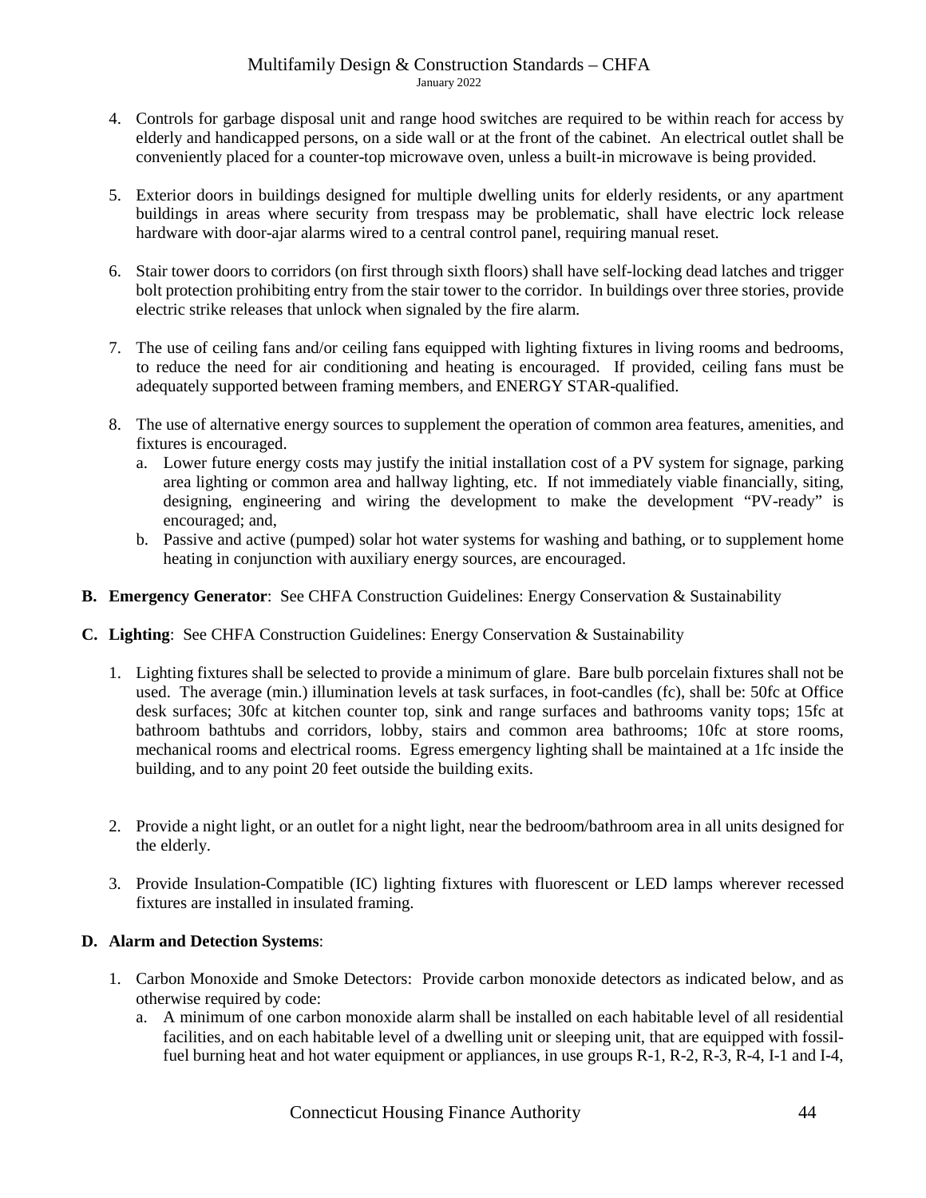4. Controls for garbage disposal unit and range hood switches are required to be within reach for access by elderly and handicapped persons, on a side wall or at the front of the cabinet. An electrical outlet shall be conveniently placed for a counter-top microwave oven, unless a built-in microwave is being provided.

5. Exterior doors in buildings designed for multiple dwelling units for elderly residents, or any apartment buildings in areas where security from trespass may be problematic, shall have electric lock release hardware with door-ajar alarms wired to a central control panel, requiring manual reset.

6. Stair tower doors to corridors (on first through sixth floors) shall have self-locking dead latches and trigger bolt protection prohibiting entry from the stair tower to the corridor. In buildings over three stories, provide electric strike releases that unlock when signaled by the fire alarm.

7. The use of ceiling fans and/or ceiling fans equipped with lighting fixtures in living rooms and bedrooms, to reduce the need for air conditioning and heating is encouraged. If provided, ceiling fans must be adequately supported between framing members, and ENERGY STAR-qualified.

8. The use of alternative energy sources to supplement the operation of common area features, amenities, and fixtures is encouraged.
   a. Lower future energy costs may justify the initial installation cost of a PV system for signage, parking area lighting or common area and hallway lighting, etc. If not immediately viable financially, siting, designing, engineering and wiring the development to make the development "PV-ready" is encouraged; and,
   b. Passive and active (pumped) solar hot water systems for washing and bathing, or to supplement home heating in conjunction with auxiliary energy sources, are encouraged.

**B. Emergency Generator**: See CHFA Construction Guidelines: Energy Conservation & Sustainability

**C. Lighting**: See CHFA Construction Guidelines: Energy Conservation & Sustainability

1. Lighting fixtures shall be selected to provide a minimum of glare. Bare bulb porcelain fixtures shall not be used. The average (min.) illumination levels at task surfaces, in foot-candles (fc), shall be: 50fc at Office desk surfaces; 30fc at kitchen counter top, sink and range surfaces and bathrooms vanity tops; 15fc at bathroom bathtubs and corridors, lobby, stairs and common area bathrooms; 10fc at store rooms, mechanical rooms and electrical rooms. Egress emergency lighting shall be maintained at a 1fc inside the building, and to any point 20 feet outside the building exits.

2. Provide a night light, or an outlet for a night light, near the bedroom/bathroom area in all units designed for the elderly.

3. Provide Insulation-Compatible (IC) lighting fixtures with fluorescent or LED lamps wherever recessed fixtures are installed in insulated framing.

**D. Alarm and Detection Systems**:

1. Carbon Monoxide and Smoke Detectors: Provide carbon monoxide detectors as indicated below, and as otherwise required by code:
   a. A minimum of one carbon monoxide alarm shall be installed on each habitable level of all residential facilities, and on each habitable level of a dwelling unit or sleeping unit, that are equipped with fossil-fuel burning heat and hot water equipment or appliances, in use groups R-1, R-2, R-3, R-4, I-1 and I-4,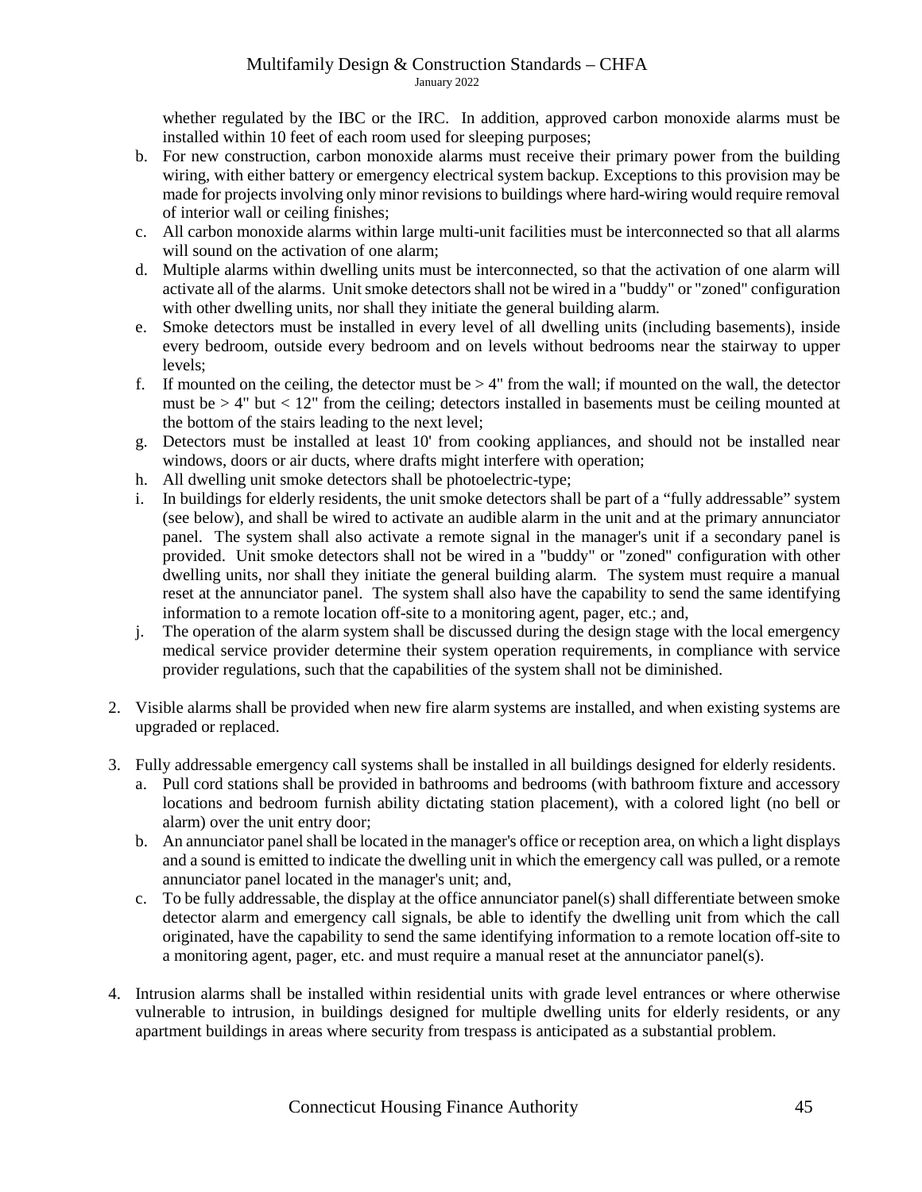whether regulated by the IBC or the IRC. In addition, approved carbon monoxide alarms must be installed within 10 feet of each room used for sleeping purposes;

b. For new construction, carbon monoxide alarms must receive their primary power from the building wiring, with either battery or emergency electrical system backup. Exceptions to this provision may be made for projects involving only minor revisions to buildings where hard-wiring would require removal of interior wall or ceiling finishes;
c. All carbon monoxide alarms within large multi-unit facilities must be interconnected so that all alarms will sound on the activation of one alarm;
d. Multiple alarms within dwelling units must be interconnected, so that the activation of one alarm will activate all of the alarms. Unit smoke detectors shall not be wired in a "buddy" or "zoned" configuration with other dwelling units, nor shall they initiate the general building alarm.
e. Smoke detectors must be installed in every level of all dwelling units (including basements), inside every bedroom, outside every bedroom and on levels without bedrooms near the stairway to upper levels;
f. If mounted on the ceiling, the detector must be > 4" from the wall; if mounted on the wall, the detector must be > 4" but < 12" from the ceiling; detectors installed in basements must be ceiling mounted at the bottom of the stairs leading to the next level;
g. Detectors must be installed at least 10' from cooking appliances, and should not be installed near windows, doors or air ducts, where drafts might interfere with operation;
h. All dwelling unit smoke detectors shall be photoelectric-type;
i. In buildings for elderly residents, the unit smoke detectors shall be part of a "fully addressable" system (see below), and shall be wired to activate an audible alarm in the unit and at the primary annunciator panel. The system shall also activate a remote signal in the manager's unit if a secondary panel is provided. Unit smoke detectors shall not be wired in a "buddy" or "zoned" configuration with other dwelling units, nor shall they initiate the general building alarm. The system must require a manual reset at the annunciator panel. The system shall also have the capability to send the same identifying information to a remote location off-site to a monitoring agent, pager, etc.; and,
j. The operation of the alarm system shall be discussed during the design stage with the local emergency medical service provider determine their system operation requirements, in compliance with service provider regulations, such that the capabilities of the system shall not be diminished.

2. Visible alarms shall be provided when new fire alarm systems are installed, and when existing systems are upgraded or replaced.

3. Fully addressable emergency call systems shall be installed in all buildings designed for elderly residents.
   a. Pull cord stations shall be provided in bathrooms and bedrooms (with bathroom fixture and accessory locations and bedroom furnish ability dictating station placement), with a colored light (no bell or alarm) over the unit entry door;
   b. An annunciator panel shall be located in the manager's office or reception area, on which a light displays and a sound is emitted to indicate the dwelling unit in which the emergency call was pulled, or a remote annunciator panel located in the manager's unit; and,
   c. To be fully addressable, the display at the office annunciator panel(s) shall differentiate between smoke detector alarm and emergency call signals, be able to identify the dwelling unit from which the call originated, have the capability to send the same identifying information to a remote location off-site to a monitoring agent, pager, etc. and must require a manual reset at the annunciator panel(s).

4. Intrusion alarms shall be installed within residential units with grade level entrances or where otherwise vulnerable to intrusion, in buildings designed for multiple dwelling units for elderly residents, or any apartment buildings in areas where security from trespass is anticipated as a substantial problem.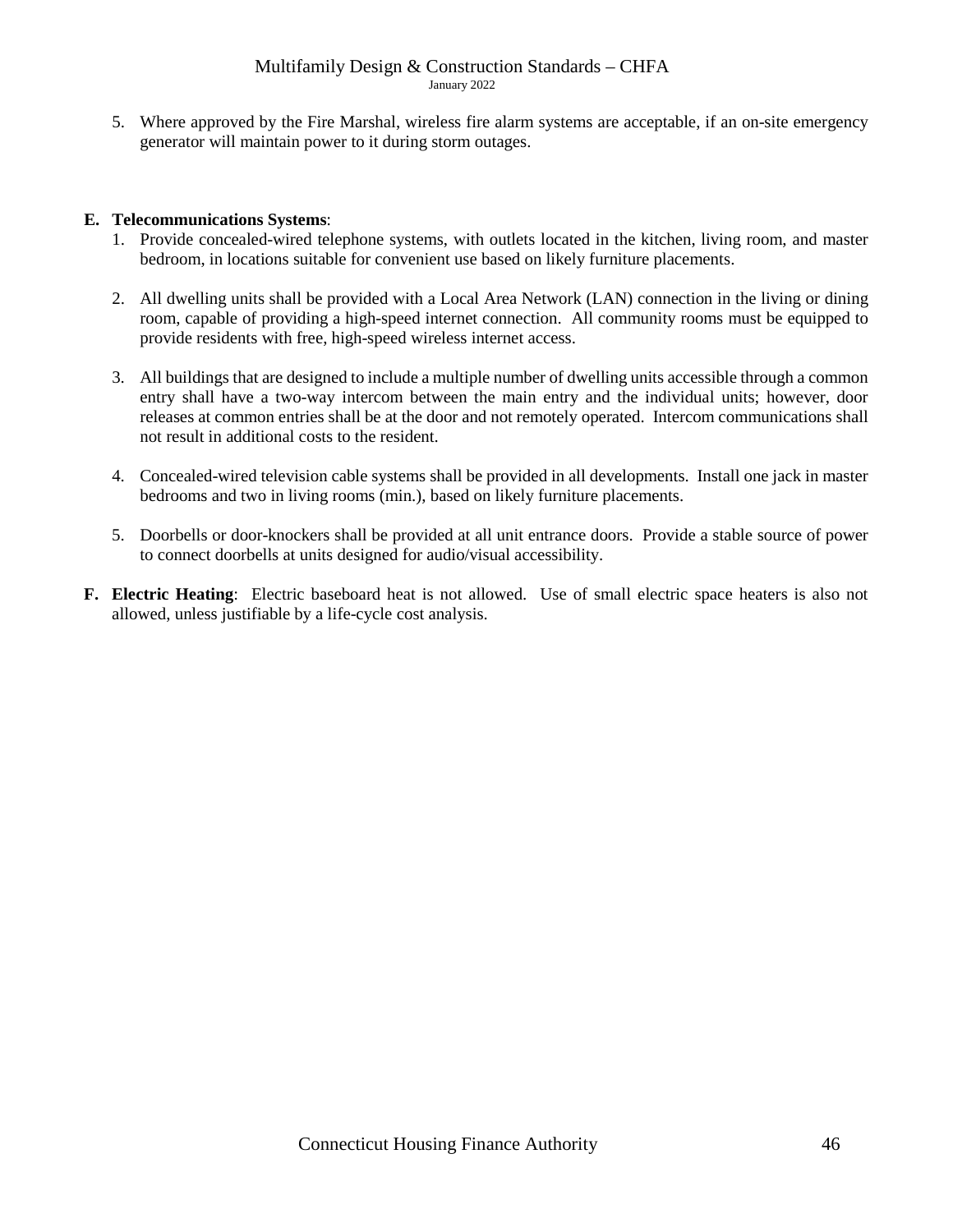5. Where approved by the Fire Marshal, wireless fire alarm systems are acceptable, if an on-site emergency generator will maintain power to it during storm outages.

**E. Telecommunications Systems**:

1. Provide concealed-wired telephone systems, with outlets located in the kitchen, living room, and master bedroom, in locations suitable for convenient use based on likely furniture placements.

2. All dwelling units shall be provided with a Local Area Network (LAN) connection in the living or dining room, capable of providing a high-speed internet connection. All community rooms must be equipped to provide residents with free, high-speed wireless internet access.

3. All buildings that are designed to include a multiple number of dwelling units accessible through a common entry shall have a two-way intercom between the main entry and the individual units; however, door releases at common entries shall be at the door and not remotely operated. Intercom communications shall not result in additional costs to the resident.

4. Concealed-wired television cable systems shall be provided in all developments. Install one jack in master bedrooms and two in living rooms (min.), based on likely furniture placements.

5. Doorbells or door-knockers shall be provided at all unit entrance doors. Provide a stable source of power to connect doorbells at units designed for audio/visual accessibility.

**F. Electric Heating**: Electric baseboard heat is not allowed. Use of small electric space heaters is also not allowed, unless justifiable by a life-cycle cost analysis.